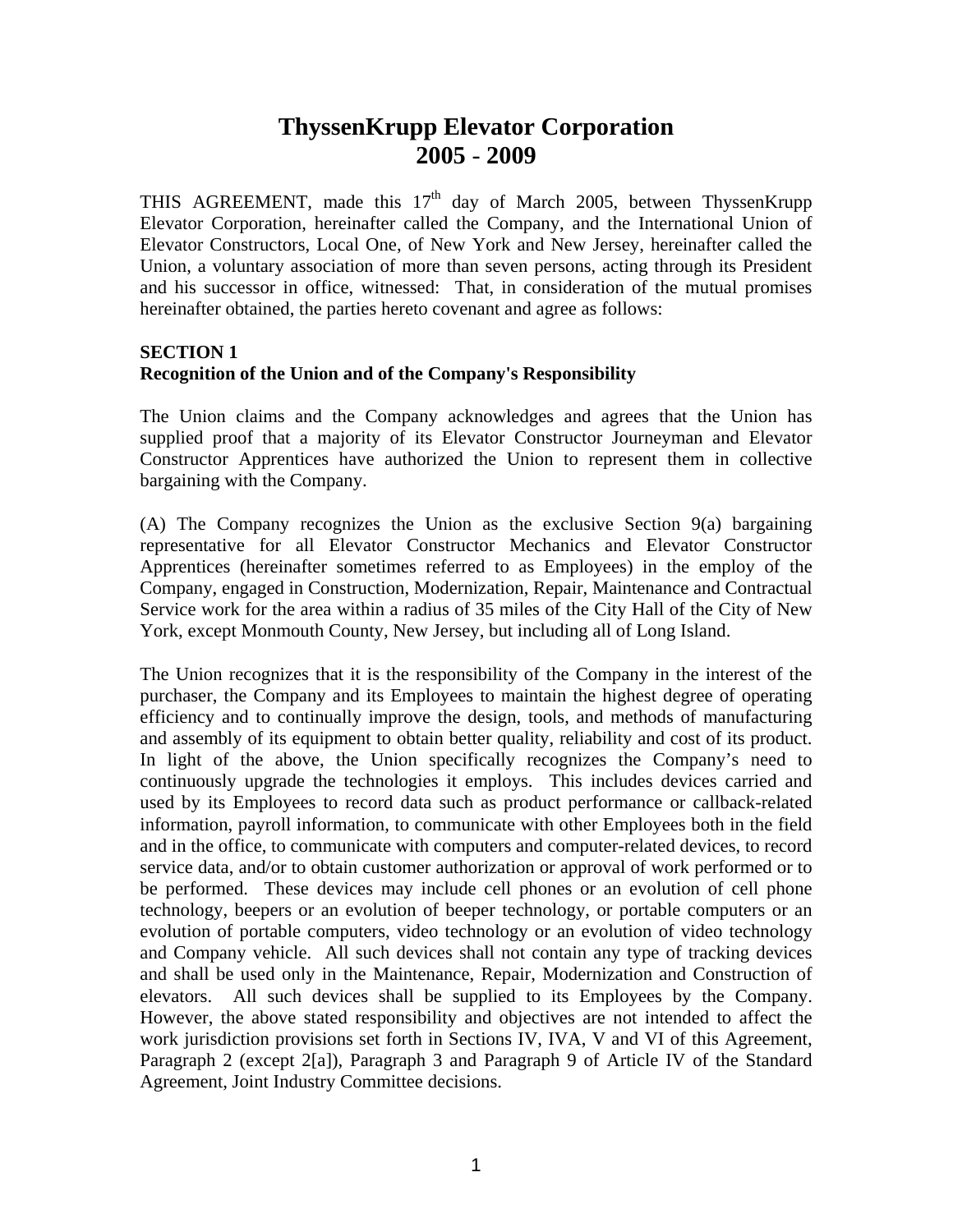# ThyssenKrupp Elevator Corporation
# 2005 - 2009

THIS AGREEMENT, made this 17th day of March 2005, between ThyssenKrupp Elevator Corporation, hereinafter called the Company, and the International Union of Elevator Constructors, Local One, of New York and New Jersey, hereinafter called the Union, a voluntary association of more than seven persons, acting through its President and his successor in office, witnessed: That, in consideration of the mutual promises hereinafter obtained, the parties hereto covenant and agree as follows:

## SECTION 1
### Recognition of the Union and of the Company's Responsibility

The Union claims and the Company acknowledges and agrees that the Union has supplied proof that a majority of its Elevator Constructor Journeyman and Elevator Constructor Apprentices have authorized the Union to represent them in collective bargaining with the Company.

(A) The Company recognizes the Union as the exclusive Section 9(a) bargaining representative for all Elevator Constructor Mechanics and Elevator Constructor Apprentices (hereinafter sometimes referred to as Employees) in the employ of the Company, engaged in Construction, Modernization, Repair, Maintenance and Contractual Service work for the area within a radius of 35 miles of the City Hall of the City of New York, except Monmouth County, New Jersey, but including all of Long Island.

The Union recognizes that it is the responsibility of the Company in the interest of the purchaser, the Company and its Employees to maintain the highest degree of operating efficiency and to continually improve the design, tools, and methods of manufacturing and assembly of its equipment to obtain better quality, reliability and cost of its product. In light of the above, the Union specifically recognizes the Company's need to continuously upgrade the technologies it employs. This includes devices carried and used by its Employees to record data such as product performance or callback-related information, payroll information, to communicate with other Employees both in the field and in the office, to communicate with computers and computer-related devices, to record service data, and/or to obtain customer authorization or approval of work performed or to be performed. These devices may include cell phones or an evolution of cell phone technology, beepers or an evolution of beeper technology, or portable computers or an evolution of portable computers, video technology or an evolution of video technology and Company vehicle. All such devices shall not contain any type of tracking devices and shall be used only in the Maintenance, Repair, Modernization and Construction of elevators. All such devices shall be supplied to its Employees by the Company. However, the above stated responsibility and objectives are not intended to affect the work jurisdiction provisions set forth in Sections IV, IVA, V and VI of this Agreement, Paragraph 2 (except 2[a]), Paragraph 3 and Paragraph 9 of Article IV of the Standard Agreement, Joint Industry Committee decisions.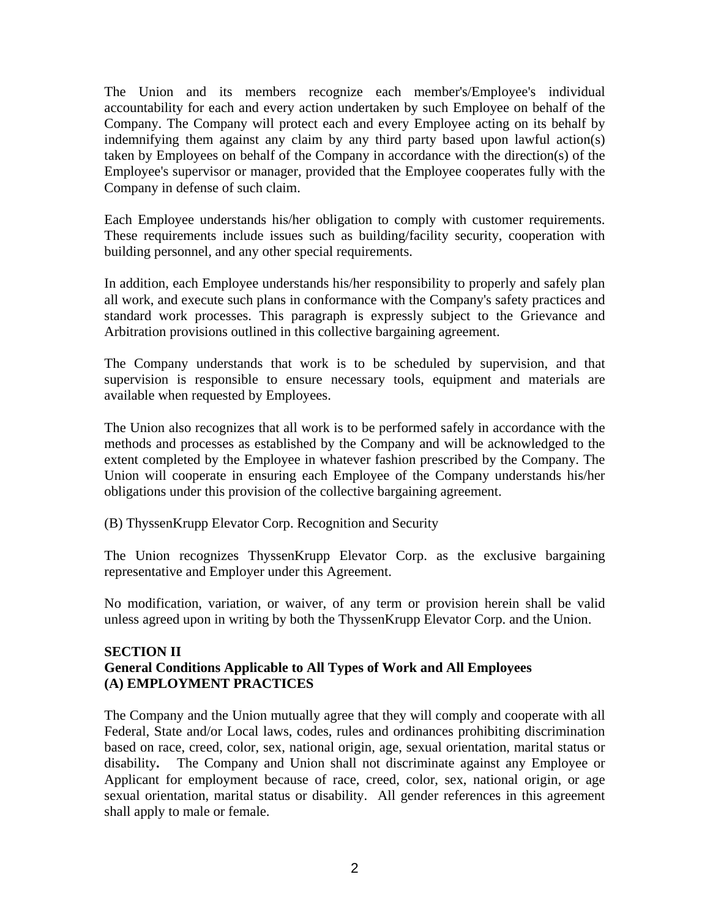The Union and its members recognize each member's/Employee's individual accountability for each and every action undertaken by such Employee on behalf of the Company. The Company will protect each and every Employee acting on its behalf by indemnifying them against any claim by any third party based upon lawful action(s) taken by Employees on behalf of the Company in accordance with the direction(s) of the Employee's supervisor or manager, provided that the Employee cooperates fully with the Company in defense of such claim.

Each Employee understands his/her obligation to comply with customer requirements. These requirements include issues such as building/facility security, cooperation with building personnel, and any other special requirements.

In addition, each Employee understands his/her responsibility to properly and safely plan all work, and execute such plans in conformance with the Company's safety practices and standard work processes. This paragraph is expressly subject to the Grievance and Arbitration provisions outlined in this collective bargaining agreement.

The Company understands that work is to be scheduled by supervision, and that supervision is responsible to ensure necessary tools, equipment and materials are available when requested by Employees.

The Union also recognizes that all work is to be performed safely in accordance with the methods and processes as established by the Company and will be acknowledged to the extent completed by the Employee in whatever fashion prescribed by the Company. The Union will cooperate in ensuring each Employee of the Company understands his/her obligations under this provision of the collective bargaining agreement.

(B) ThyssenKrupp Elevator Corp. Recognition and Security

The Union recognizes ThyssenKrupp Elevator Corp. as the exclusive bargaining representative and Employer under this Agreement.

No modification, variation, or waiver, of any term or provision herein shall be valid unless agreed upon in writing by both the ThyssenKrupp Elevator Corp. and the Union.

## SECTION II
## General Conditions Applicable to All Types of Work and All Employees
### (A) EMPLOYMENT PRACTICES

The Company and the Union mutually agree that they will comply and cooperate with all Federal, State and/or Local laws, codes, rules and ordinances prohibiting discrimination based on race, creed, color, sex, national origin, age, sexual orientation, marital status or disability**.** The Company and Union shall not discriminate against any Employee or Applicant for employment because of race, creed, color, sex, national origin, or age sexual orientation, marital status or disability. All gender references in this agreement shall apply to male or female.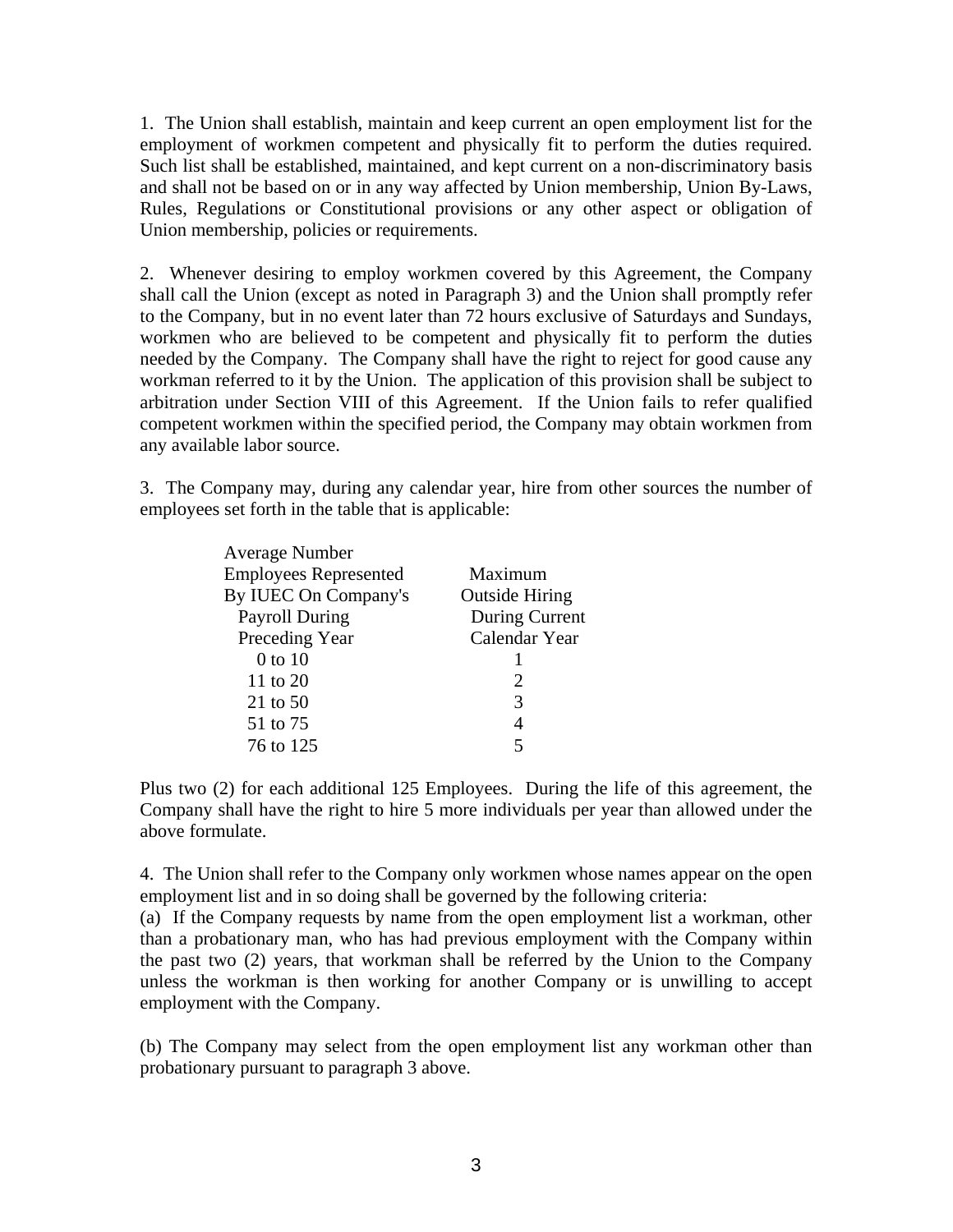1. The Union shall establish, maintain and keep current an open employment list for the employment of workmen competent and physically fit to perform the duties required. Such list shall be established, maintained, and kept current on a non-discriminatory basis and shall not be based on or in any way affected by Union membership, Union By-Laws, Rules, Regulations or Constitutional provisions or any other aspect or obligation of Union membership, policies or requirements.

2. Whenever desiring to employ workmen covered by this Agreement, the Company shall call the Union (except as noted in Paragraph 3) and the Union shall promptly refer to the Company, but in no event later than 72 hours exclusive of Saturdays and Sundays, workmen who are believed to be competent and physically fit to perform the duties needed by the Company. The Company shall have the right to reject for good cause any workman referred to it by the Union. The application of this provision shall be subject to arbitration under Section VIII of this Agreement. If the Union fails to refer qualified competent workmen within the specified period, the Company may obtain workmen from any available labor source.

3. The Company may, during any calendar year, hire from other sources the number of employees set forth in the table that is applicable:

| Average Number Employees Represented By IUEC On Company's Payroll During Preceding Year | Maximum Outside Hiring During Current Calendar Year |
|---|---|
| 0 to 10 | 1 |
| 11 to 20 | 2 |
| 21 to 50 | 3 |
| 51 to 75 | 4 |
| 76 to 125 | 5 |

Plus two (2) for each additional 125 Employees. During the life of this agreement, the Company shall have the right to hire 5 more individuals per year than allowed under the above formulate.

4. The Union shall refer to the Company only workmen whose names appear on the open employment list and in so doing shall be governed by the following criteria:

(a) If the Company requests by name from the open employment list a workman, other than a probationary man, who has had previous employment with the Company within the past two (2) years, that workman shall be referred by the Union to the Company unless the workman is then working for another Company or is unwilling to accept employment with the Company.

(b) The Company may select from the open employment list any workman other than probationary pursuant to paragraph 3 above.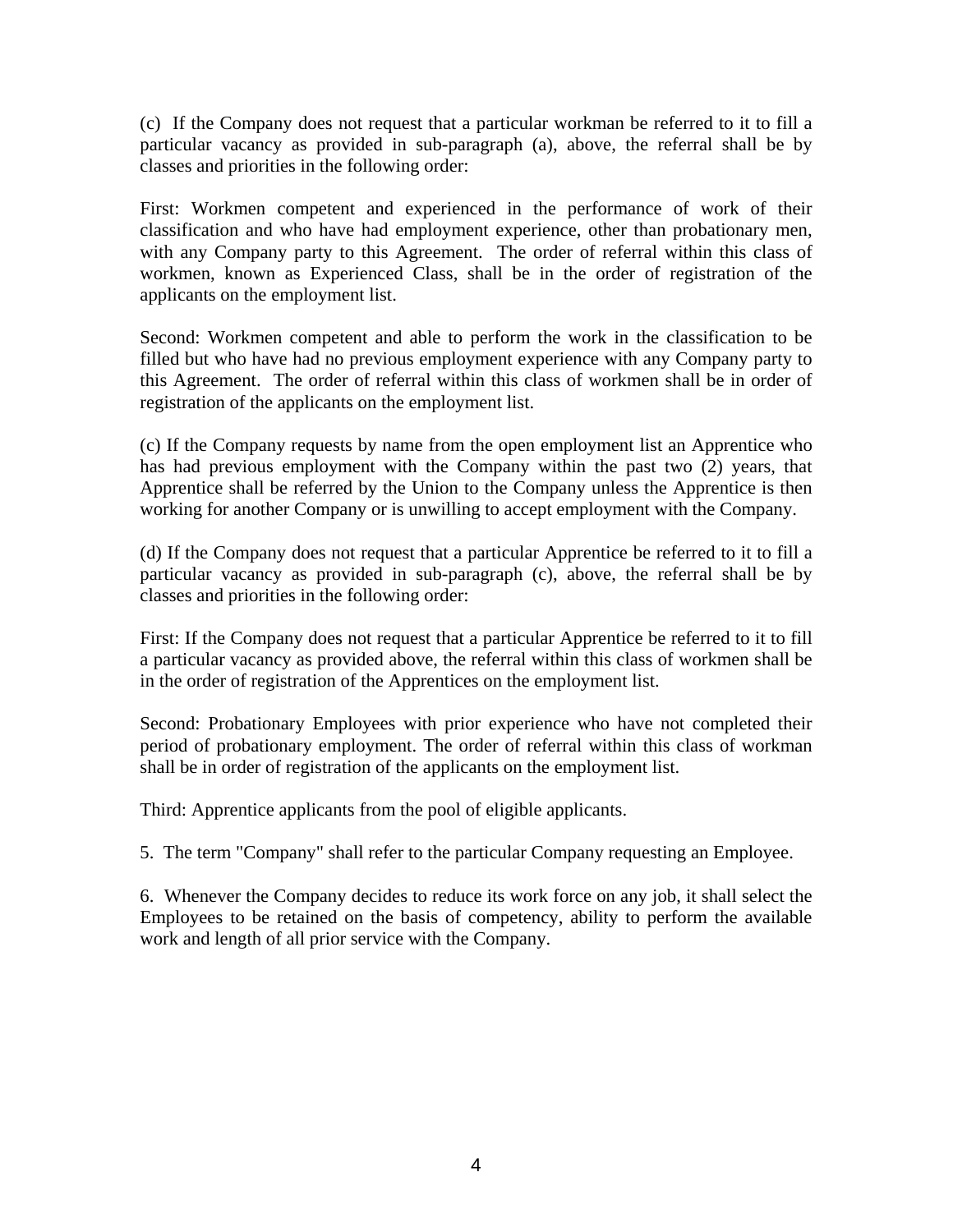(c) If the Company does not request that a particular workman be referred to it to fill a particular vacancy as provided in sub-paragraph (a), above, the referral shall be by classes and priorities in the following order:

First: Workmen competent and experienced in the performance of work of their classification and who have had employment experience, other than probationary men, with any Company party to this Agreement. The order of referral within this class of workmen, known as Experienced Class, shall be in the order of registration of the applicants on the employment list.

Second: Workmen competent and able to perform the work in the classification to be filled but who have had no previous employment experience with any Company party to this Agreement. The order of referral within this class of workmen shall be in order of registration of the applicants on the employment list.

(c) If the Company requests by name from the open employment list an Apprentice who has had previous employment with the Company within the past two (2) years, that Apprentice shall be referred by the Union to the Company unless the Apprentice is then working for another Company or is unwilling to accept employment with the Company.

(d) If the Company does not request that a particular Apprentice be referred to it to fill a particular vacancy as provided in sub-paragraph (c), above, the referral shall be by classes and priorities in the following order:

First: If the Company does not request that a particular Apprentice be referred to it to fill a particular vacancy as provided above, the referral within this class of workmen shall be in the order of registration of the Apprentices on the employment list.

Second: Probationary Employees with prior experience who have not completed their period of probationary employment. The order of referral within this class of workman shall be in order of registration of the applicants on the employment list.

Third: Apprentice applicants from the pool of eligible applicants.

5. The term "Company" shall refer to the particular Company requesting an Employee.

6. Whenever the Company decides to reduce its work force on any job, it shall select the Employees to be retained on the basis of competency, ability to perform the available work and length of all prior service with the Company.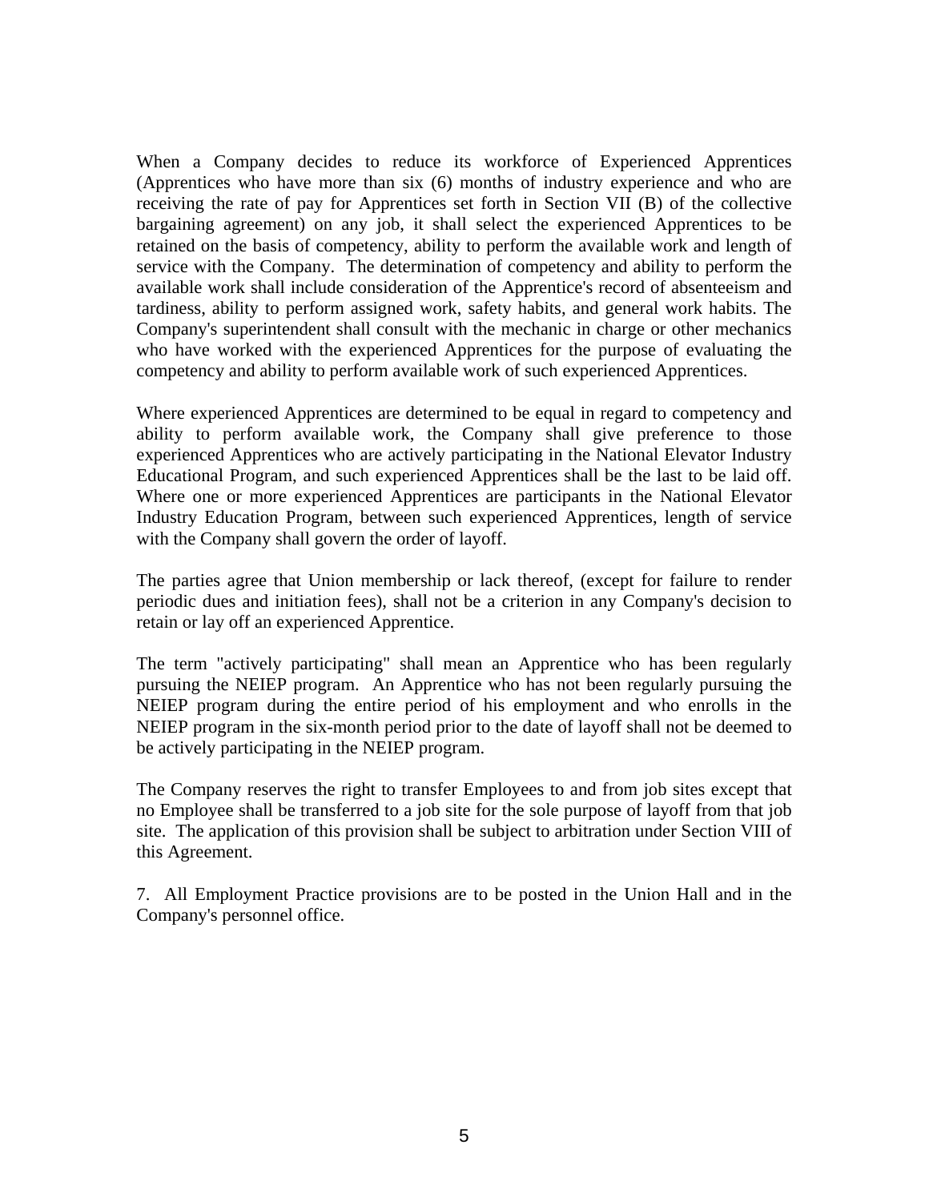When a Company decides to reduce its workforce of Experienced Apprentices (Apprentices who have more than six (6) months of industry experience and who are receiving the rate of pay for Apprentices set forth in Section VII (B) of the collective bargaining agreement) on any job, it shall select the experienced Apprentices to be retained on the basis of competency, ability to perform the available work and length of service with the Company. The determination of competency and ability to perform the available work shall include consideration of the Apprentice's record of absenteeism and tardiness, ability to perform assigned work, safety habits, and general work habits. The Company's superintendent shall consult with the mechanic in charge or other mechanics who have worked with the experienced Apprentices for the purpose of evaluating the competency and ability to perform available work of such experienced Apprentices.

Where experienced Apprentices are determined to be equal in regard to competency and ability to perform available work, the Company shall give preference to those experienced Apprentices who are actively participating in the National Elevator Industry Educational Program, and such experienced Apprentices shall be the last to be laid off. Where one or more experienced Apprentices are participants in the National Elevator Industry Education Program, between such experienced Apprentices, length of service with the Company shall govern the order of layoff.

The parties agree that Union membership or lack thereof, (except for failure to render periodic dues and initiation fees), shall not be a criterion in any Company's decision to retain or lay off an experienced Apprentice.

The term "actively participating" shall mean an Apprentice who has been regularly pursuing the NEIEP program. An Apprentice who has not been regularly pursuing the NEIEP program during the entire period of his employment and who enrolls in the NEIEP program in the six-month period prior to the date of layoff shall not be deemed to be actively participating in the NEIEP program.

The Company reserves the right to transfer Employees to and from job sites except that no Employee shall be transferred to a job site for the sole purpose of layoff from that job site. The application of this provision shall be subject to arbitration under Section VIII of this Agreement.

7. All Employment Practice provisions are to be posted in the Union Hall and in the Company's personnel office.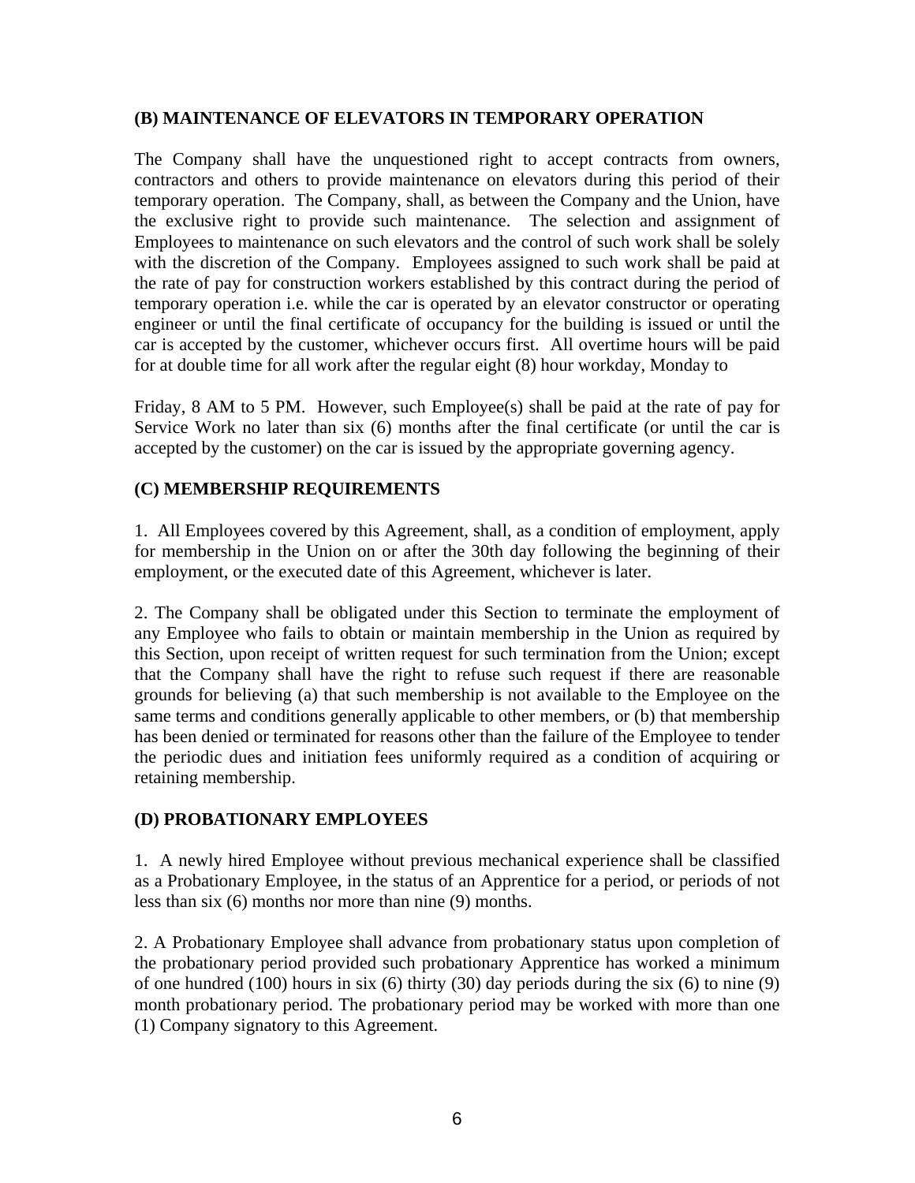**(B) MAINTENANCE OF ELEVATORS IN TEMPORARY OPERATION**

The Company shall have the unquestioned right to accept contracts from owners, contractors and others to provide maintenance on elevators during this period of their temporary operation. The Company, shall, as between the Company and the Union, have the exclusive right to provide such maintenance. The selection and assignment of Employees to maintenance on such elevators and the control of such work shall be solely with the discretion of the Company. Employees assigned to such work shall be paid at the rate of pay for construction workers established by this contract during the period of temporary operation i.e. while the car is operated by an elevator constructor or operating engineer or until the final certificate of occupancy for the building is issued or until the car is accepted by the customer, whichever occurs first. All overtime hours will be paid for at double time for all work after the regular eight (8) hour workday, Monday to

Friday, 8 AM to 5 PM. However, such Employee(s) shall be paid at the rate of pay for Service Work no later than six (6) months after the final certificate (or until the car is accepted by the customer) on the car is issued by the appropriate governing agency.

**(C) MEMBERSHIP REQUIREMENTS**

1. All Employees covered by this Agreement, shall, as a condition of employment, apply for membership in the Union on or after the 30th day following the beginning of their employment, or the executed date of this Agreement, whichever is later.

2. The Company shall be obligated under this Section to terminate the employment of any Employee who fails to obtain or maintain membership in the Union as required by this Section, upon receipt of written request for such termination from the Union; except that the Company shall have the right to refuse such request if there are reasonable grounds for believing (a) that such membership is not available to the Employee on the same terms and conditions generally applicable to other members, or (b) that membership has been denied or terminated for reasons other than the failure of the Employee to tender the periodic dues and initiation fees uniformly required as a condition of acquiring or retaining membership.

**(D) PROBATIONARY EMPLOYEES**

1. A newly hired Employee without previous mechanical experience shall be classified as a Probationary Employee, in the status of an Apprentice for a period, or periods of not less than six (6) months nor more than nine (9) months.

2. A Probationary Employee shall advance from probationary status upon completion of the probationary period provided such probationary Apprentice has worked a minimum of one hundred (100) hours in six (6) thirty (30) day periods during the six (6) to nine (9) month probationary period. The probationary period may be worked with more than one (1) Company signatory to this Agreement.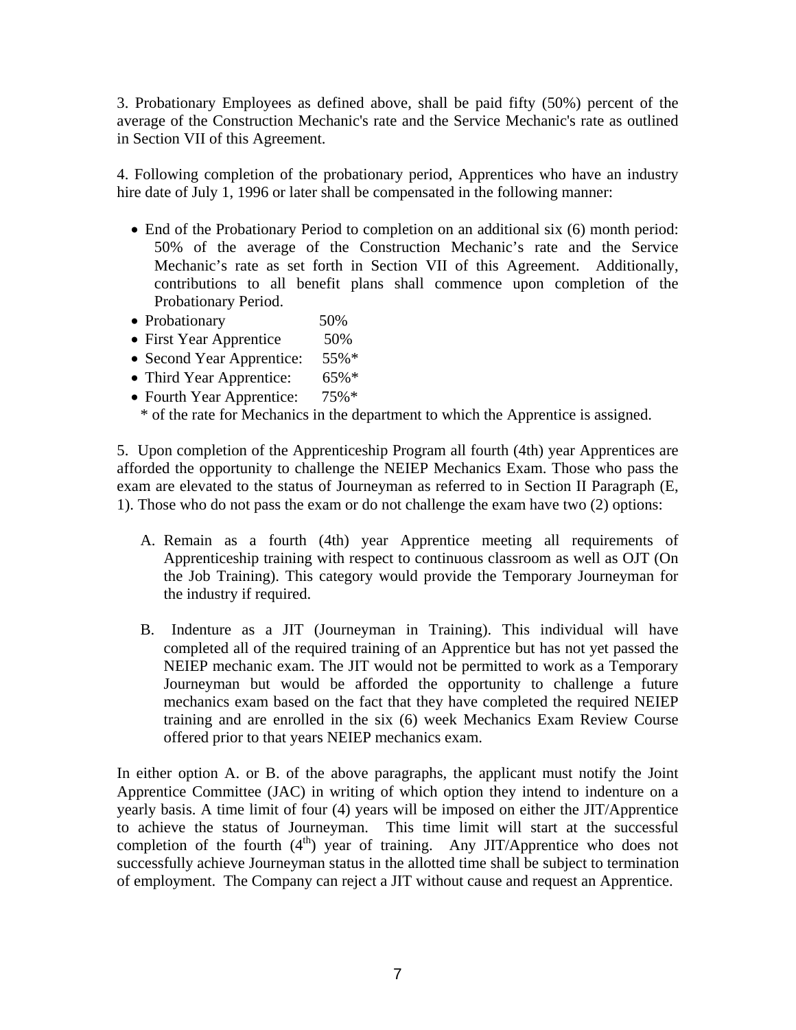3. Probationary Employees as defined above, shall be paid fifty (50%) percent of the average of the Construction Mechanic's rate and the Service Mechanic's rate as outlined in Section VII of this Agreement.

4. Following completion of the probationary period, Apprentices who have an industry hire date of July 1, 1996 or later shall be compensated in the following manner:

- End of the Probationary Period to completion on an additional six (6) month period: 50% of the average of the Construction Mechanic's rate and the Service Mechanic's rate as set forth in Section VII of this Agreement. Additionally, contributions to all benefit plans shall commence upon completion of the Probationary Period.
- Probationary 50%
- First Year Apprentice 50%
- Second Year Apprentice: 55%*
- Third Year Apprentice: 65%*
- Fourth Year Apprentice: 75%*

\* of the rate for Mechanics in the department to which the Apprentice is assigned.

5. Upon completion of the Apprenticeship Program all fourth (4th) year Apprentices are afforded the opportunity to challenge the NEIEP Mechanics Exam. Those who pass the exam are elevated to the status of Journeyman as referred to in Section II Paragraph (E, 1). Those who do not pass the exam or do not challenge the exam have two (2) options:

A. Remain as a fourth (4th) year Apprentice meeting all requirements of Apprenticeship training with respect to continuous classroom as well as OJT (On the Job Training). This category would provide the Temporary Journeyman for the industry if required.

B. Indenture as a JIT (Journeyman in Training). This individual will have completed all of the required training of an Apprentice but has not yet passed the NEIEP mechanic exam. The JIT would not be permitted to work as a Temporary Journeyman but would be afforded the opportunity to challenge a future mechanics exam based on the fact that they have completed the required NEIEP training and are enrolled in the six (6) week Mechanics Exam Review Course offered prior to that years NEIEP mechanics exam.

In either option A. or B. of the above paragraphs, the applicant must notify the Joint Apprentice Committee (JAC) in writing of which option they intend to indenture on a yearly basis. A time limit of four (4) years will be imposed on either the JIT/Apprentice to achieve the status of Journeyman. This time limit will start at the successful completion of the fourth (4th) year of training. Any JIT/Apprentice who does not successfully achieve Journeyman status in the allotted time shall be subject to termination of employment. The Company can reject a JIT without cause and request an Apprentice.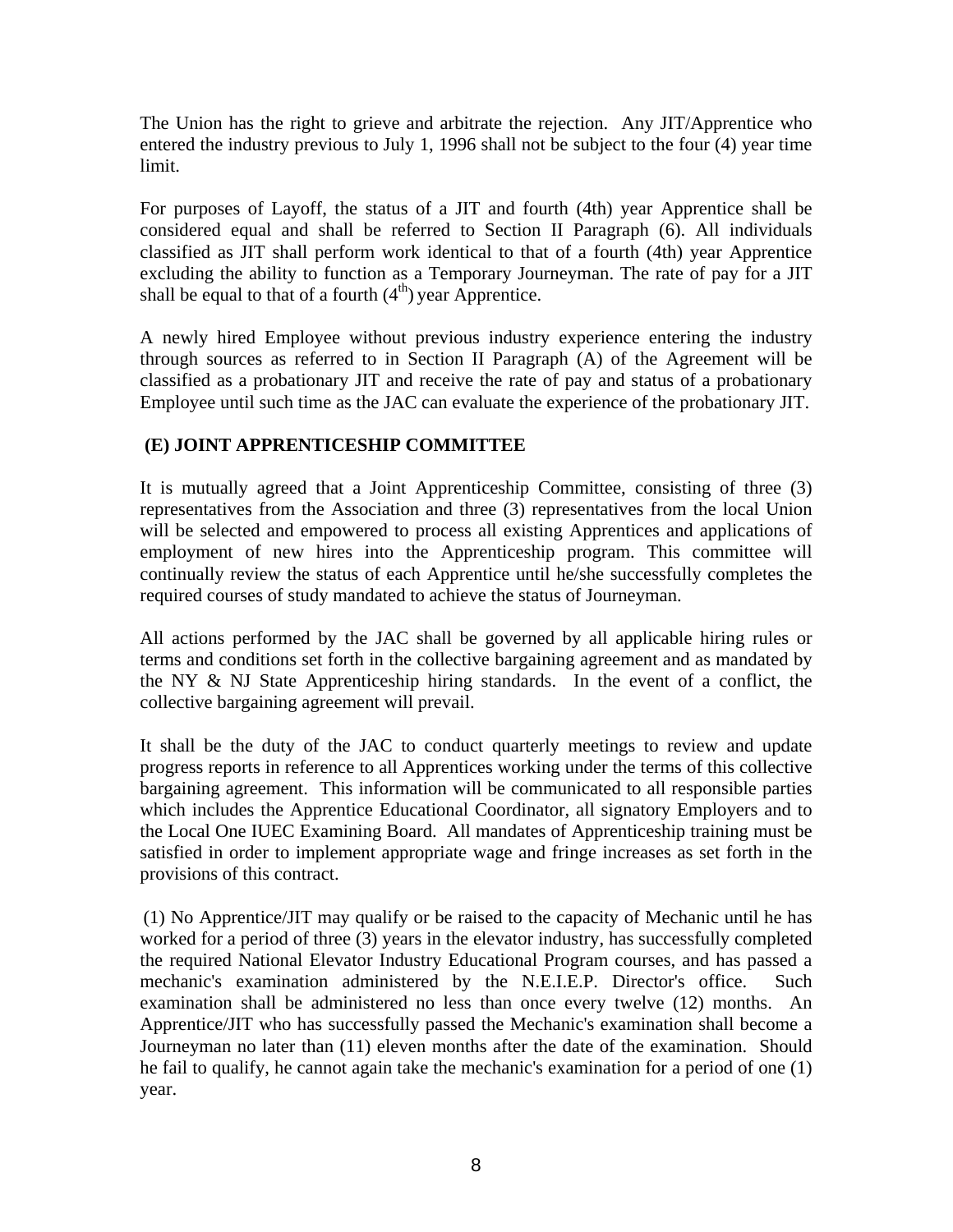The Union has the right to grieve and arbitrate the rejection. Any JIT/Apprentice who entered the industry previous to July 1, 1996 shall not be subject to the four (4) year time limit.

For purposes of Layoff, the status of a JIT and fourth (4th) year Apprentice shall be considered equal and shall be referred to Section II Paragraph (6). All individuals classified as JIT shall perform work identical to that of a fourth (4th) year Apprentice excluding the ability to function as a Temporary Journeyman. The rate of pay for a JIT shall be equal to that of a fourth ($4^{th}$) year Apprentice.

A newly hired Employee without previous industry experience entering the industry through sources as referred to in Section II Paragraph (A) of the Agreement will be classified as a probationary JIT and receive the rate of pay and status of a probationary Employee until such time as the JAC can evaluate the experience of the probationary JIT.

## (E) JOINT APPRENTICESHIP COMMITTEE

It is mutually agreed that a Joint Apprenticeship Committee, consisting of three (3) representatives from the Association and three (3) representatives from the local Union will be selected and empowered to process all existing Apprentices and applications of employment of new hires into the Apprenticeship program. This committee will continually review the status of each Apprentice until he/she successfully completes the required courses of study mandated to achieve the status of Journeyman.

All actions performed by the JAC shall be governed by all applicable hiring rules or terms and conditions set forth in the collective bargaining agreement and as mandated by the NY & NJ State Apprenticeship hiring standards. In the event of a conflict, the collective bargaining agreement will prevail.

It shall be the duty of the JAC to conduct quarterly meetings to review and update progress reports in reference to all Apprentices working under the terms of this collective bargaining agreement. This information will be communicated to all responsible parties which includes the Apprentice Educational Coordinator, all signatory Employers and to the Local One IUEC Examining Board. All mandates of Apprenticeship training must be satisfied in order to implement appropriate wage and fringe increases as set forth in the provisions of this contract.

(1) No Apprentice/JIT may qualify or be raised to the capacity of Mechanic until he has worked for a period of three (3) years in the elevator industry, has successfully completed the required National Elevator Industry Educational Program courses, and has passed a mechanic's examination administered by the N.E.I.E.P. Director's office. Such examination shall be administered no less than once every twelve (12) months. An Apprentice/JIT who has successfully passed the Mechanic's examination shall become a Journeyman no later than (11) eleven months after the date of the examination. Should he fail to qualify, he cannot again take the mechanic's examination for a period of one (1) year.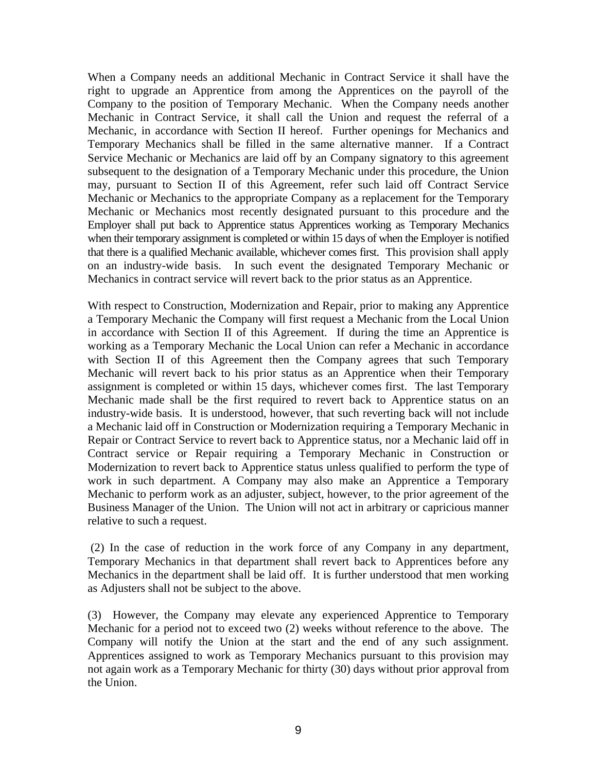When a Company needs an additional Mechanic in Contract Service it shall have the right to upgrade an Apprentice from among the Apprentices on the payroll of the Company to the position of Temporary Mechanic. When the Company needs another Mechanic in Contract Service, it shall call the Union and request the referral of a Mechanic, in accordance with Section II hereof. Further openings for Mechanics and Temporary Mechanics shall be filled in the same alternative manner. If a Contract Service Mechanic or Mechanics are laid off by an Company signatory to this agreement subsequent to the designation of a Temporary Mechanic under this procedure, the Union may, pursuant to Section II of this Agreement, refer such laid off Contract Service Mechanic or Mechanics to the appropriate Company as a replacement for the Temporary Mechanic or Mechanics most recently designated pursuant to this procedure and the Employer shall put back to Apprentice status Apprentices working as Temporary Mechanics when their temporary assignment is completed or within 15 days of when the Employer is notified that there is a qualified Mechanic available, whichever comes first. This provision shall apply on an industry-wide basis. In such event the designated Temporary Mechanic or Mechanics in contract service will revert back to the prior status as an Apprentice.

With respect to Construction, Modernization and Repair, prior to making any Apprentice a Temporary Mechanic the Company will first request a Mechanic from the Local Union in accordance with Section II of this Agreement. If during the time an Apprentice is working as a Temporary Mechanic the Local Union can refer a Mechanic in accordance with Section II of this Agreement then the Company agrees that such Temporary Mechanic will revert back to his prior status as an Apprentice when their Temporary assignment is completed or within 15 days, whichever comes first. The last Temporary Mechanic made shall be the first required to revert back to Apprentice status on an industry-wide basis. It is understood, however, that such reverting back will not include a Mechanic laid off in Construction or Modernization requiring a Temporary Mechanic in Repair or Contract Service to revert back to Apprentice status, nor a Mechanic laid off in Contract service or Repair requiring a Temporary Mechanic in Construction or Modernization to revert back to Apprentice status unless qualified to perform the type of work in such department. A Company may also make an Apprentice a Temporary Mechanic to perform work as an adjuster, subject, however, to the prior agreement of the Business Manager of the Union. The Union will not act in arbitrary or capricious manner relative to such a request.

(2) In the case of reduction in the work force of any Company in any department, Temporary Mechanics in that department shall revert back to Apprentices before any Mechanics in the department shall be laid off. It is further understood that men working as Adjusters shall not be subject to the above.

(3) However, the Company may elevate any experienced Apprentice to Temporary Mechanic for a period not to exceed two (2) weeks without reference to the above. The Company will notify the Union at the start and the end of any such assignment. Apprentices assigned to work as Temporary Mechanics pursuant to this provision may not again work as a Temporary Mechanic for thirty (30) days without prior approval from the Union.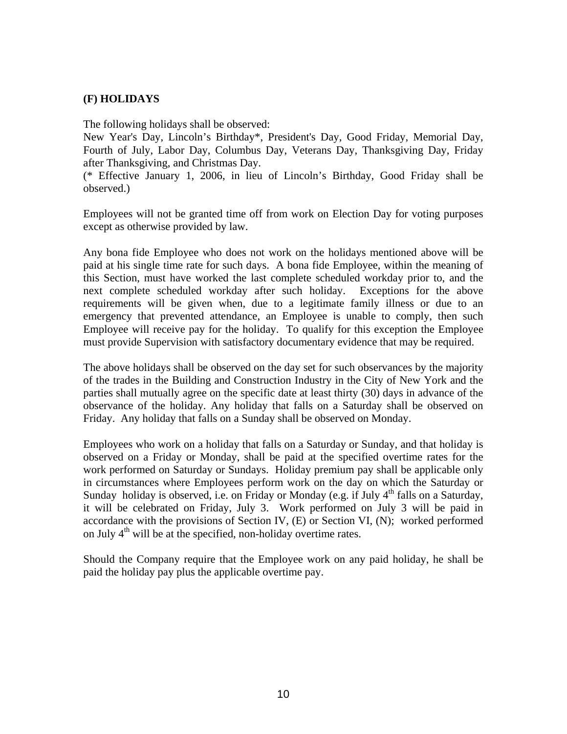### (F) HOLIDAYS

The following holidays shall be observed:
New Year's Day, Lincoln's Birthday*, President's Day, Good Friday, Memorial Day, Fourth of July, Labor Day, Columbus Day, Veterans Day, Thanksgiving Day, Friday after Thanksgiving, and Christmas Day.
(* Effective January 1, 2006, in lieu of Lincoln's Birthday, Good Friday shall be observed.)

Employees will not be granted time off from work on Election Day for voting purposes except as otherwise provided by law.

Any bona fide Employee who does not work on the holidays mentioned above will be paid at his single time rate for such days. A bona fide Employee, within the meaning of this Section, must have worked the last complete scheduled workday prior to, and the next complete scheduled workday after such holiday. Exceptions for the above requirements will be given when, due to a legitimate family illness or due to an emergency that prevented attendance, an Employee is unable to comply, then such Employee will receive pay for the holiday. To qualify for this exception the Employee must provide Supervision with satisfactory documentary evidence that may be required.

The above holidays shall be observed on the day set for such observances by the majority of the trades in the Building and Construction Industry in the City of New York and the parties shall mutually agree on the specific date at least thirty (30) days in advance of the observance of the holiday. Any holiday that falls on a Saturday shall be observed on Friday. Any holiday that falls on a Sunday shall be observed on Monday.

Employees who work on a holiday that falls on a Saturday or Sunday, and that holiday is observed on a Friday or Monday, shall be paid at the specified overtime rates for the work performed on Saturday or Sundays. Holiday premium pay shall be applicable only in circumstances where Employees perform work on the day on which the Saturday or Sunday holiday is observed, i.e. on Friday or Monday (e.g. if July 4th falls on a Saturday, it will be celebrated on Friday, July 3. Work performed on July 3 will be paid in accordance with the provisions of Section IV, (E) or Section VI, (N); worked performed on July 4th will be at the specified, non-holiday overtime rates.

Should the Company require that the Employee work on any paid holiday, he shall be paid the holiday pay plus the applicable overtime pay.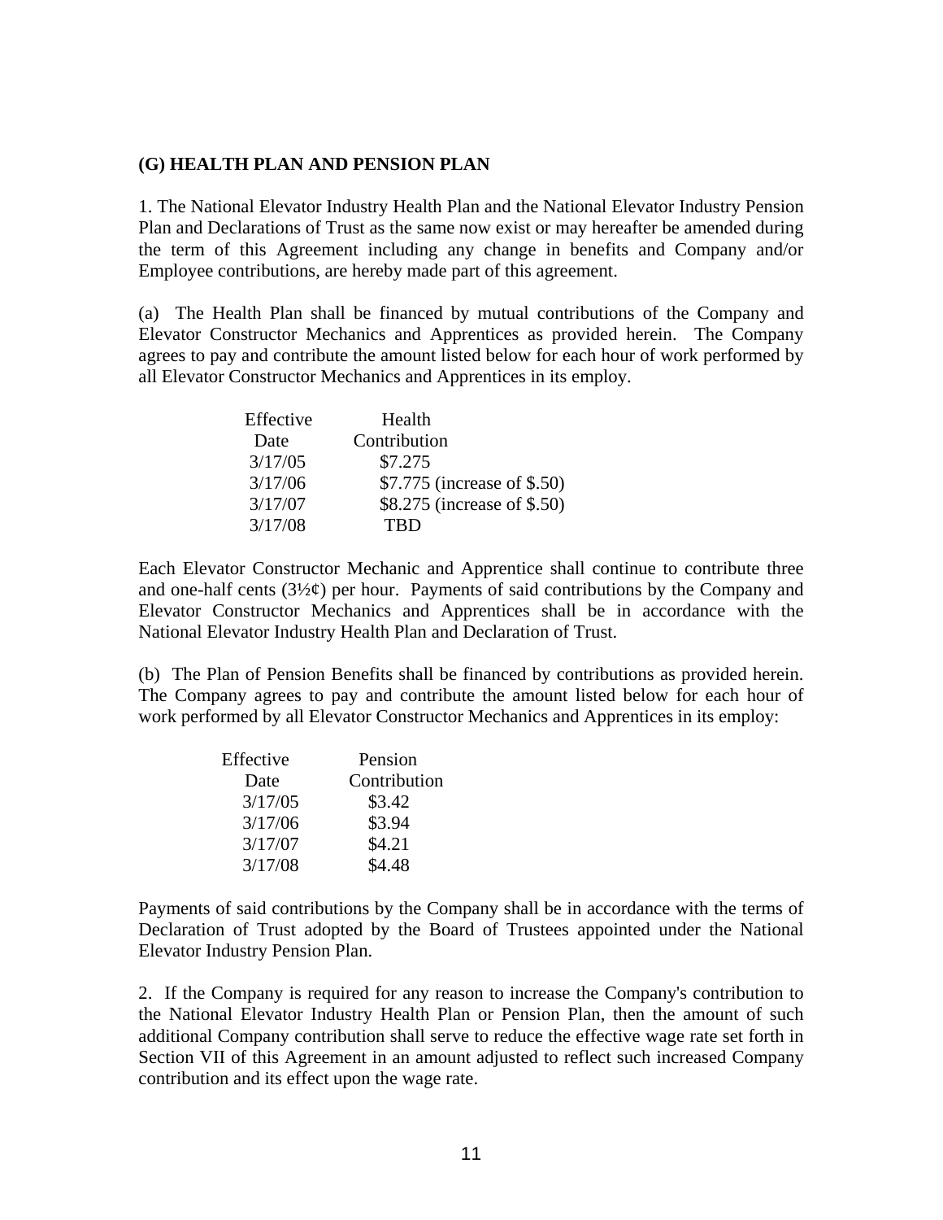### (G) HEALTH PLAN AND PENSION PLAN

1. The National Elevator Industry Health Plan and the National Elevator Industry Pension Plan and Declarations of Trust as the same now exist or may hereafter be amended during the term of this Agreement including any change in benefits and Company and/or Employee contributions, are hereby made part of this agreement.

(a) The Health Plan shall be financed by mutual contributions of the Company and Elevator Constructor Mechanics and Apprentices as provided herein. The Company agrees to pay and contribute the amount listed below for each hour of work performed by all Elevator Constructor Mechanics and Apprentices in its employ.

| Effective Date | Health Contribution |
|---|---|
| 3/17/05 | $7.275 |
| 3/17/06 | $7.775 (increase of $.50) |
| 3/17/07 | $8.275 (increase of $.50) |
| 3/17/08 | TBD |

Each Elevator Constructor Mechanic and Apprentice shall continue to contribute three and one-half cents (3½¢) per hour. Payments of said contributions by the Company and Elevator Constructor Mechanics and Apprentices shall be in accordance with the National Elevator Industry Health Plan and Declaration of Trust.

(b) The Plan of Pension Benefits shall be financed by contributions as provided herein. The Company agrees to pay and contribute the amount listed below for each hour of work performed by all Elevator Constructor Mechanics and Apprentices in its employ:

| Effective Date | Pension Contribution |
|---|---|
| 3/17/05 | $3.42 |
| 3/17/06 | $3.94 |
| 3/17/07 | $4.21 |
| 3/17/08 | $4.48 |

Payments of said contributions by the Company shall be in accordance with the terms of Declaration of Trust adopted by the Board of Trustees appointed under the National Elevator Industry Pension Plan.

2. If the Company is required for any reason to increase the Company's contribution to the National Elevator Industry Health Plan or Pension Plan, then the amount of such additional Company contribution shall serve to reduce the effective wage rate set forth in Section VII of this Agreement in an amount adjusted to reflect such increased Company contribution and its effect upon the wage rate.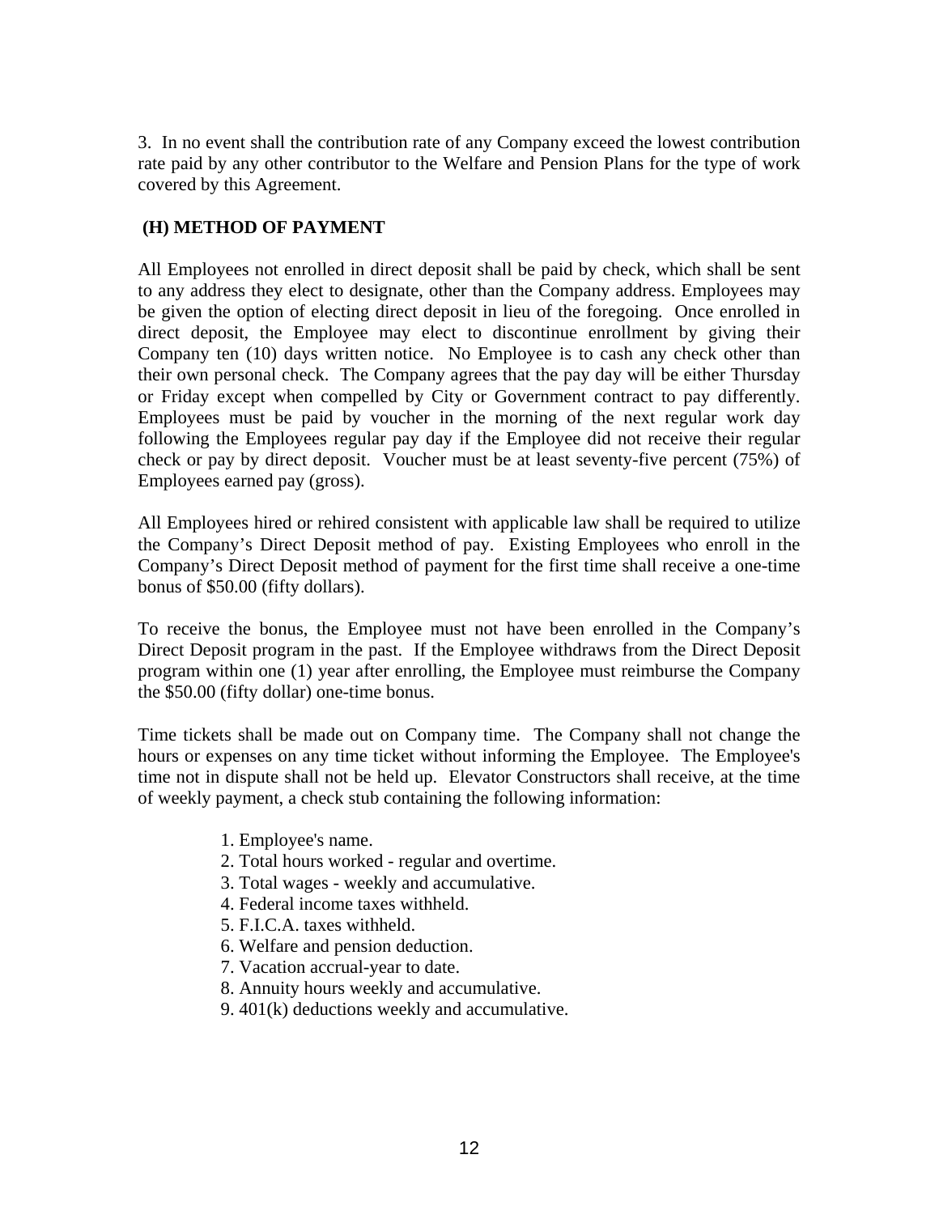3. In no event shall the contribution rate of any Company exceed the lowest contribution rate paid by any other contributor to the Welfare and Pension Plans for the type of work covered by this Agreement.

**(H) METHOD OF PAYMENT**

All Employees not enrolled in direct deposit shall be paid by check, which shall be sent to any address they elect to designate, other than the Company address. Employees may be given the option of electing direct deposit in lieu of the foregoing. Once enrolled in direct deposit, the Employee may elect to discontinue enrollment by giving their Company ten (10) days written notice. No Employee is to cash any check other than their own personal check. The Company agrees that the pay day will be either Thursday or Friday except when compelled by City or Government contract to pay differently. Employees must be paid by voucher in the morning of the next regular work day following the Employees regular pay day if the Employee did not receive their regular check or pay by direct deposit. Voucher must be at least seventy-five percent (75%) of Employees earned pay (gross).

All Employees hired or rehired consistent with applicable law shall be required to utilize the Company's Direct Deposit method of pay. Existing Employees who enroll in the Company's Direct Deposit method of payment for the first time shall receive a one-time bonus of $50.00 (fifty dollars).

To receive the bonus, the Employee must not have been enrolled in the Company's Direct Deposit program in the past. If the Employee withdraws from the Direct Deposit program within one (1) year after enrolling, the Employee must reimburse the Company the $50.00 (fifty dollar) one-time bonus.

Time tickets shall be made out on Company time. The Company shall not change the hours or expenses on any time ticket without informing the Employee. The Employee's time not in dispute shall not be held up. Elevator Constructors shall receive, at the time of weekly payment, a check stub containing the following information:

1. Employee's name.
2. Total hours worked - regular and overtime.
3. Total wages - weekly and accumulative.
4. Federal income taxes withheld.
5. F.I.C.A. taxes withheld.
6. Welfare and pension deduction.
7. Vacation accrual-year to date.
8. Annuity hours weekly and accumulative.
9. 401(k) deductions weekly and accumulative.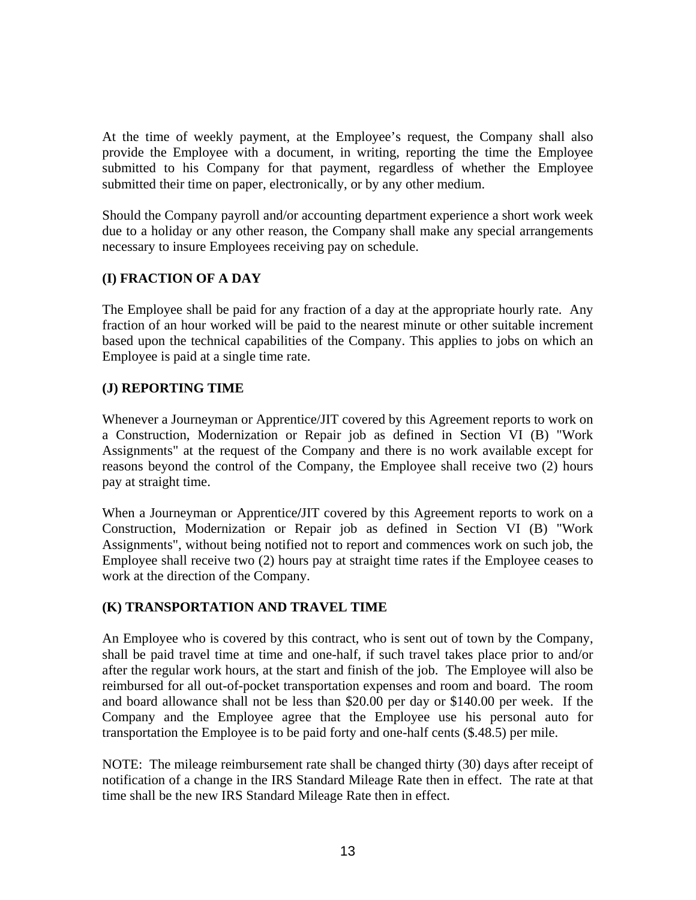At the time of weekly payment, at the Employee's request, the Company shall also provide the Employee with a document, in writing, reporting the time the Employee submitted to his Company for that payment, regardless of whether the Employee submitted their time on paper, electronically, or by any other medium.

Should the Company payroll and/or accounting department experience a short work week due to a holiday or any other reason, the Company shall make any special arrangements necessary to insure Employees receiving pay on schedule.

### (I) FRACTION OF A DAY

The Employee shall be paid for any fraction of a day at the appropriate hourly rate. Any fraction of an hour worked will be paid to the nearest minute or other suitable increment based upon the technical capabilities of the Company. This applies to jobs on which an Employee is paid at a single time rate.

### (J) REPORTING TIME

Whenever a Journeyman or Apprentice/JIT covered by this Agreement reports to work on a Construction, Modernization or Repair job as defined in Section VI (B) "Work Assignments" at the request of the Company and there is no work available except for reasons beyond the control of the Company, the Employee shall receive two (2) hours pay at straight time.

When a Journeyman or Apprentice/JIT covered by this Agreement reports to work on a Construction, Modernization or Repair job as defined in Section VI (B) "Work Assignments", without being notified not to report and commences work on such job, the Employee shall receive two (2) hours pay at straight time rates if the Employee ceases to work at the direction of the Company.

### (K) TRANSPORTATION AND TRAVEL TIME

An Employee who is covered by this contract, who is sent out of town by the Company, shall be paid travel time at time and one-half, if such travel takes place prior to and/or after the regular work hours, at the start and finish of the job. The Employee will also be reimbursed for all out-of-pocket transportation expenses and room and board. The room and board allowance shall not be less than $20.00 per day or $140.00 per week. If the Company and the Employee agree that the Employee use his personal auto for transportation the Employee is to be paid forty and one-half cents ($.48.5) per mile.

NOTE: The mileage reimbursement rate shall be changed thirty (30) days after receipt of notification of a change in the IRS Standard Mileage Rate then in effect. The rate at that time shall be the new IRS Standard Mileage Rate then in effect.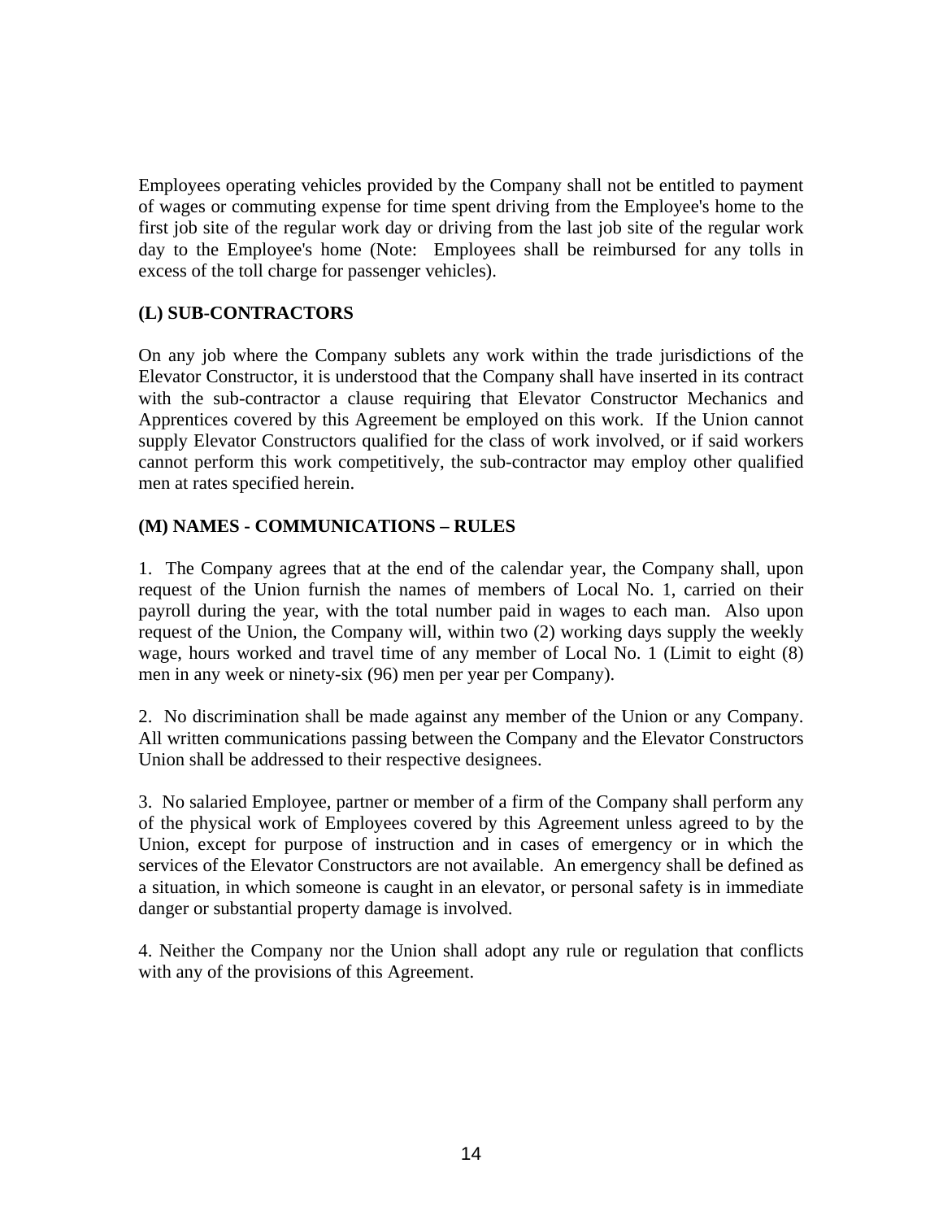Employees operating vehicles provided by the Company shall not be entitled to payment of wages or commuting expense for time spent driving from the Employee's home to the first job site of the regular work day or driving from the last job site of the regular work day to the Employee's home (Note: Employees shall be reimbursed for any tolls in excess of the toll charge for passenger vehicles).

### (L) SUB-CONTRACTORS

On any job where the Company sublets any work within the trade jurisdictions of the Elevator Constructor, it is understood that the Company shall have inserted in its contract with the sub-contractor a clause requiring that Elevator Constructor Mechanics and Apprentices covered by this Agreement be employed on this work. If the Union cannot supply Elevator Constructors qualified for the class of work involved, or if said workers cannot perform this work competitively, the sub-contractor may employ other qualified men at rates specified herein.

### (M) NAMES - COMMUNICATIONS – RULES

1. The Company agrees that at the end of the calendar year, the Company shall, upon request of the Union furnish the names of members of Local No. 1, carried on their payroll during the year, with the total number paid in wages to each man. Also upon request of the Union, the Company will, within two (2) working days supply the weekly wage, hours worked and travel time of any member of Local No. 1 (Limit to eight (8) men in any week or ninety-six (96) men per year per Company).

2. No discrimination shall be made against any member of the Union or any Company. All written communications passing between the Company and the Elevator Constructors Union shall be addressed to their respective designees.

3. No salaried Employee, partner or member of a firm of the Company shall perform any of the physical work of Employees covered by this Agreement unless agreed to by the Union, except for purpose of instruction and in cases of emergency or in which the services of the Elevator Constructors are not available. An emergency shall be defined as a situation, in which someone is caught in an elevator, or personal safety is in immediate danger or substantial property damage is involved.

4. Neither the Company nor the Union shall adopt any rule or regulation that conflicts with any of the provisions of this Agreement.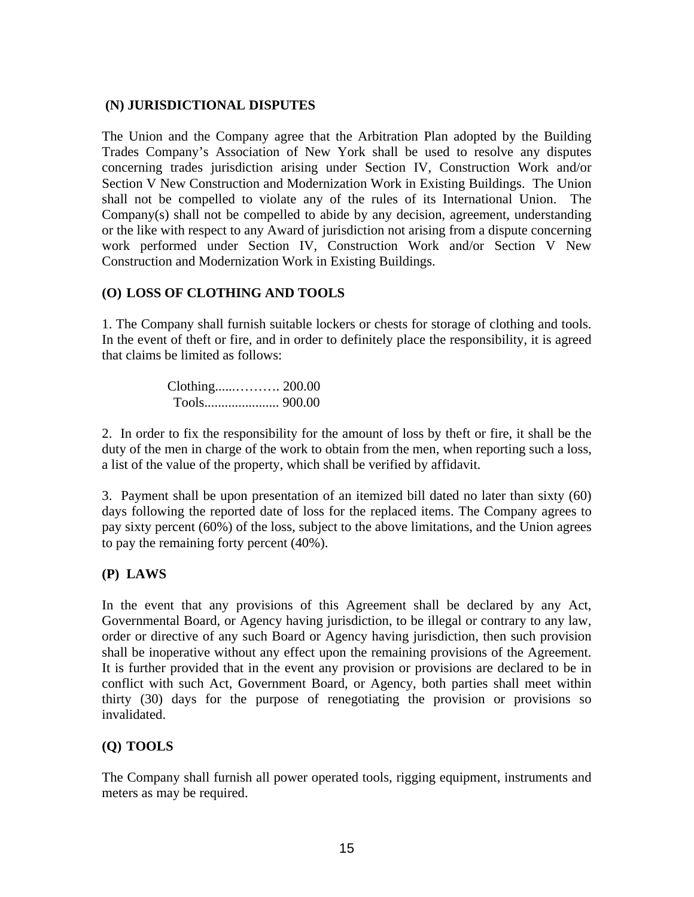### (N) JURISDICTIONAL DISPUTES

The Union and the Company agree that the Arbitration Plan adopted by the Building Trades Company's Association of New York shall be used to resolve any disputes concerning trades jurisdiction arising under Section IV, Construction Work and/or Section V New Construction and Modernization Work in Existing Buildings. The Union shall not be compelled to violate any of the rules of its International Union. The Company(s) shall not be compelled to abide by any decision, agreement, understanding or the like with respect to any Award of jurisdiction not arising from a dispute concerning work performed under Section IV, Construction Work and/or Section V New Construction and Modernization Work in Existing Buildings.

### (O) LOSS OF CLOTHING AND TOOLS

1. The Company shall furnish suitable lockers or chests for storage of clothing and tools. In the event of theft or fire, and in order to definitely place the responsibility, it is agreed that claims be limited as follows:

Clothing......………. 200.00
Tools...................... 900.00

2. In order to fix the responsibility for the amount of loss by theft or fire, it shall be the duty of the men in charge of the work to obtain from the men, when reporting such a loss, a list of the value of the property, which shall be verified by affidavit.

3. Payment shall be upon presentation of an itemized bill dated no later than sixty (60) days following the reported date of loss for the replaced items. The Company agrees to pay sixty percent (60%) of the loss, subject to the above limitations, and the Union agrees to pay the remaining forty percent (40%).

### (P) LAWS

In the event that any provisions of this Agreement shall be declared by any Act, Governmental Board, or Agency having jurisdiction, to be illegal or contrary to any law, order or directive of any such Board or Agency having jurisdiction, then such provision shall be inoperative without any effect upon the remaining provisions of the Agreement. It is further provided that in the event any provision or provisions are declared to be in conflict with such Act, Government Board, or Agency, both parties shall meet within thirty (30) days for the purpose of renegotiating the provision or provisions so invalidated.

### (Q) TOOLS

The Company shall furnish all power operated tools, rigging equipment, instruments and meters as may be required.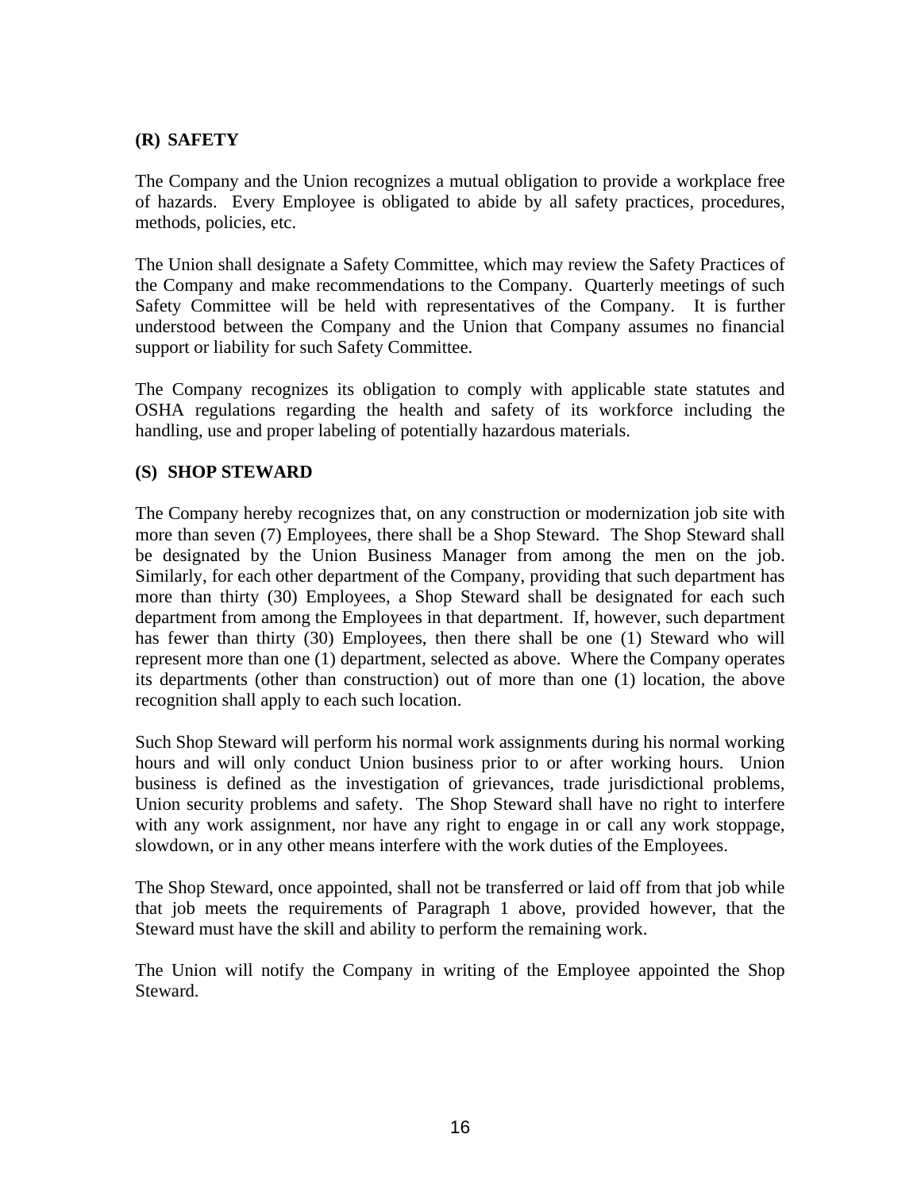### (R) SAFETY

The Company and the Union recognizes a mutual obligation to provide a workplace free of hazards. Every Employee is obligated to abide by all safety practices, procedures, methods, policies, etc.

The Union shall designate a Safety Committee, which may review the Safety Practices of the Company and make recommendations to the Company. Quarterly meetings of such Safety Committee will be held with representatives of the Company. It is further understood between the Company and the Union that Company assumes no financial support or liability for such Safety Committee.

The Company recognizes its obligation to comply with applicable state statutes and OSHA regulations regarding the health and safety of its workforce including the handling, use and proper labeling of potentially hazardous materials.

### (S) SHOP STEWARD

The Company hereby recognizes that, on any construction or modernization job site with more than seven (7) Employees, there shall be a Shop Steward. The Shop Steward shall be designated by the Union Business Manager from among the men on the job. Similarly, for each other department of the Company, providing that such department has more than thirty (30) Employees, a Shop Steward shall be designated for each such department from among the Employees in that department. If, however, such department has fewer than thirty (30) Employees, then there shall be one (1) Steward who will represent more than one (1) department, selected as above. Where the Company operates its departments (other than construction) out of more than one (1) location, the above recognition shall apply to each such location.

Such Shop Steward will perform his normal work assignments during his normal working hours and will only conduct Union business prior to or after working hours. Union business is defined as the investigation of grievances, trade jurisdictional problems, Union security problems and safety. The Shop Steward shall have no right to interfere with any work assignment, nor have any right to engage in or call any work stoppage, slowdown, or in any other means interfere with the work duties of the Employees.

The Shop Steward, once appointed, shall not be transferred or laid off from that job while that job meets the requirements of Paragraph 1 above, provided however, that the Steward must have the skill and ability to perform the remaining work.

The Union will notify the Company in writing of the Employee appointed the Shop Steward.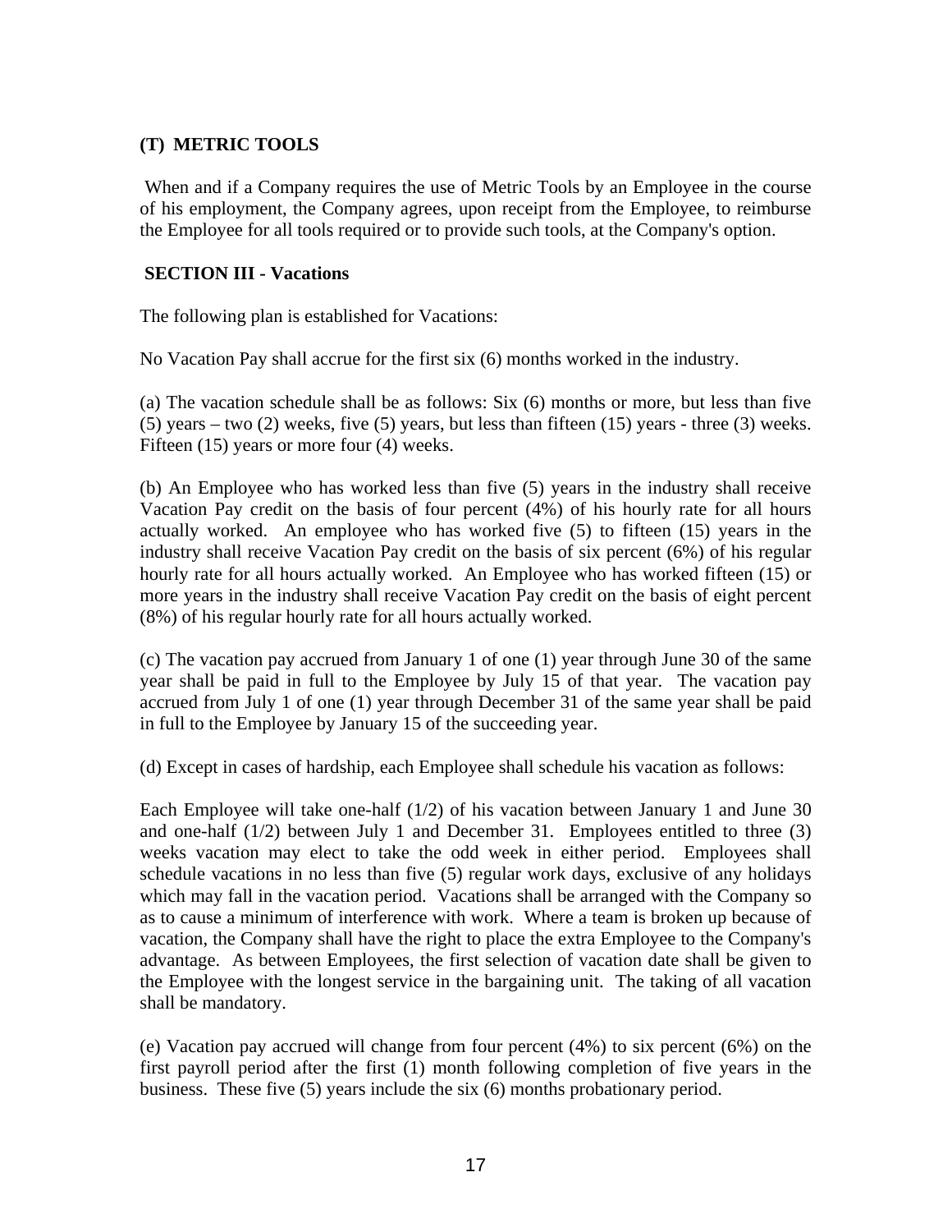**(T) METRIC TOOLS**

When and if a Company requires the use of Metric Tools by an Employee in the course of his employment, the Company agrees, upon receipt from the Employee, to reimburse the Employee for all tools required or to provide such tools, at the Company's option.

**SECTION III - Vacations**

The following plan is established for Vacations:

No Vacation Pay shall accrue for the first six (6) months worked in the industry.

(a) The vacation schedule shall be as follows: Six (6) months or more, but less than five (5) years – two (2) weeks, five (5) years, but less than fifteen (15) years - three (3) weeks. Fifteen (15) years or more four (4) weeks.

(b) An Employee who has worked less than five (5) years in the industry shall receive Vacation Pay credit on the basis of four percent (4%) of his hourly rate for all hours actually worked. An employee who has worked five (5) to fifteen (15) years in the industry shall receive Vacation Pay credit on the basis of six percent (6%) of his regular hourly rate for all hours actually worked. An Employee who has worked fifteen (15) or more years in the industry shall receive Vacation Pay credit on the basis of eight percent (8%) of his regular hourly rate for all hours actually worked.

(c) The vacation pay accrued from January 1 of one (1) year through June 30 of the same year shall be paid in full to the Employee by July 15 of that year. The vacation pay accrued from July 1 of one (1) year through December 31 of the same year shall be paid in full to the Employee by January 15 of the succeeding year.

(d) Except in cases of hardship, each Employee shall schedule his vacation as follows:

Each Employee will take one-half (1/2) of his vacation between January 1 and June 30 and one-half (1/2) between July 1 and December 31. Employees entitled to three (3) weeks vacation may elect to take the odd week in either period. Employees shall schedule vacations in no less than five (5) regular work days, exclusive of any holidays which may fall in the vacation period. Vacations shall be arranged with the Company so as to cause a minimum of interference with work. Where a team is broken up because of vacation, the Company shall have the right to place the extra Employee to the Company's advantage. As between Employees, the first selection of vacation date shall be given to the Employee with the longest service in the bargaining unit. The taking of all vacation shall be mandatory.

(e) Vacation pay accrued will change from four percent (4%) to six percent (6%) on the first payroll period after the first (1) month following completion of five years in the business. These five (5) years include the six (6) months probationary period.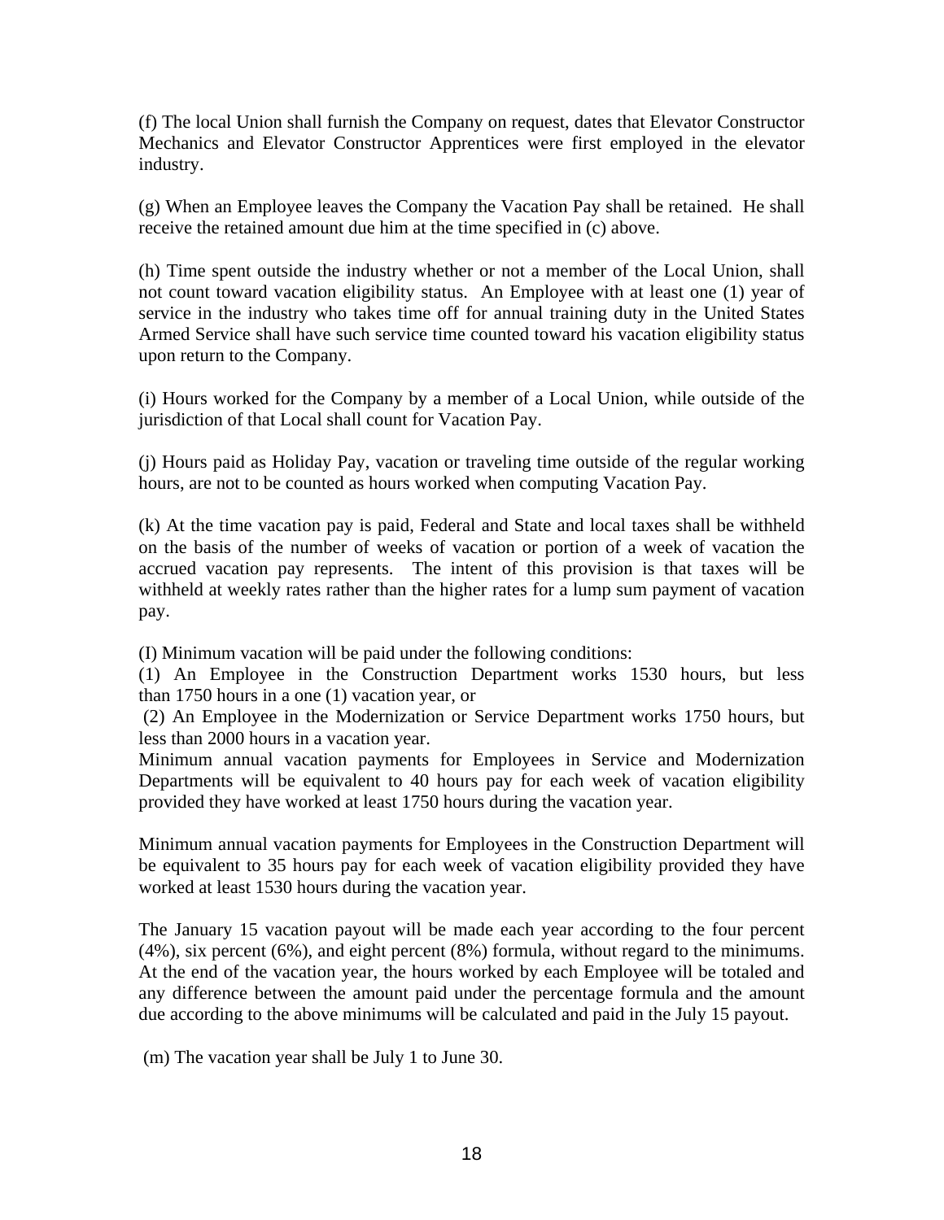(f) The local Union shall furnish the Company on request, dates that Elevator Constructor Mechanics and Elevator Constructor Apprentices were first employed in the elevator industry.

(g) When an Employee leaves the Company the Vacation Pay shall be retained. He shall receive the retained amount due him at the time specified in (c) above.

(h) Time spent outside the industry whether or not a member of the Local Union, shall not count toward vacation eligibility status. An Employee with at least one (1) year of service in the industry who takes time off for annual training duty in the United States Armed Service shall have such service time counted toward his vacation eligibility status upon return to the Company.

(i) Hours worked for the Company by a member of a Local Union, while outside of the jurisdiction of that Local shall count for Vacation Pay.

(j) Hours paid as Holiday Pay, vacation or traveling time outside of the regular working hours, are not to be counted as hours worked when computing Vacation Pay.

(k) At the time vacation pay is paid, Federal and State and local taxes shall be withheld on the basis of the number of weeks of vacation or portion of a week of vacation the accrued vacation pay represents. The intent of this provision is that taxes will be withheld at weekly rates rather than the higher rates for a lump sum payment of vacation pay.

(l) Minimum vacation will be paid under the following conditions:
(1) An Employee in the Construction Department works 1530 hours, but less than 1750 hours in a one (1) vacation year, or
(2) An Employee in the Modernization or Service Department works 1750 hours, but less than 2000 hours in a vacation year.
Minimum annual vacation payments for Employees in Service and Modernization Departments will be equivalent to 40 hours pay for each week of vacation eligibility provided they have worked at least 1750 hours during the vacation year.

Minimum annual vacation payments for Employees in the Construction Department will be equivalent to 35 hours pay for each week of vacation eligibility provided they have worked at least 1530 hours during the vacation year.

The January 15 vacation payout will be made each year according to the four percent (4%), six percent (6%), and eight percent (8%) formula, without regard to the minimums. At the end of the vacation year, the hours worked by each Employee will be totaled and any difference between the amount paid under the percentage formula and the amount due according to the above minimums will be calculated and paid in the July 15 payout.

(m) The vacation year shall be July 1 to June 30.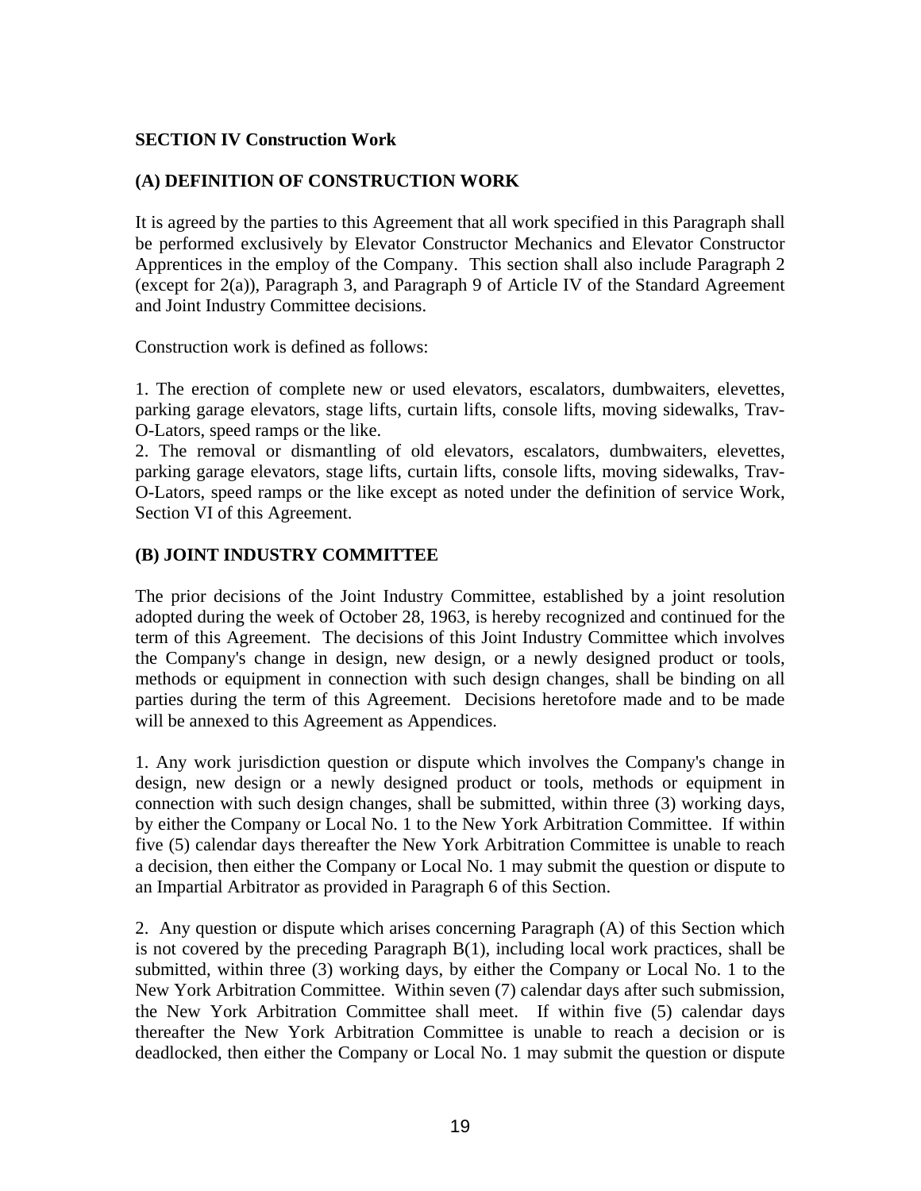**SECTION IV Construction Work**

**(A) DEFINITION OF CONSTRUCTION WORK**

It is agreed by the parties to this Agreement that all work specified in this Paragraph shall be performed exclusively by Elevator Constructor Mechanics and Elevator Constructor Apprentices in the employ of the Company. This section shall also include Paragraph 2 (except for 2(a)), Paragraph 3, and Paragraph 9 of Article IV of the Standard Agreement and Joint Industry Committee decisions.

Construction work is defined as follows:

1. The erection of complete new or used elevators, escalators, dumbwaiters, elevettes, parking garage elevators, stage lifts, curtain lifts, console lifts, moving sidewalks, Trav-O-Lators, speed ramps or the like.
2. The removal or dismantling of old elevators, escalators, dumbwaiters, elevettes, parking garage elevators, stage lifts, curtain lifts, console lifts, moving sidewalks, Trav-O-Lators, speed ramps or the like except as noted under the definition of service Work, Section VI of this Agreement.

**(B) JOINT INDUSTRY COMMITTEE**

The prior decisions of the Joint Industry Committee, established by a joint resolution adopted during the week of October 28, 1963, is hereby recognized and continued for the term of this Agreement. The decisions of this Joint Industry Committee which involves the Company's change in design, new design, or a newly designed product or tools, methods or equipment in connection with such design changes, shall be binding on all parties during the term of this Agreement. Decisions heretofore made and to be made will be annexed to this Agreement as Appendices.

1. Any work jurisdiction question or dispute which involves the Company's change in design, new design or a newly designed product or tools, methods or equipment in connection with such design changes, shall be submitted, within three (3) working days, by either the Company or Local No. 1 to the New York Arbitration Committee. If within five (5) calendar days thereafter the New York Arbitration Committee is unable to reach a decision, then either the Company or Local No. 1 may submit the question or dispute to an Impartial Arbitrator as provided in Paragraph 6 of this Section.

2. Any question or dispute which arises concerning Paragraph (A) of this Section which is not covered by the preceding Paragraph B(1), including local work practices, shall be submitted, within three (3) working days, by either the Company or Local No. 1 to the New York Arbitration Committee. Within seven (7) calendar days after such submission, the New York Arbitration Committee shall meet. If within five (5) calendar days thereafter the New York Arbitration Committee is unable to reach a decision or is deadlocked, then either the Company or Local No. 1 may submit the question or dispute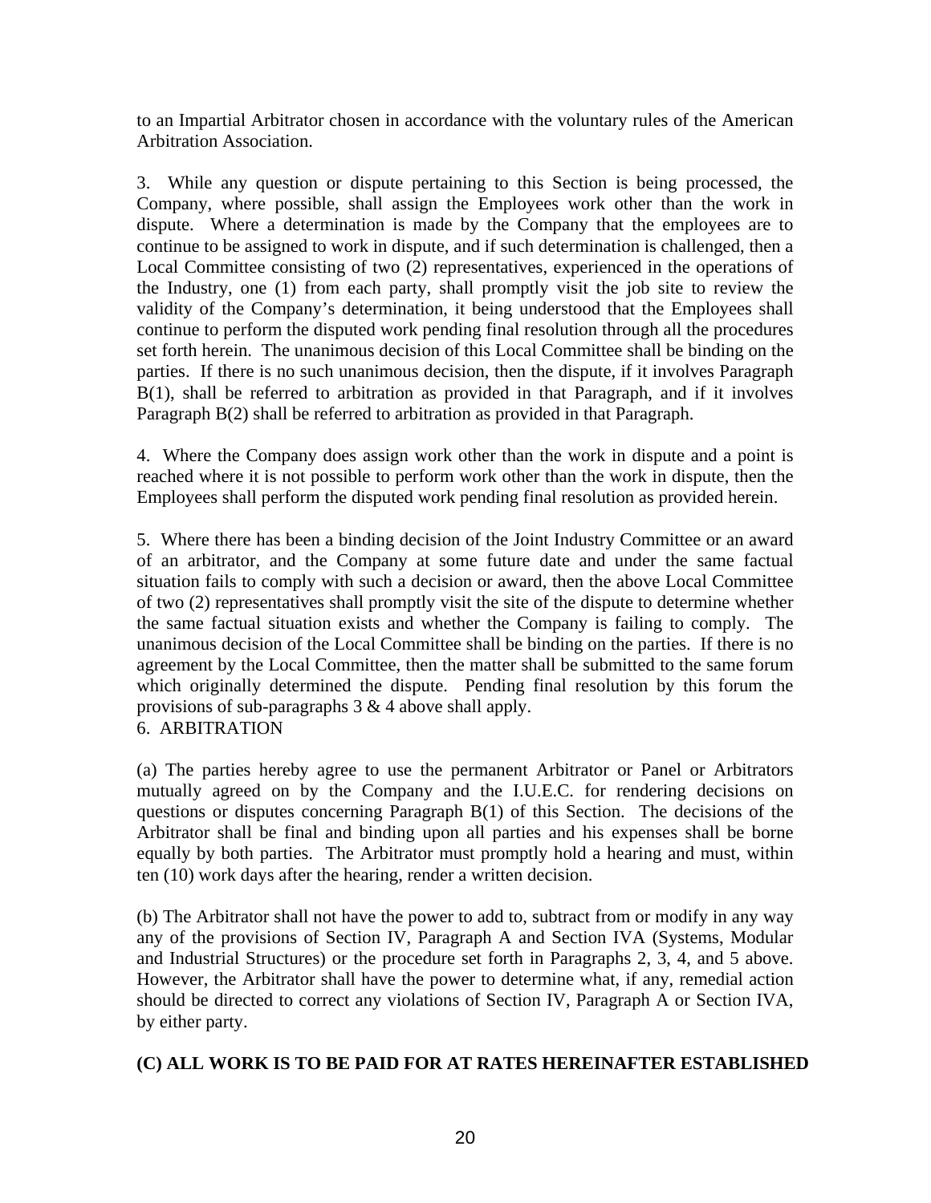to an Impartial Arbitrator chosen in accordance with the voluntary rules of the American Arbitration Association.

3. While any question or dispute pertaining to this Section is being processed, the Company, where possible, shall assign the Employees work other than the work in dispute. Where a determination is made by the Company that the employees are to continue to be assigned to work in dispute, and if such determination is challenged, then a Local Committee consisting of two (2) representatives, experienced in the operations of the Industry, one (1) from each party, shall promptly visit the job site to review the validity of the Company's determination, it being understood that the Employees shall continue to perform the disputed work pending final resolution through all the procedures set forth herein. The unanimous decision of this Local Committee shall be binding on the parties. If there is no such unanimous decision, then the dispute, if it involves Paragraph B(1), shall be referred to arbitration as provided in that Paragraph, and if it involves Paragraph B(2) shall be referred to arbitration as provided in that Paragraph.

4. Where the Company does assign work other than the work in dispute and a point is reached where it is not possible to perform work other than the work in dispute, then the Employees shall perform the disputed work pending final resolution as provided herein.

5. Where there has been a binding decision of the Joint Industry Committee or an award of an arbitrator, and the Company at some future date and under the same factual situation fails to comply with such a decision or award, then the above Local Committee of two (2) representatives shall promptly visit the site of the dispute to determine whether the same factual situation exists and whether the Company is failing to comply. The unanimous decision of the Local Committee shall be binding on the parties. If there is no agreement by the Local Committee, then the matter shall be submitted to the same forum which originally determined the dispute. Pending final resolution by this forum the provisions of sub-paragraphs 3 & 4 above shall apply.

6. ARBITRATION

(a) The parties hereby agree to use the permanent Arbitrator or Panel or Arbitrators mutually agreed on by the Company and the I.U.E.C. for rendering decisions on questions or disputes concerning Paragraph B(1) of this Section. The decisions of the Arbitrator shall be final and binding upon all parties and his expenses shall be borne equally by both parties. The Arbitrator must promptly hold a hearing and must, within ten (10) work days after the hearing, render a written decision.

(b) The Arbitrator shall not have the power to add to, subtract from or modify in any way any of the provisions of Section IV, Paragraph A and Section IVA (Systems, Modular and Industrial Structures) or the procedure set forth in Paragraphs 2, 3, 4, and 5 above. However, the Arbitrator shall have the power to determine what, if any, remedial action should be directed to correct any violations of Section IV, Paragraph A or Section IVA, by either party.

**(C) ALL WORK IS TO BE PAID FOR AT RATES HEREINAFTER ESTABLISHED**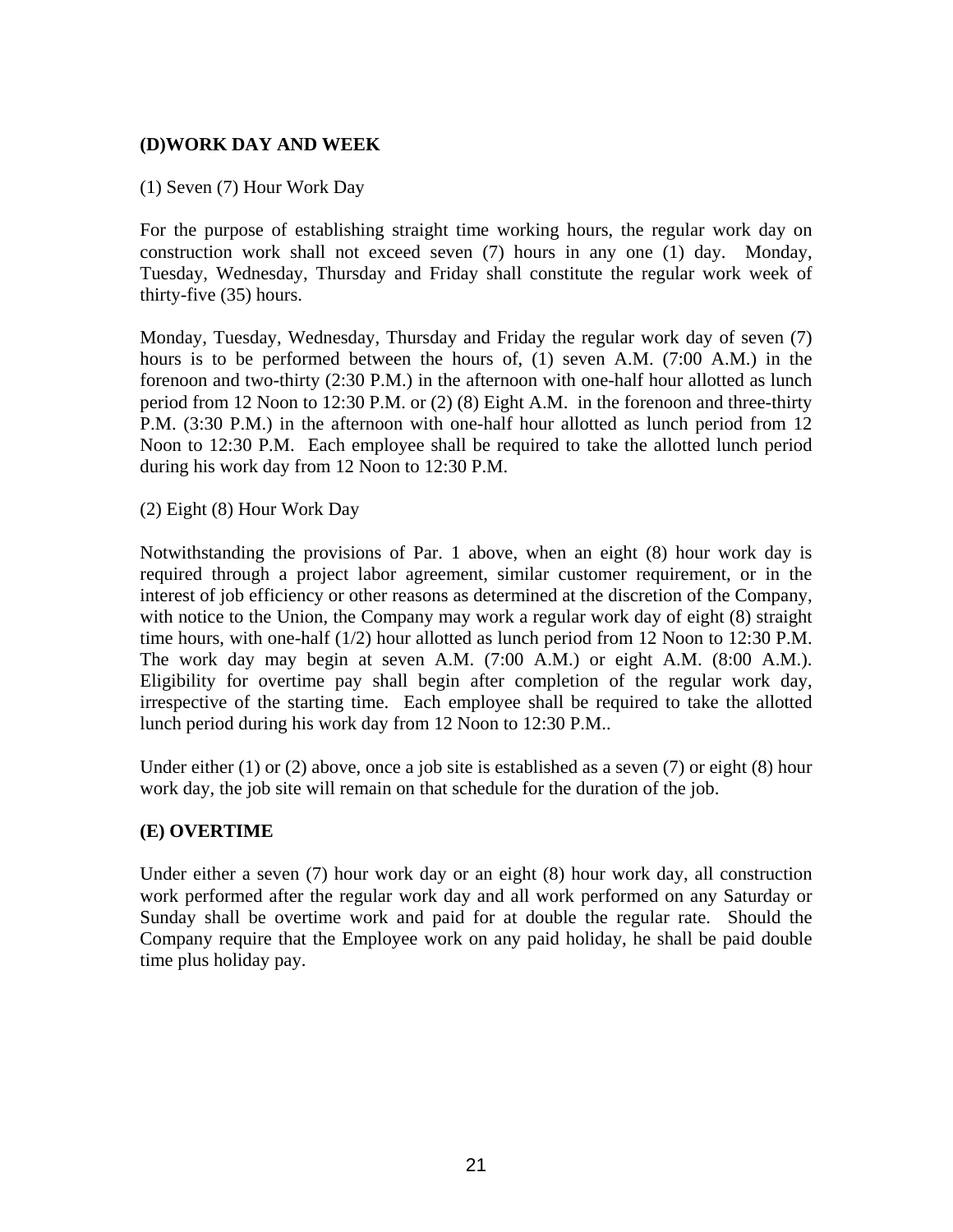## (D)WORK DAY AND WEEK

(1) Seven (7) Hour Work Day

For the purpose of establishing straight time working hours, the regular work day on construction work shall not exceed seven (7) hours in any one (1) day. Monday, Tuesday, Wednesday, Thursday and Friday shall constitute the regular work week of thirty-five (35) hours.

Monday, Tuesday, Wednesday, Thursday and Friday the regular work day of seven (7) hours is to be performed between the hours of, (1) seven A.M. (7:00 A.M.) in the forenoon and two-thirty (2:30 P.M.) in the afternoon with one-half hour allotted as lunch period from 12 Noon to 12:30 P.M. or (2) (8) Eight A.M. in the forenoon and three-thirty P.M. (3:30 P.M.) in the afternoon with one-half hour allotted as lunch period from 12 Noon to 12:30 P.M. Each employee shall be required to take the allotted lunch period during his work day from 12 Noon to 12:30 P.M.

(2) Eight (8) Hour Work Day

Notwithstanding the provisions of Par. 1 above, when an eight (8) hour work day is required through a project labor agreement, similar customer requirement, or in the interest of job efficiency or other reasons as determined at the discretion of the Company, with notice to the Union, the Company may work a regular work day of eight (8) straight time hours, with one-half (1/2) hour allotted as lunch period from 12 Noon to 12:30 P.M. The work day may begin at seven A.M. (7:00 A.M.) or eight A.M. (8:00 A.M.). Eligibility for overtime pay shall begin after completion of the regular work day, irrespective of the starting time. Each employee shall be required to take the allotted lunch period during his work day from 12 Noon to 12:30 P.M..

Under either (1) or (2) above, once a job site is established as a seven (7) or eight (8) hour work day, the job site will remain on that schedule for the duration of the job.

## (E) OVERTIME

Under either a seven (7) hour work day or an eight (8) hour work day, all construction work performed after the regular work day and all work performed on any Saturday or Sunday shall be overtime work and paid for at double the regular rate. Should the Company require that the Employee work on any paid holiday, he shall be paid double time plus holiday pay.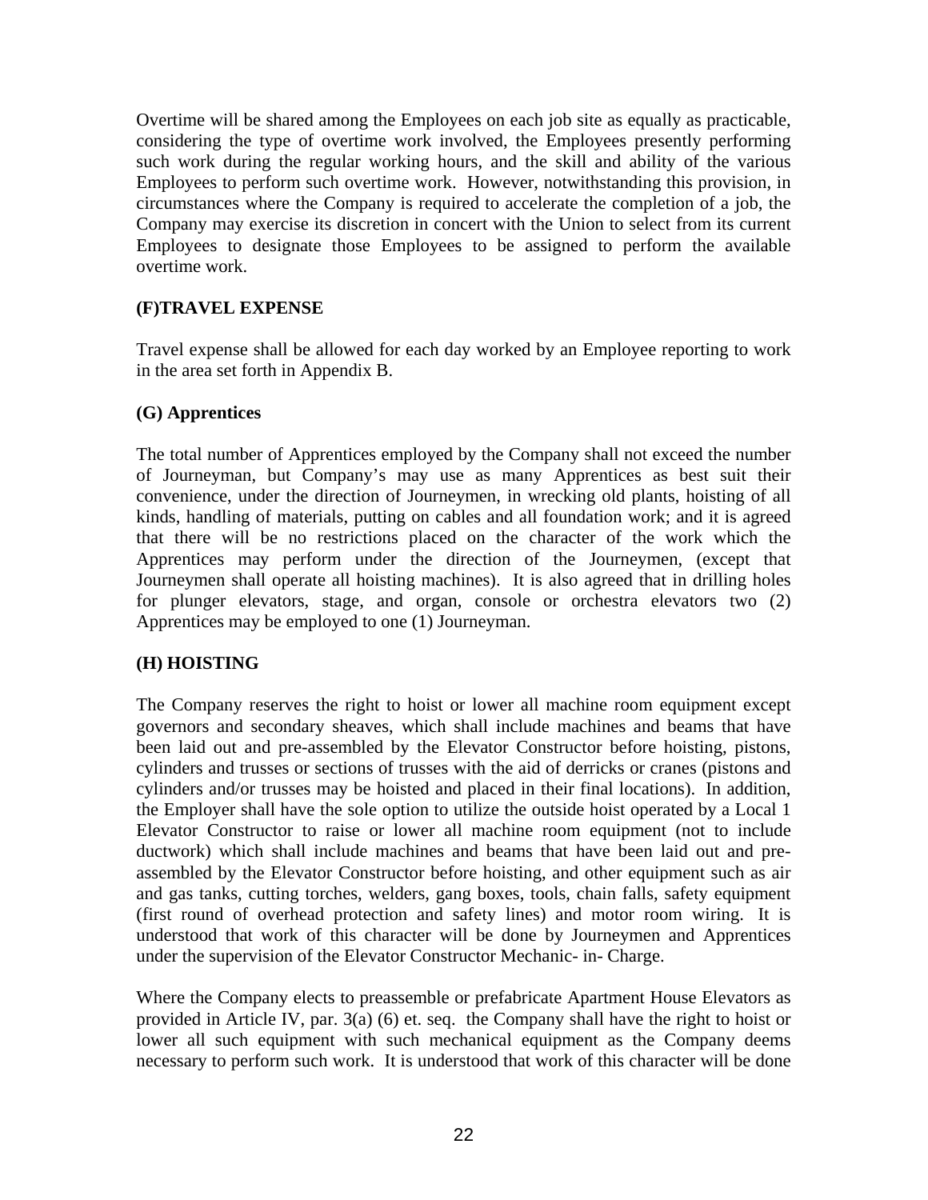Overtime will be shared among the Employees on each job site as equally as practicable, considering the type of overtime work involved, the Employees presently performing such work during the regular working hours, and the skill and ability of the various Employees to perform such overtime work. However, notwithstanding this provision, in circumstances where the Company is required to accelerate the completion of a job, the Company may exercise its discretion in concert with the Union to select from its current Employees to designate those Employees to be assigned to perform the available overtime work.

**(F)TRAVEL EXPENSE**

Travel expense shall be allowed for each day worked by an Employee reporting to work in the area set forth in Appendix B.

**(G) Apprentices**

The total number of Apprentices employed by the Company shall not exceed the number of Journeyman, but Company's may use as many Apprentices as best suit their convenience, under the direction of Journeymen, in wrecking old plants, hoisting of all kinds, handling of materials, putting on cables and all foundation work; and it is agreed that there will be no restrictions placed on the character of the work which the Apprentices may perform under the direction of the Journeymen, (except that Journeymen shall operate all hoisting machines). It is also agreed that in drilling holes for plunger elevators, stage, and organ, console or orchestra elevators two (2) Apprentices may be employed to one (1) Journeyman.

**(H) HOISTING**

The Company reserves the right to hoist or lower all machine room equipment except governors and secondary sheaves, which shall include machines and beams that have been laid out and pre-assembled by the Elevator Constructor before hoisting, pistons, cylinders and trusses or sections of trusses with the aid of derricks or cranes (pistons and cylinders and/or trusses may be hoisted and placed in their final locations). In addition, the Employer shall have the sole option to utilize the outside hoist operated by a Local 1 Elevator Constructor to raise or lower all machine room equipment (not to include ductwork) which shall include machines and beams that have been laid out and pre-assembled by the Elevator Constructor before hoisting, and other equipment such as air and gas tanks, cutting torches, welders, gang boxes, tools, chain falls, safety equipment (first round of overhead protection and safety lines) and motor room wiring. It is understood that work of this character will be done by Journeymen and Apprentices under the supervision of the Elevator Constructor Mechanic- in- Charge.

Where the Company elects to preassemble or prefabricate Apartment House Elevators as provided in Article IV, par. 3(a) (6) et. seq. the Company shall have the right to hoist or lower all such equipment with such mechanical equipment as the Company deems necessary to perform such work. It is understood that work of this character will be done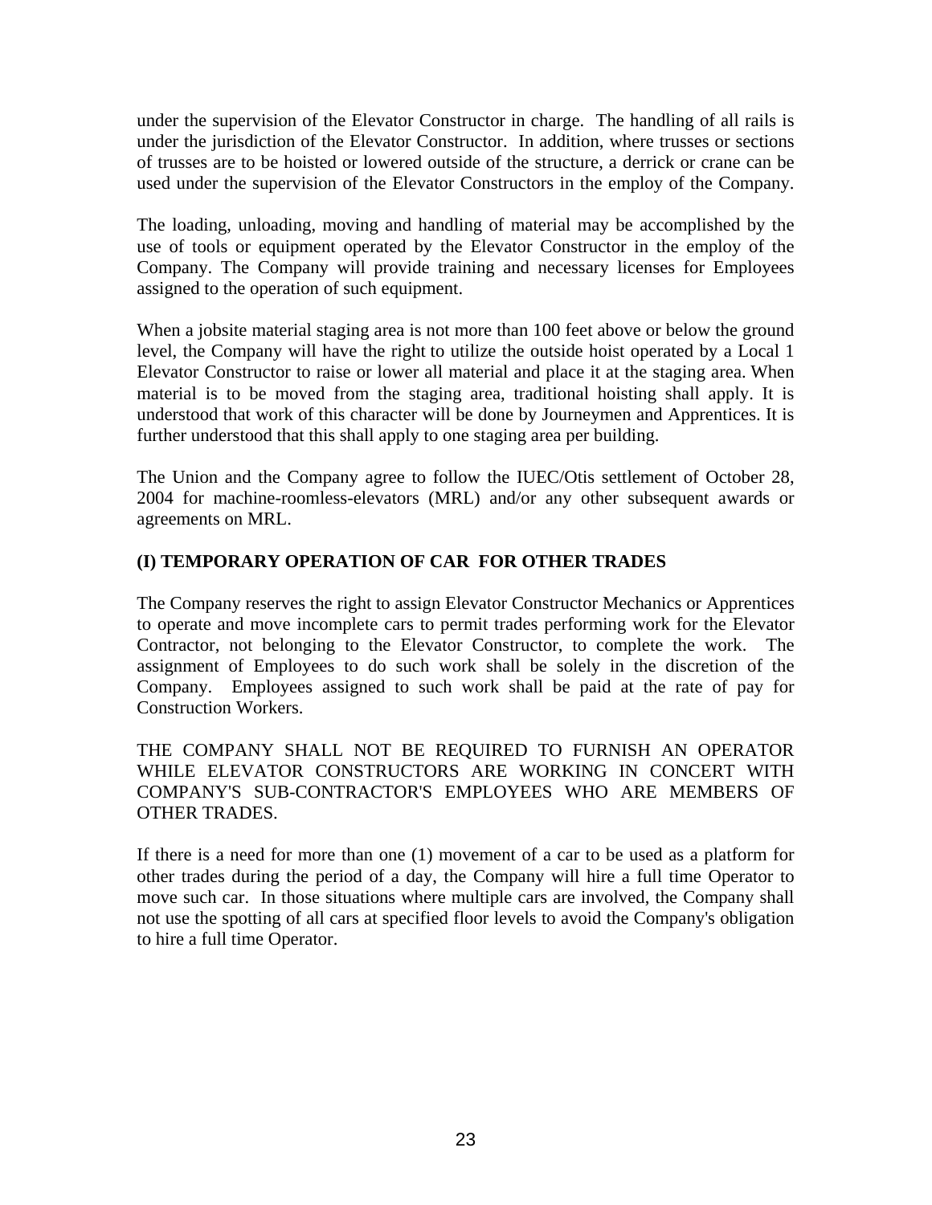under the supervision of the Elevator Constructor in charge. The handling of all rails is under the jurisdiction of the Elevator Constructor. In addition, where trusses or sections of trusses are to be hoisted or lowered outside of the structure, a derrick or crane can be used under the supervision of the Elevator Constructors in the employ of the Company.

The loading, unloading, moving and handling of material may be accomplished by the use of tools or equipment operated by the Elevator Constructor in the employ of the Company. The Company will provide training and necessary licenses for Employees assigned to the operation of such equipment.

When a jobsite material staging area is not more than 100 feet above or below the ground level, the Company will have the right to utilize the outside hoist operated by a Local 1 Elevator Constructor to raise or lower all material and place it at the staging area. When material is to be moved from the staging area, traditional hoisting shall apply. It is understood that work of this character will be done by Journeymen and Apprentices. It is further understood that this shall apply to one staging area per building.

The Union and the Company agree to follow the IUEC/Otis settlement of October 28, 2004 for machine-roomless-elevators (MRL) and/or any other subsequent awards or agreements on MRL.

**(I) TEMPORARY OPERATION OF CAR FOR OTHER TRADES**

The Company reserves the right to assign Elevator Constructor Mechanics or Apprentices to operate and move incomplete cars to permit trades performing work for the Elevator Contractor, not belonging to the Elevator Constructor, to complete the work. The assignment of Employees to do such work shall be solely in the discretion of the Company. Employees assigned to such work shall be paid at the rate of pay for Construction Workers.

THE COMPANY SHALL NOT BE REQUIRED TO FURNISH AN OPERATOR WHILE ELEVATOR CONSTRUCTORS ARE WORKING IN CONCERT WITH COMPANY'S SUB-CONTRACTOR'S EMPLOYEES WHO ARE MEMBERS OF OTHER TRADES.

If there is a need for more than one (1) movement of a car to be used as a platform for other trades during the period of a day, the Company will hire a full time Operator to move such car. In those situations where multiple cars are involved, the Company shall not use the spotting of all cars at specified floor levels to avoid the Company's obligation to hire a full time Operator.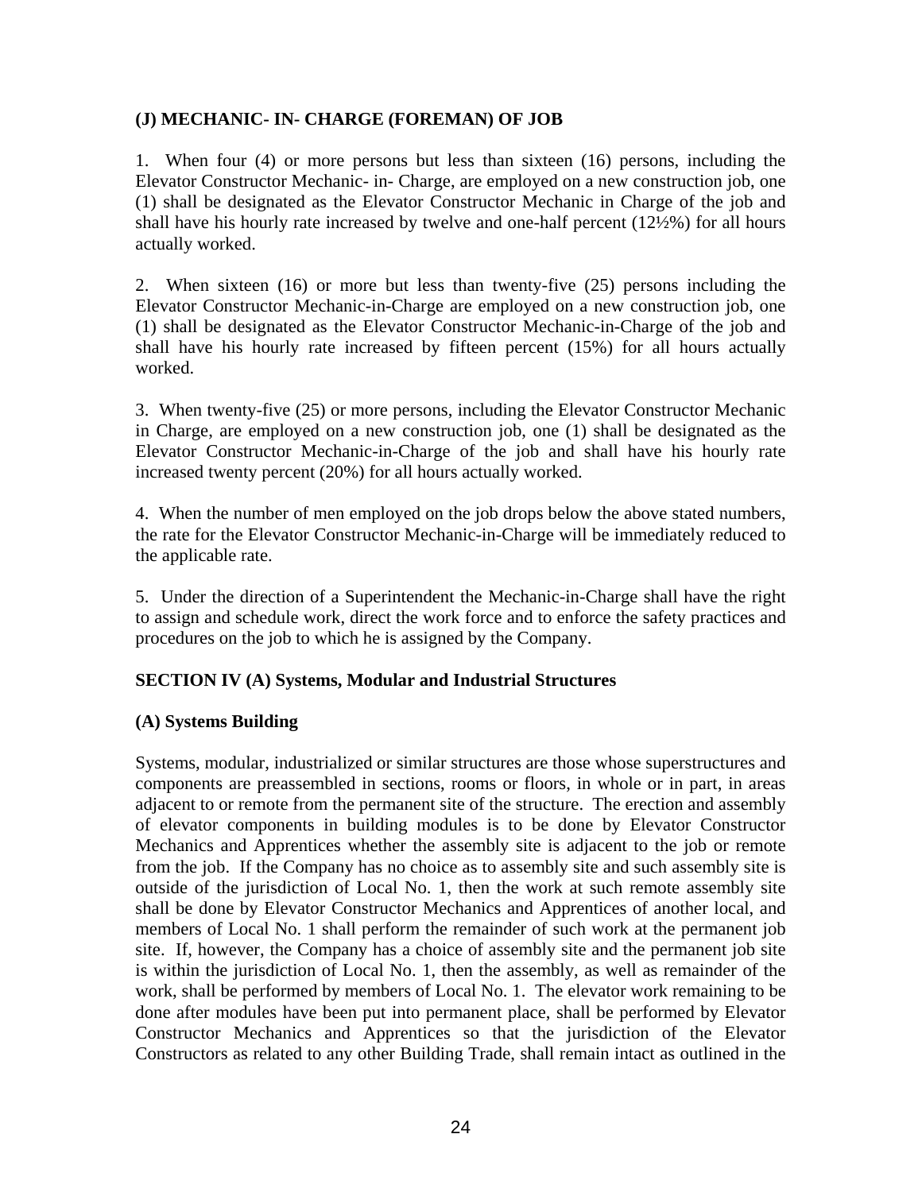**(J) MECHANIC- IN- CHARGE (FOREMAN) OF JOB**

1. When four (4) or more persons but less than sixteen (16) persons, including the Elevator Constructor Mechanic- in- Charge, are employed on a new construction job, one (1) shall be designated as the Elevator Constructor Mechanic in Charge of the job and shall have his hourly rate increased by twelve and one-half percent (12½%) for all hours actually worked.

2. When sixteen (16) or more but less than twenty-five (25) persons including the Elevator Constructor Mechanic-in-Charge are employed on a new construction job, one (1) shall be designated as the Elevator Constructor Mechanic-in-Charge of the job and shall have his hourly rate increased by fifteen percent (15%) for all hours actually worked.

3. When twenty-five (25) or more persons, including the Elevator Constructor Mechanic in Charge, are employed on a new construction job, one (1) shall be designated as the Elevator Constructor Mechanic-in-Charge of the job and shall have his hourly rate increased twenty percent (20%) for all hours actually worked.

4. When the number of men employed on the job drops below the above stated numbers, the rate for the Elevator Constructor Mechanic-in-Charge will be immediately reduced to the applicable rate.

5. Under the direction of a Superintendent the Mechanic-in-Charge shall have the right to assign and schedule work, direct the work force and to enforce the safety practices and procedures on the job to which he is assigned by the Company.

**SECTION IV (A) Systems, Modular and Industrial Structures**

**(A) Systems Building**

Systems, modular, industrialized or similar structures are those whose superstructures and components are preassembled in sections, rooms or floors, in whole or in part, in areas adjacent to or remote from the permanent site of the structure. The erection and assembly of elevator components in building modules is to be done by Elevator Constructor Mechanics and Apprentices whether the assembly site is adjacent to the job or remote from the job. If the Company has no choice as to assembly site and such assembly site is outside of the jurisdiction of Local No. 1, then the work at such remote assembly site shall be done by Elevator Constructor Mechanics and Apprentices of another local, and members of Local No. 1 shall perform the remainder of such work at the permanent job site. If, however, the Company has a choice of assembly site and the permanent job site is within the jurisdiction of Local No. 1, then the assembly, as well as remainder of the work, shall be performed by members of Local No. 1. The elevator work remaining to be done after modules have been put into permanent place, shall be performed by Elevator Constructor Mechanics and Apprentices so that the jurisdiction of the Elevator Constructors as related to any other Building Trade, shall remain intact as outlined in the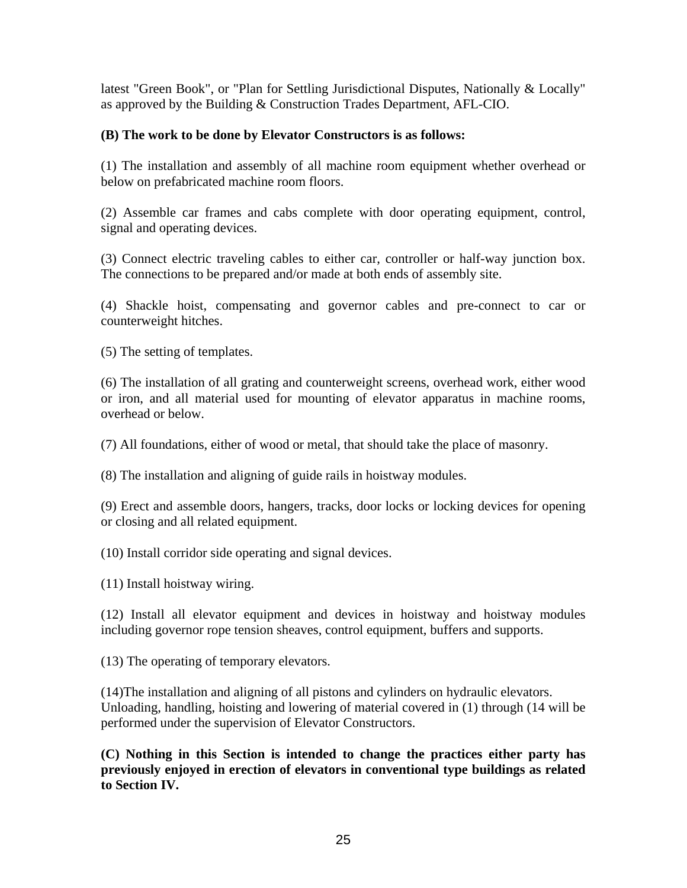latest "Green Book", or "Plan for Settling Jurisdictional Disputes, Nationally & Locally" as approved by the Building & Construction Trades Department, AFL-CIO.

**(B) The work to be done by Elevator Constructors is as follows:**

(1) The installation and assembly of all machine room equipment whether overhead or below on prefabricated machine room floors.

(2) Assemble car frames and cabs complete with door operating equipment, control, signal and operating devices.

(3) Connect electric traveling cables to either car, controller or half-way junction box. The connections to be prepared and/or made at both ends of assembly site.

(4) Shackle hoist, compensating and governor cables and pre-connect to car or counterweight hitches.

(5) The setting of templates.

(6) The installation of all grating and counterweight screens, overhead work, either wood or iron, and all material used for mounting of elevator apparatus in machine rooms, overhead or below.

(7) All foundations, either of wood or metal, that should take the place of masonry.

(8) The installation and aligning of guide rails in hoistway modules.

(9) Erect and assemble doors, hangers, tracks, door locks or locking devices for opening or closing and all related equipment.

(10) Install corridor side operating and signal devices.

(11) Install hoistway wiring.

(12) Install all elevator equipment and devices in hoistway and hoistway modules including governor rope tension sheaves, control equipment, buffers and supports.

(13) The operating of temporary elevators.

(14)The installation and aligning of all pistons and cylinders on hydraulic elevators. Unloading, handling, hoisting and lowering of material covered in (1) through (14 will be performed under the supervision of Elevator Constructors.

**(C) Nothing in this Section is intended to change the practices either party has previously enjoyed in erection of elevators in conventional type buildings as related to Section IV.**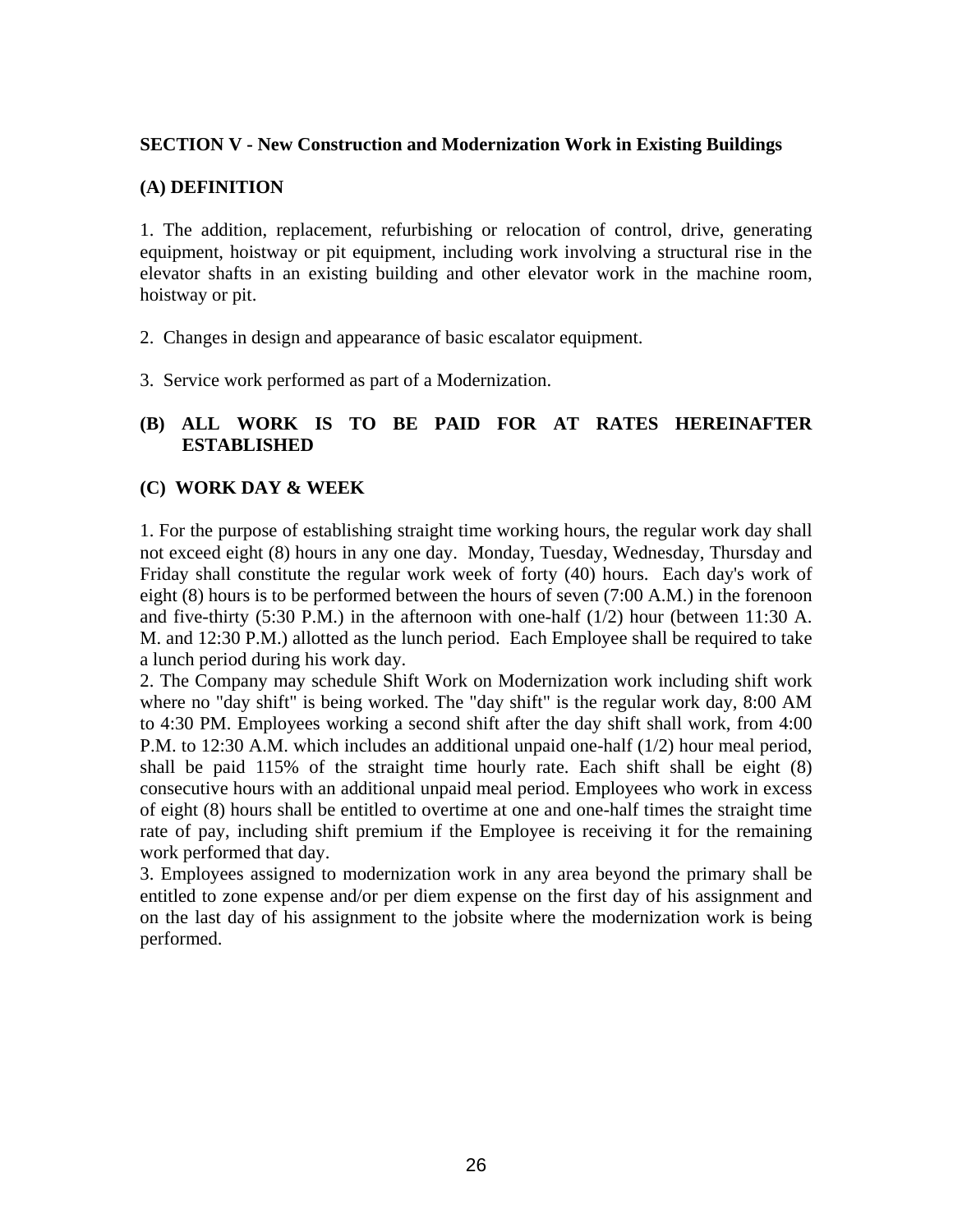**SECTION V - New Construction and Modernization Work in Existing Buildings**

**(A) DEFINITION**

1. The addition, replacement, refurbishing or relocation of control, drive, generating equipment, hoistway or pit equipment, including work involving a structural rise in the elevator shafts in an existing building and other elevator work in the machine room, hoistway or pit.

2. Changes in design and appearance of basic escalator equipment.

3. Service work performed as part of a Modernization.

**(B) ALL WORK IS TO BE PAID FOR AT RATES HEREINAFTER ESTABLISHED**

**(C) WORK DAY & WEEK**

1. For the purpose of establishing straight time working hours, the regular work day shall not exceed eight (8) hours in any one day. Monday, Tuesday, Wednesday, Thursday and Friday shall constitute the regular work week of forty (40) hours. Each day's work of eight (8) hours is to be performed between the hours of seven (7:00 A.M.) in the forenoon and five-thirty (5:30 P.M.) in the afternoon with one-half (1/2) hour (between 11:30 A. M. and 12:30 P.M.) allotted as the lunch period. Each Employee shall be required to take a lunch period during his work day.

2. The Company may schedule Shift Work on Modernization work including shift work where no "day shift" is being worked. The "day shift" is the regular work day, 8:00 AM to 4:30 PM. Employees working a second shift after the day shift shall work, from 4:00 P.M. to 12:30 A.M. which includes an additional unpaid one-half (1/2) hour meal period, shall be paid 115% of the straight time hourly rate. Each shift shall be eight (8) consecutive hours with an additional unpaid meal period. Employees who work in excess of eight (8) hours shall be entitled to overtime at one and one-half times the straight time rate of pay, including shift premium if the Employee is receiving it for the remaining work performed that day.

3. Employees assigned to modernization work in any area beyond the primary shall be entitled to zone expense and/or per diem expense on the first day of his assignment and on the last day of his assignment to the jobsite where the modernization work is being performed.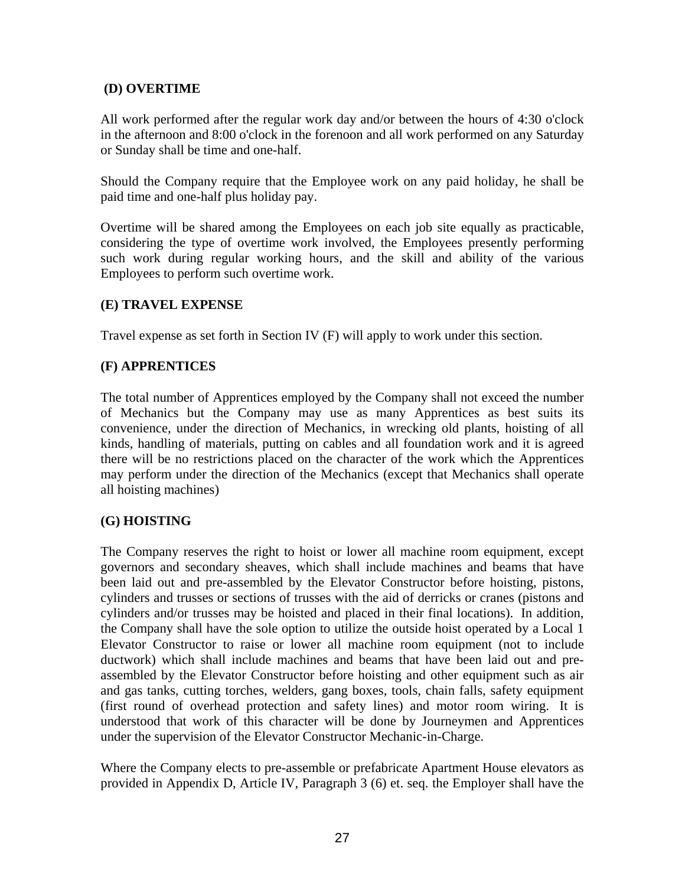### (D) OVERTIME

All work performed after the regular work day and/or between the hours of 4:30 o'clock in the afternoon and 8:00 o'clock in the forenoon and all work performed on any Saturday or Sunday shall be time and one-half.

Should the Company require that the Employee work on any paid holiday, he shall be paid time and one-half plus holiday pay.

Overtime will be shared among the Employees on each job site equally as practicable, considering the type of overtime work involved, the Employees presently performing such work during regular working hours, and the skill and ability of the various Employees to perform such overtime work.

### (E) TRAVEL EXPENSE

Travel expense as set forth in Section IV (F) will apply to work under this section.

### (F) APPRENTICES

The total number of Apprentices employed by the Company shall not exceed the number of Mechanics but the Company may use as many Apprentices as best suits its convenience, under the direction of Mechanics, in wrecking old plants, hoisting of all kinds, handling of materials, putting on cables and all foundation work and it is agreed there will be no restrictions placed on the character of the work which the Apprentices may perform under the direction of the Mechanics (except that Mechanics shall operate all hoisting machines)

### (G) HOISTING

The Company reserves the right to hoist or lower all machine room equipment, except governors and secondary sheaves, which shall include machines and beams that have been laid out and pre-assembled by the Elevator Constructor before hoisting, pistons, cylinders and trusses or sections of trusses with the aid of derricks or cranes (pistons and cylinders and/or trusses may be hoisted and placed in their final locations). In addition, the Company shall have the sole option to utilize the outside hoist operated by a Local 1 Elevator Constructor to raise or lower all machine room equipment (not to include ductwork) which shall include machines and beams that have been laid out and pre-assembled by the Elevator Constructor before hoisting and other equipment such as air and gas tanks, cutting torches, welders, gang boxes, tools, chain falls, safety equipment (first round of overhead protection and safety lines) and motor room wiring. It is understood that work of this character will be done by Journeymen and Apprentices under the supervision of the Elevator Constructor Mechanic-in-Charge.

Where the Company elects to pre-assemble or prefabricate Apartment House elevators as provided in Appendix D, Article IV, Paragraph 3 (6) et. seq. the Employer shall have the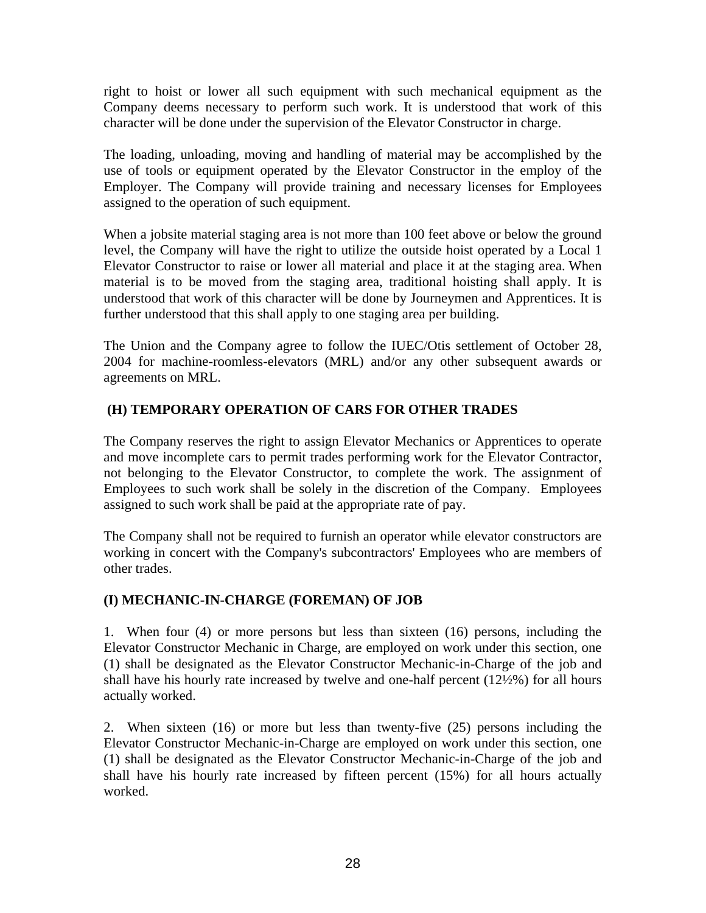right to hoist or lower all such equipment with such mechanical equipment as the Company deems necessary to perform such work. It is understood that work of this character will be done under the supervision of the Elevator Constructor in charge.

The loading, unloading, moving and handling of material may be accomplished by the use of tools or equipment operated by the Elevator Constructor in the employ of the Employer. The Company will provide training and necessary licenses for Employees assigned to the operation of such equipment.

When a jobsite material staging area is not more than 100 feet above or below the ground level, the Company will have the right to utilize the outside hoist operated by a Local 1 Elevator Constructor to raise or lower all material and place it at the staging area. When material is to be moved from the staging area, traditional hoisting shall apply. It is understood that work of this character will be done by Journeymen and Apprentices. It is further understood that this shall apply to one staging area per building.

The Union and the Company agree to follow the IUEC/Otis settlement of October 28, 2004 for machine-roomless-elevators (MRL) and/or any other subsequent awards or agreements on MRL.

### (H) TEMPORARY OPERATION OF CARS FOR OTHER TRADES

The Company reserves the right to assign Elevator Mechanics or Apprentices to operate and move incomplete cars to permit trades performing work for the Elevator Contractor, not belonging to the Elevator Constructor, to complete the work. The assignment of Employees to such work shall be solely in the discretion of the Company. Employees assigned to such work shall be paid at the appropriate rate of pay.

The Company shall not be required to furnish an operator while elevator constructors are working in concert with the Company's subcontractors' Employees who are members of other trades.

### (I) MECHANIC-IN-CHARGE (FOREMAN) OF JOB

1. When four (4) or more persons but less than sixteen (16) persons, including the Elevator Constructor Mechanic in Charge, are employed on work under this section, one (1) shall be designated as the Elevator Constructor Mechanic-in-Charge of the job and shall have his hourly rate increased by twelve and one-half percent (12½%) for all hours actually worked.

2. When sixteen (16) or more but less than twenty-five (25) persons including the Elevator Constructor Mechanic-in-Charge are employed on work under this section, one (1) shall be designated as the Elevator Constructor Mechanic-in-Charge of the job and shall have his hourly rate increased by fifteen percent (15%) for all hours actually worked.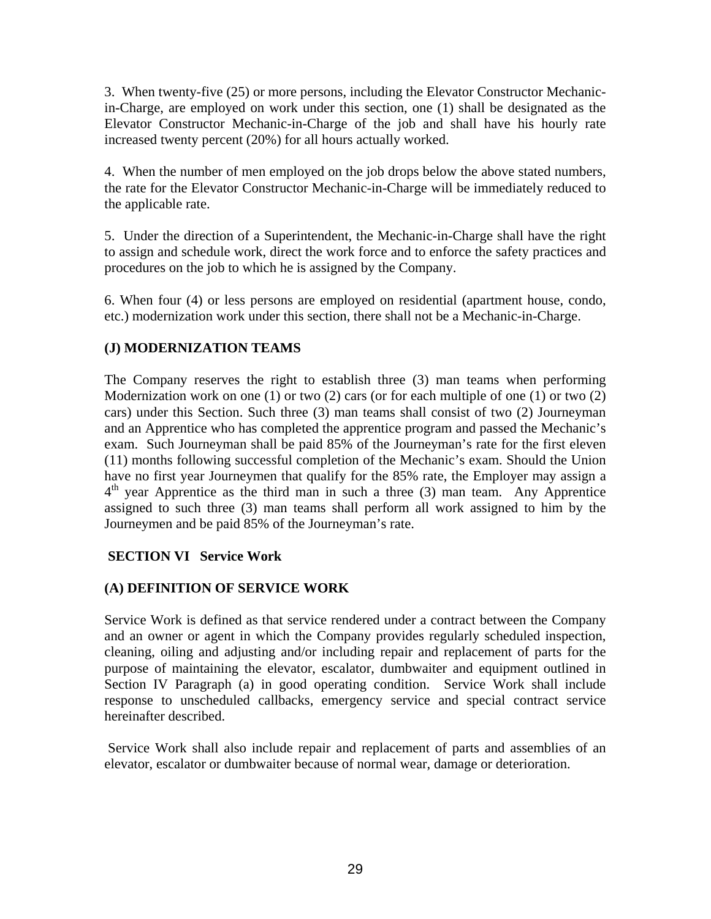3. When twenty-five (25) or more persons, including the Elevator Constructor Mechanic-in-Charge, are employed on work under this section, one (1) shall be designated as the Elevator Constructor Mechanic-in-Charge of the job and shall have his hourly rate increased twenty percent (20%) for all hours actually worked.

4. When the number of men employed on the job drops below the above stated numbers, the rate for the Elevator Constructor Mechanic-in-Charge will be immediately reduced to the applicable rate.

5. Under the direction of a Superintendent, the Mechanic-in-Charge shall have the right to assign and schedule work, direct the work force and to enforce the safety practices and procedures on the job to which he is assigned by the Company.

6. When four (4) or less persons are employed on residential (apartment house, condo, etc.) modernization work under this section, there shall not be a Mechanic-in-Charge.

### (J) MODERNIZATION TEAMS

The Company reserves the right to establish three (3) man teams when performing Modernization work on one (1) or two (2) cars (or for each multiple of one (1) or two (2) cars) under this Section. Such three (3) man teams shall consist of two (2) Journeyman and an Apprentice who has completed the apprentice program and passed the Mechanic's exam. Such Journeyman shall be paid 85% of the Journeyman's rate for the first eleven (11) months following successful completion of the Mechanic's exam. Should the Union have no first year Journeymen that qualify for the 85% rate, the Employer may assign a 4th year Apprentice as the third man in such a three (3) man team. Any Apprentice assigned to such three (3) man teams shall perform all work assigned to him by the Journeymen and be paid 85% of the Journeyman's rate.

## SECTION VI Service Work

### (A) DEFINITION OF SERVICE WORK

Service Work is defined as that service rendered under a contract between the Company and an owner or agent in which the Company provides regularly scheduled inspection, cleaning, oiling and adjusting and/or including repair and replacement of parts for the purpose of maintaining the elevator, escalator, dumbwaiter and equipment outlined in Section IV Paragraph (a) in good operating condition. Service Work shall include response to unscheduled callbacks, emergency service and special contract service hereinafter described.

Service Work shall also include repair and replacement of parts and assemblies of an elevator, escalator or dumbwaiter because of normal wear, damage or deterioration.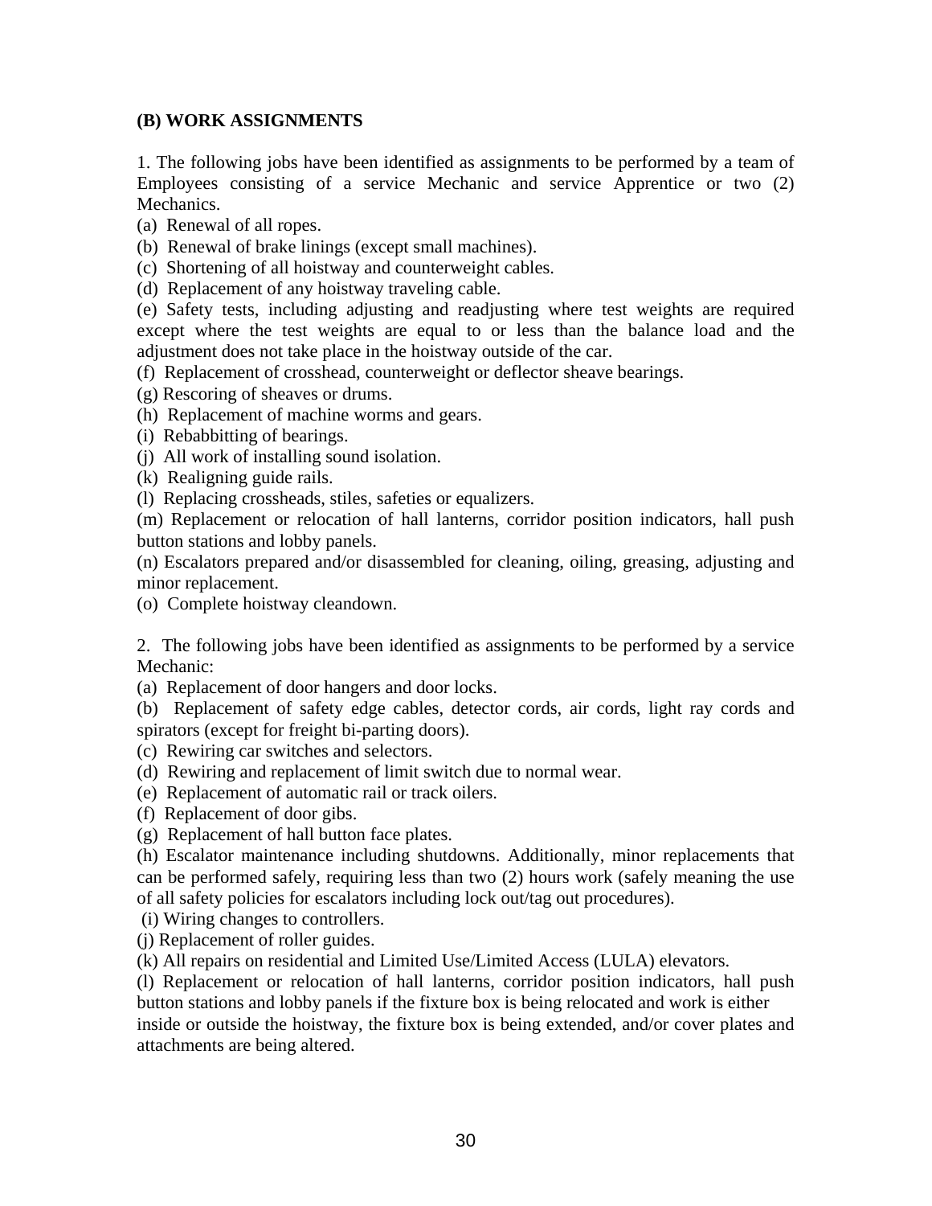**(B) WORK ASSIGNMENTS**

1. The following jobs have been identified as assignments to be performed by a team of Employees consisting of a service Mechanic and service Apprentice or two (2) Mechanics.

(a) Renewal of all ropes.
(b) Renewal of brake linings (except small machines).
(c) Shortening of all hoistway and counterweight cables.
(d) Replacement of any hoistway traveling cable.
(e) Safety tests, including adjusting and readjusting where test weights are required except where the test weights are equal to or less than the balance load and the adjustment does not take place in the hoistway outside of the car.
(f) Replacement of crosshead, counterweight or deflector sheave bearings.
(g) Rescoring of sheaves or drums.
(h) Replacement of machine worms and gears.
(i) Rebabbitting of bearings.
(j) All work of installing sound isolation.
(k) Realigning guide rails.
(l) Replacing crossheads, stiles, safeties or equalizers.
(m) Replacement or relocation of hall lanterns, corridor position indicators, hall push button stations and lobby panels.
(n) Escalators prepared and/or disassembled for cleaning, oiling, greasing, adjusting and minor replacement.
(o) Complete hoistway cleandown.

2. The following jobs have been identified as assignments to be performed by a service Mechanic:

(a) Replacement of door hangers and door locks.
(b) Replacement of safety edge cables, detector cords, air cords, light ray cords and spirators (except for freight bi-parting doors).
(c) Rewiring car switches and selectors.
(d) Rewiring and replacement of limit switch due to normal wear.
(e) Replacement of automatic rail or track oilers.
(f) Replacement of door gibs.
(g) Replacement of hall button face plates.
(h) Escalator maintenance including shutdowns. Additionally, minor replacements that can be performed safely, requiring less than two (2) hours work (safely meaning the use of all safety policies for escalators including lock out/tag out procedures).
(i) Wiring changes to controllers.
(j) Replacement of roller guides.
(k) All repairs on residential and Limited Use/Limited Access (LULA) elevators.
(l) Replacement or relocation of hall lanterns, corridor position indicators, hall push button stations and lobby panels if the fixture box is being relocated and work is either inside or outside the hoistway, the fixture box is being extended, and/or cover plates and attachments are being altered.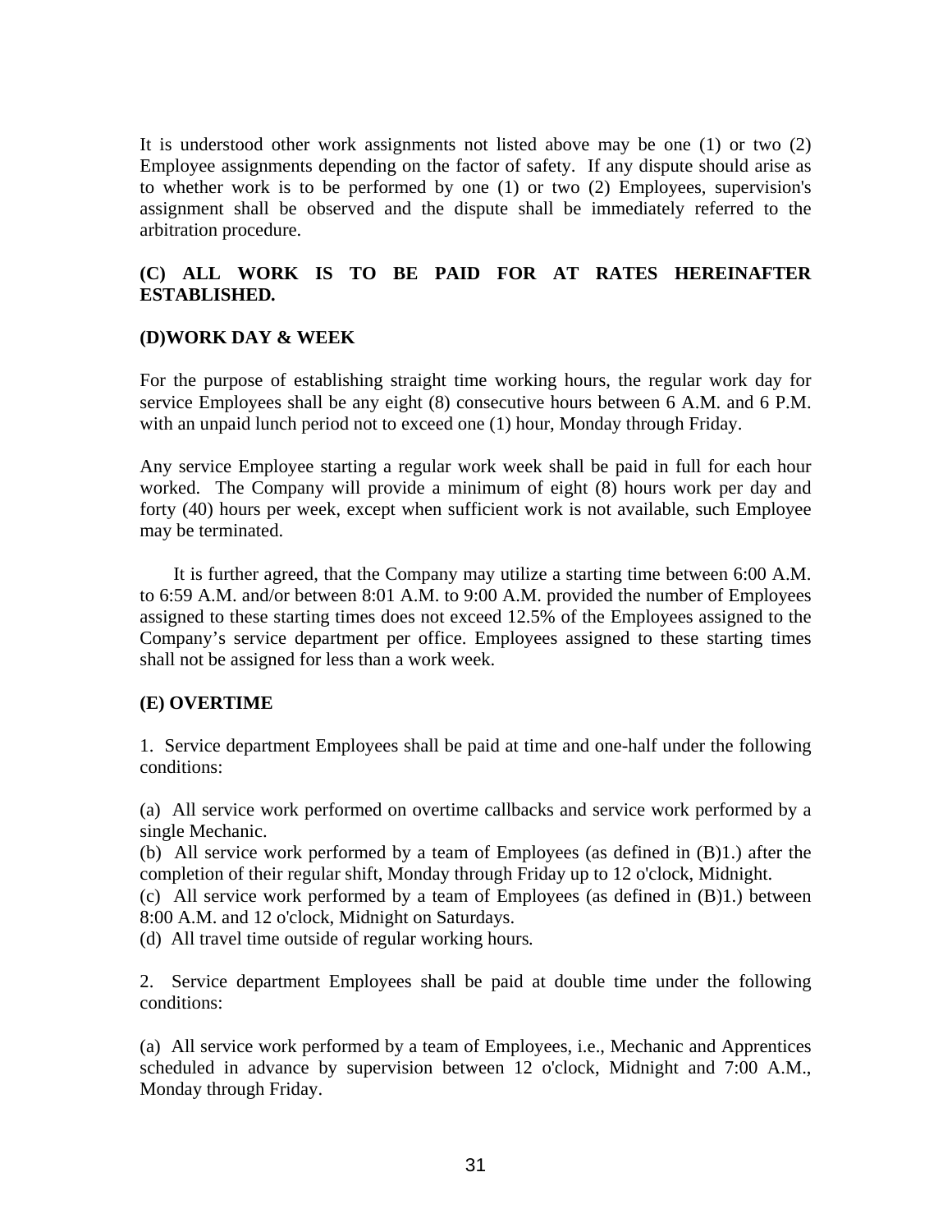It is understood other work assignments not listed above may be one (1) or two (2) Employee assignments depending on the factor of safety. If any dispute should arise as to whether work is to be performed by one (1) or two (2) Employees, supervision's assignment shall be observed and the dispute shall be immediately referred to the arbitration procedure.

**(C) ALL WORK IS TO BE PAID FOR AT RATES HEREINAFTER ESTABLISHED.**

**(D)WORK DAY & WEEK**

For the purpose of establishing straight time working hours, the regular work day for service Employees shall be any eight (8) consecutive hours between 6 A.M. and 6 P.M. with an unpaid lunch period not to exceed one (1) hour, Monday through Friday.

Any service Employee starting a regular work week shall be paid in full for each hour worked. The Company will provide a minimum of eight (8) hours work per day and forty (40) hours per week, except when sufficient work is not available, such Employee may be terminated.

It is further agreed, that the Company may utilize a starting time between 6:00 A.M. to 6:59 A.M. and/or between 8:01 A.M. to 9:00 A.M. provided the number of Employees assigned to these starting times does not exceed 12.5% of the Employees assigned to the Company's service department per office. Employees assigned to these starting times shall not be assigned for less than a work week.

**(E) OVERTIME**

1. Service department Employees shall be paid at time and one-half under the following conditions:

(a) All service work performed on overtime callbacks and service work performed by a single Mechanic.
(b) All service work performed by a team of Employees (as defined in (B)1.) after the completion of their regular shift, Monday through Friday up to 12 o'clock, Midnight.
(c) All service work performed by a team of Employees (as defined in (B)1.) between 8:00 A.M. and 12 o'clock, Midnight on Saturdays.
(d) All travel time outside of regular working hours.

2. Service department Employees shall be paid at double time under the following conditions:

(a) All service work performed by a team of Employees, i.e., Mechanic and Apprentices scheduled in advance by supervision between 12 o'clock, Midnight and 7:00 A.M., Monday through Friday.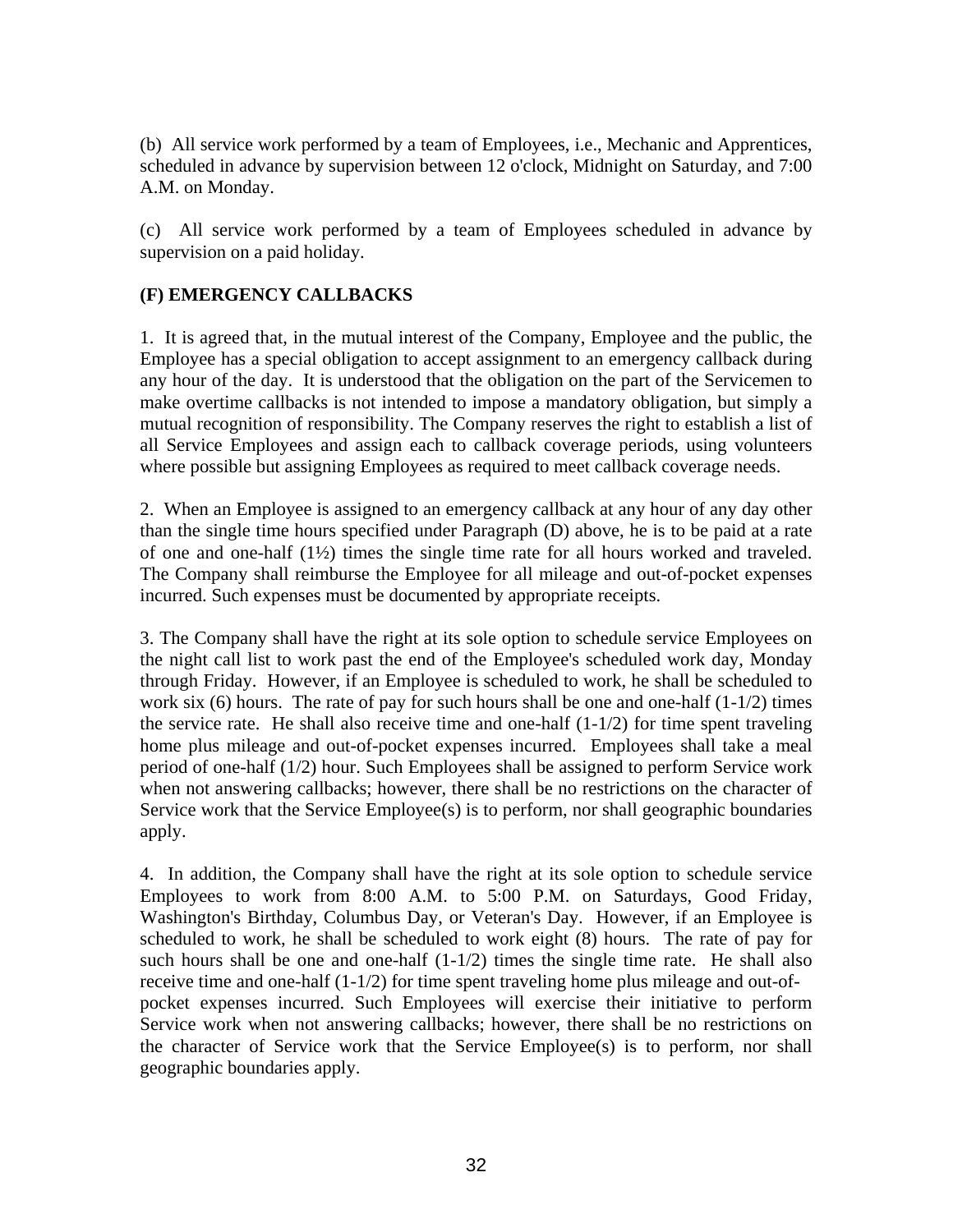(b) All service work performed by a team of Employees, i.e., Mechanic and Apprentices, scheduled in advance by supervision between 12 o'clock, Midnight on Saturday, and 7:00 A.M. on Monday.

(c) All service work performed by a team of Employees scheduled in advance by supervision on a paid holiday.

**(F) EMERGENCY CALLBACKS**

1. It is agreed that, in the mutual interest of the Company, Employee and the public, the Employee has a special obligation to accept assignment to an emergency callback during any hour of the day. It is understood that the obligation on the part of the Servicemen to make overtime callbacks is not intended to impose a mandatory obligation, but simply a mutual recognition of responsibility. The Company reserves the right to establish a list of all Service Employees and assign each to callback coverage periods, using volunteers where possible but assigning Employees as required to meet callback coverage needs.

2. When an Employee is assigned to an emergency callback at any hour of any day other than the single time hours specified under Paragraph (D) above, he is to be paid at a rate of one and one-half (1½) times the single time rate for all hours worked and traveled. The Company shall reimburse the Employee for all mileage and out-of-pocket expenses incurred. Such expenses must be documented by appropriate receipts.

3. The Company shall have the right at its sole option to schedule service Employees on the night call list to work past the end of the Employee's scheduled work day, Monday through Friday. However, if an Employee is scheduled to work, he shall be scheduled to work six (6) hours. The rate of pay for such hours shall be one and one-half (1-1/2) times the service rate. He shall also receive time and one-half (1-1/2) for time spent traveling home plus mileage and out-of-pocket expenses incurred. Employees shall take a meal period of one-half (1/2) hour. Such Employees shall be assigned to perform Service work when not answering callbacks; however, there shall be no restrictions on the character of Service work that the Service Employee(s) is to perform, nor shall geographic boundaries apply.

4. In addition, the Company shall have the right at its sole option to schedule service Employees to work from 8:00 A.M. to 5:00 P.M. on Saturdays, Good Friday, Washington's Birthday, Columbus Day, or Veteran's Day. However, if an Employee is scheduled to work, he shall be scheduled to work eight (8) hours. The rate of pay for such hours shall be one and one-half (1-1/2) times the single time rate. He shall also receive time and one-half (1-1/2) for time spent traveling home plus mileage and out-of-pocket expenses incurred. Such Employees will exercise their initiative to perform Service work when not answering callbacks; however, there shall be no restrictions on the character of Service work that the Service Employee(s) is to perform, nor shall geographic boundaries apply.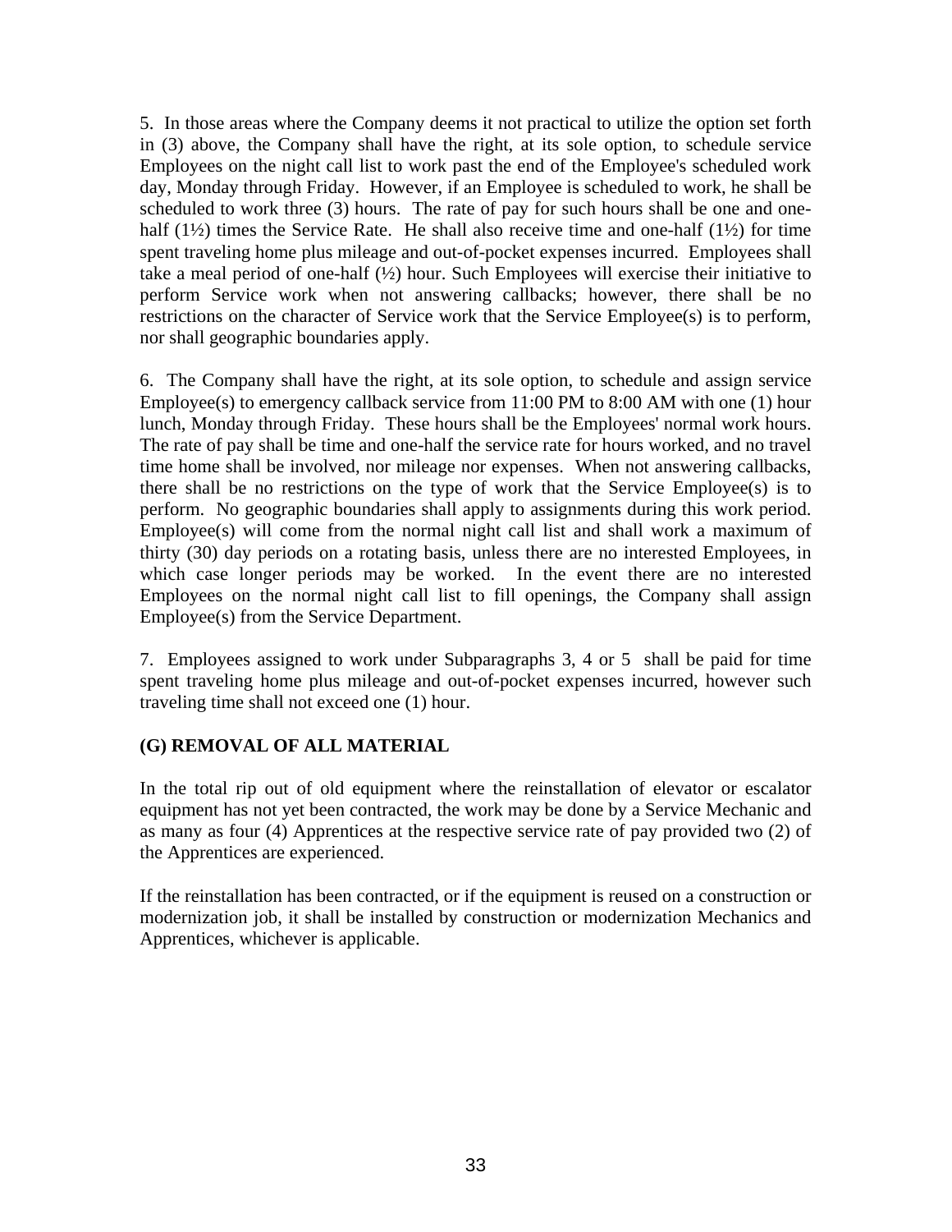5. In those areas where the Company deems it not practical to utilize the option set forth in (3) above, the Company shall have the right, at its sole option, to schedule service Employees on the night call list to work past the end of the Employee's scheduled work day, Monday through Friday. However, if an Employee is scheduled to work, he shall be scheduled to work three (3) hours. The rate of pay for such hours shall be one and one-half (1½) times the Service Rate. He shall also receive time and one-half (1½) for time spent traveling home plus mileage and out-of-pocket expenses incurred. Employees shall take a meal period of one-half (½) hour. Such Employees will exercise their initiative to perform Service work when not answering callbacks; however, there shall be no restrictions on the character of Service work that the Service Employee(s) is to perform, nor shall geographic boundaries apply.

6. The Company shall have the right, at its sole option, to schedule and assign service Employee(s) to emergency callback service from 11:00 PM to 8:00 AM with one (1) hour lunch, Monday through Friday. These hours shall be the Employees' normal work hours. The rate of pay shall be time and one-half the service rate for hours worked, and no travel time home shall be involved, nor mileage nor expenses. When not answering callbacks, there shall be no restrictions on the type of work that the Service Employee(s) is to perform. No geographic boundaries shall apply to assignments during this work period. Employee(s) will come from the normal night call list and shall work a maximum of thirty (30) day periods on a rotating basis, unless there are no interested Employees, in which case longer periods may be worked. In the event there are no interested Employees on the normal night call list to fill openings, the Company shall assign Employee(s) from the Service Department.

7. Employees assigned to work under Subparagraphs 3, 4 or 5 shall be paid for time spent traveling home plus mileage and out-of-pocket expenses incurred, however such traveling time shall not exceed one (1) hour.

**(G) REMOVAL OF ALL MATERIAL**

In the total rip out of old equipment where the reinstallation of elevator or escalator equipment has not yet been contracted, the work may be done by a Service Mechanic and as many as four (4) Apprentices at the respective service rate of pay provided two (2) of the Apprentices are experienced.

If the reinstallation has been contracted, or if the equipment is reused on a construction or modernization job, it shall be installed by construction or modernization Mechanics and Apprentices, whichever is applicable.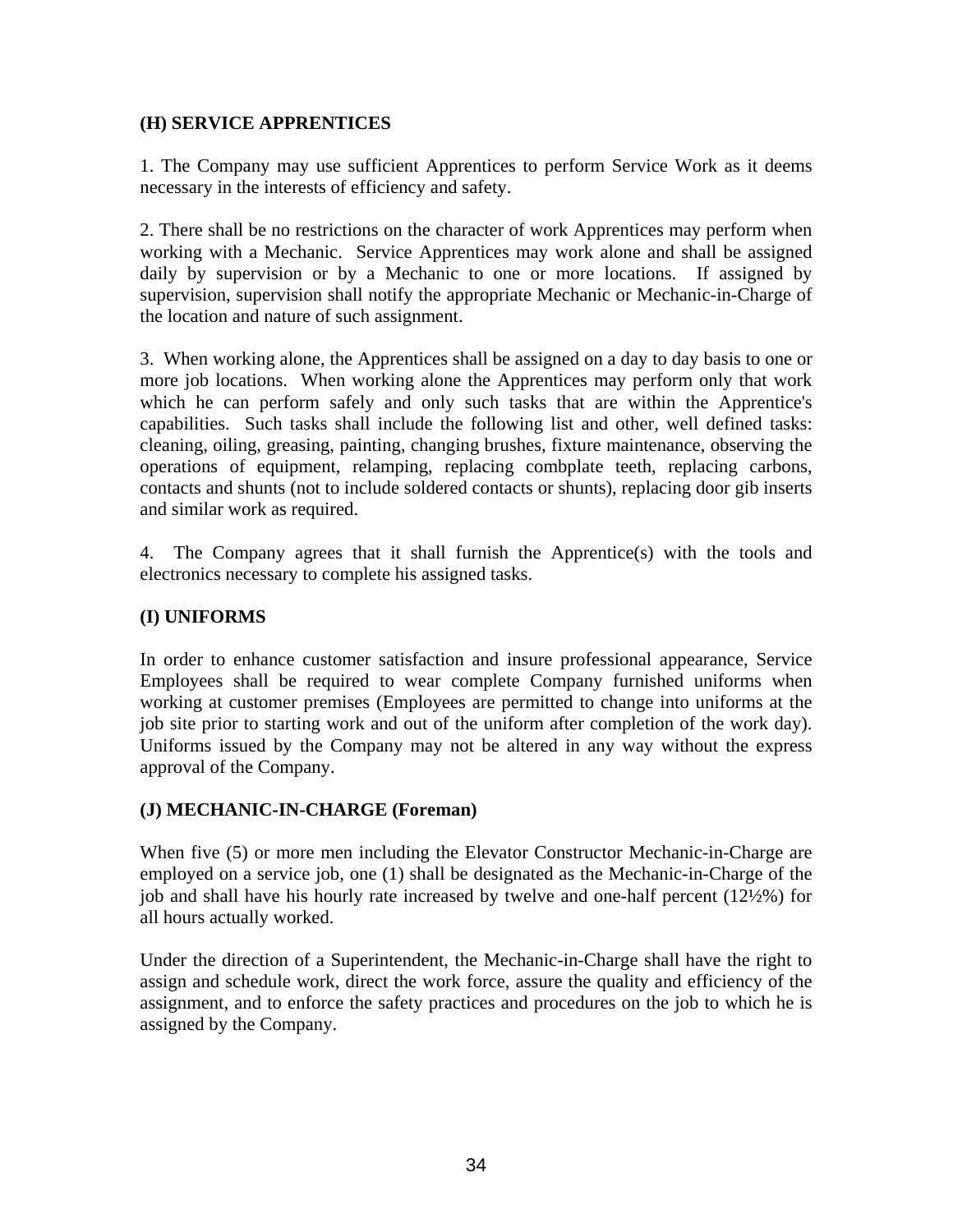### (H) SERVICE APPRENTICES

1. The Company may use sufficient Apprentices to perform Service Work as it deems necessary in the interests of efficiency and safety.

2. There shall be no restrictions on the character of work Apprentices may perform when working with a Mechanic. Service Apprentices may work alone and shall be assigned daily by supervision or by a Mechanic to one or more locations. If assigned by supervision, supervision shall notify the appropriate Mechanic or Mechanic-in-Charge of the location and nature of such assignment.

3. When working alone, the Apprentices shall be assigned on a day to day basis to one or more job locations. When working alone the Apprentices may perform only that work which he can perform safely and only such tasks that are within the Apprentice's capabilities. Such tasks shall include the following list and other, well defined tasks: cleaning, oiling, greasing, painting, changing brushes, fixture maintenance, observing the operations of equipment, relamping, replacing combplate teeth, replacing carbons, contacts and shunts (not to include soldered contacts or shunts), replacing door gib inserts and similar work as required.

4. The Company agrees that it shall furnish the Apprentice(s) with the tools and electronics necessary to complete his assigned tasks.

### (I) UNIFORMS

In order to enhance customer satisfaction and insure professional appearance, Service Employees shall be required to wear complete Company furnished uniforms when working at customer premises (Employees are permitted to change into uniforms at the job site prior to starting work and out of the uniform after completion of the work day). Uniforms issued by the Company may not be altered in any way without the express approval of the Company.

### (J) MECHANIC-IN-CHARGE (Foreman)

When five (5) or more men including the Elevator Constructor Mechanic-in-Charge are employed on a service job, one (1) shall be designated as the Mechanic-in-Charge of the job and shall have his hourly rate increased by twelve and one-half percent (12½%) for all hours actually worked.

Under the direction of a Superintendent, the Mechanic-in-Charge shall have the right to assign and schedule work, direct the work force, assure the quality and efficiency of the assignment, and to enforce the safety practices and procedures on the job to which he is assigned by the Company.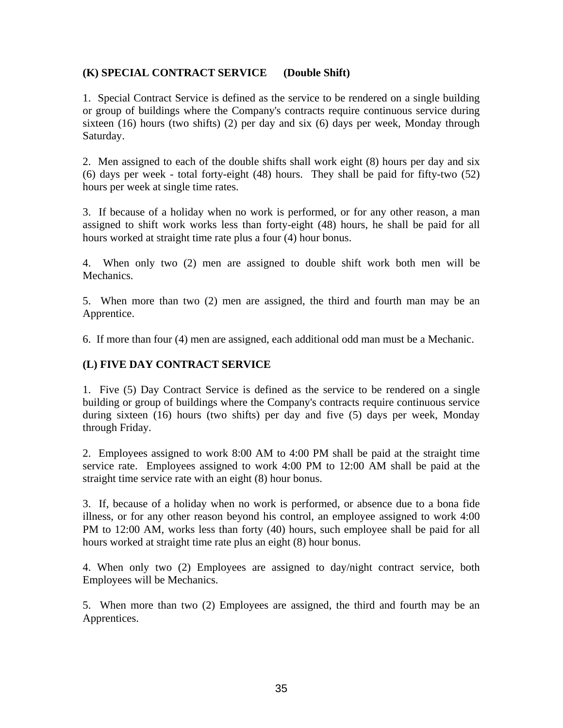**(K) SPECIAL CONTRACT SERVICE (Double Shift)**

1. Special Contract Service is defined as the service to be rendered on a single building or group of buildings where the Company's contracts require continuous service during sixteen (16) hours (two shifts) (2) per day and six (6) days per week, Monday through Saturday.

2. Men assigned to each of the double shifts shall work eight (8) hours per day and six (6) days per week - total forty-eight (48) hours. They shall be paid for fifty-two (52) hours per week at single time rates.

3. If because of a holiday when no work is performed, or for any other reason, a man assigned to shift work works less than forty-eight (48) hours, he shall be paid for all hours worked at straight time rate plus a four (4) hour bonus.

4. When only two (2) men are assigned to double shift work both men will be Mechanics.

5. When more than two (2) men are assigned, the third and fourth man may be an Apprentice.

6. If more than four (4) men are assigned, each additional odd man must be a Mechanic.

**(L) FIVE DAY CONTRACT SERVICE**

1. Five (5) Day Contract Service is defined as the service to be rendered on a single building or group of buildings where the Company's contracts require continuous service during sixteen (16) hours (two shifts) per day and five (5) days per week, Monday through Friday.

2. Employees assigned to work 8:00 AM to 4:00 PM shall be paid at the straight time service rate. Employees assigned to work 4:00 PM to 12:00 AM shall be paid at the straight time service rate with an eight (8) hour bonus.

3. If, because of a holiday when no work is performed, or absence due to a bona fide illness, or for any other reason beyond his control, an employee assigned to work 4:00 PM to 12:00 AM, works less than forty (40) hours, such employee shall be paid for all hours worked at straight time rate plus an eight (8) hour bonus.

4. When only two (2) Employees are assigned to day/night contract service, both Employees will be Mechanics.

5. When more than two (2) Employees are assigned, the third and fourth may be an Apprentices.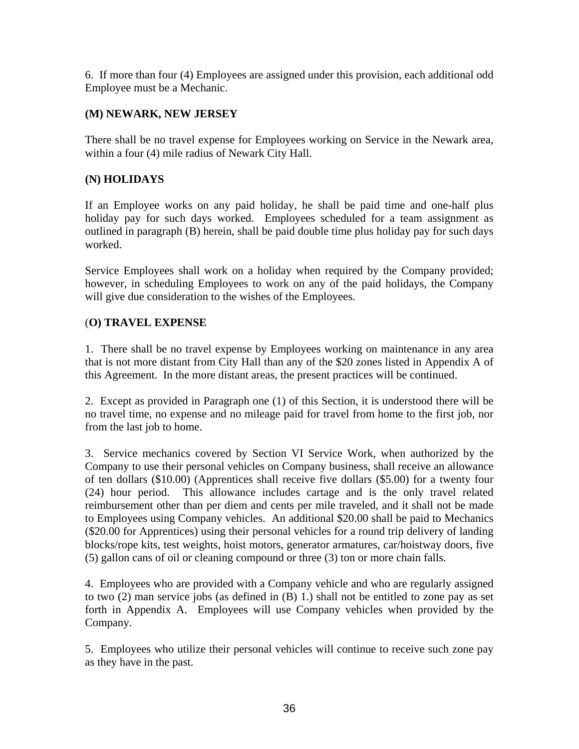6. If more than four (4) Employees are assigned under this provision, each additional odd Employee must be a Mechanic.

**(M) NEWARK, NEW JERSEY**

There shall be no travel expense for Employees working on Service in the Newark area, within a four (4) mile radius of Newark City Hall.

**(N) HOLIDAYS**

If an Employee works on any paid holiday, he shall be paid time and one-half plus holiday pay for such days worked. Employees scheduled for a team assignment as outlined in paragraph (B) herein, shall be paid double time plus holiday pay for such days worked.

Service Employees shall work on a holiday when required by the Company provided; however, in scheduling Employees to work on any of the paid holidays, the Company will give due consideration to the wishes of the Employees.

(**O) TRAVEL EXPENSE**

1. There shall be no travel expense by Employees working on maintenance in any area that is not more distant from City Hall than any of the $20 zones listed in Appendix A of this Agreement. In the more distant areas, the present practices will be continued.

2. Except as provided in Paragraph one (1) of this Section, it is understood there will be no travel time, no expense and no mileage paid for travel from home to the first job, nor from the last job to home.

3. Service mechanics covered by Section VI Service Work, when authorized by the Company to use their personal vehicles on Company business, shall receive an allowance of ten dollars ($10.00) (Apprentices shall receive five dollars ($5.00) for a twenty four (24) hour period. This allowance includes cartage and is the only travel related reimbursement other than per diem and cents per mile traveled, and it shall not be made to Employees using Company vehicles. An additional $20.00 shall be paid to Mechanics ($20.00 for Apprentices) using their personal vehicles for a round trip delivery of landing blocks/rope kits, test weights, hoist motors, generator armatures, car/hoistway doors, five (5) gallon cans of oil or cleaning compound or three (3) ton or more chain falls.

4. Employees who are provided with a Company vehicle and who are regularly assigned to two (2) man service jobs (as defined in (B) 1.) shall not be entitled to zone pay as set forth in Appendix A. Employees will use Company vehicles when provided by the Company.

5. Employees who utilize their personal vehicles will continue to receive such zone pay as they have in the past.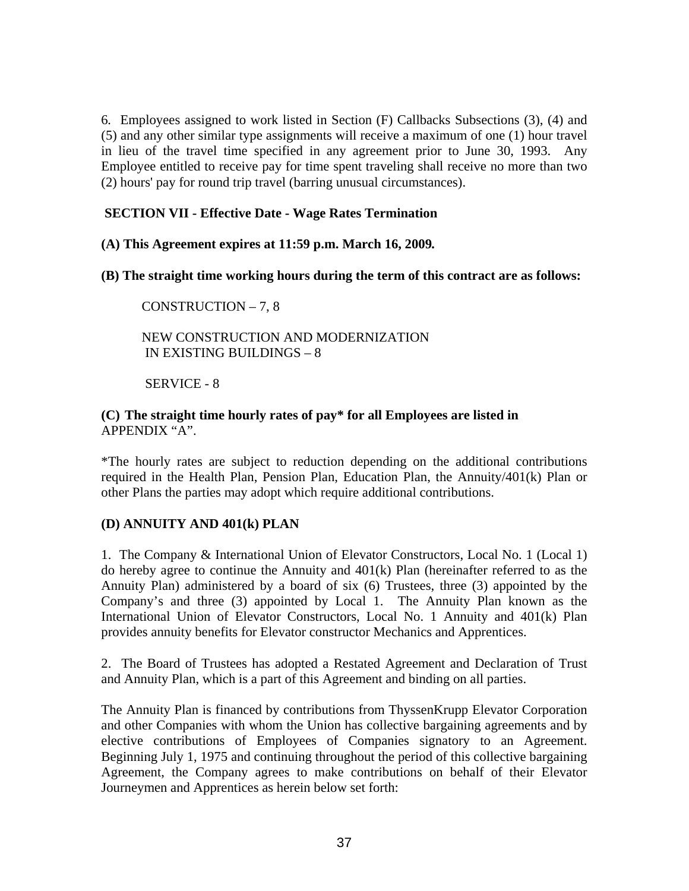6. Employees assigned to work listed in Section (F) Callbacks Subsections (3), (4) and (5) and any other similar type assignments will receive a maximum of one (1) hour travel in lieu of the travel time specified in any agreement prior to June 30, 1993. Any Employee entitled to receive pay for time spent traveling shall receive no more than two (2) hours' pay for round trip travel (barring unusual circumstances).

## SECTION VII - Effective Date - Wage Rates Termination

**(A) This Agreement expires at 11:59 p.m. March 16, 2009.**

**(B) The straight time working hours during the term of this contract are as follows:**

CONSTRUCTION – 7, 8

NEW CONSTRUCTION AND MODERNIZATION IN EXISTING BUILDINGS – 8

SERVICE - 8

**(C) The straight time hourly rates of pay* for all Employees are listed in** APPENDIX "A".

*The hourly rates are subject to reduction depending on the additional contributions required in the Health Plan, Pension Plan, Education Plan, the Annuity/401(k) Plan or other Plans the parties may adopt which require additional contributions.

**(D) ANNUITY AND 401(k) PLAN**

1. The Company & International Union of Elevator Constructors, Local No. 1 (Local 1) do hereby agree to continue the Annuity and 401(k) Plan (hereinafter referred to as the Annuity Plan) administered by a board of six (6) Trustees, three (3) appointed by the Company's and three (3) appointed by Local 1. The Annuity Plan known as the International Union of Elevator Constructors, Local No. 1 Annuity and 401(k) Plan provides annuity benefits for Elevator constructor Mechanics and Apprentices.

2. The Board of Trustees has adopted a Restated Agreement and Declaration of Trust and Annuity Plan, which is a part of this Agreement and binding on all parties.

The Annuity Plan is financed by contributions from ThyssenKrupp Elevator Corporation and other Companies with whom the Union has collective bargaining agreements and by elective contributions of Employees of Companies signatory to an Agreement. Beginning July 1, 1975 and continuing throughout the period of this collective bargaining Agreement, the Company agrees to make contributions on behalf of their Elevator Journeymen and Apprentices as herein below set forth: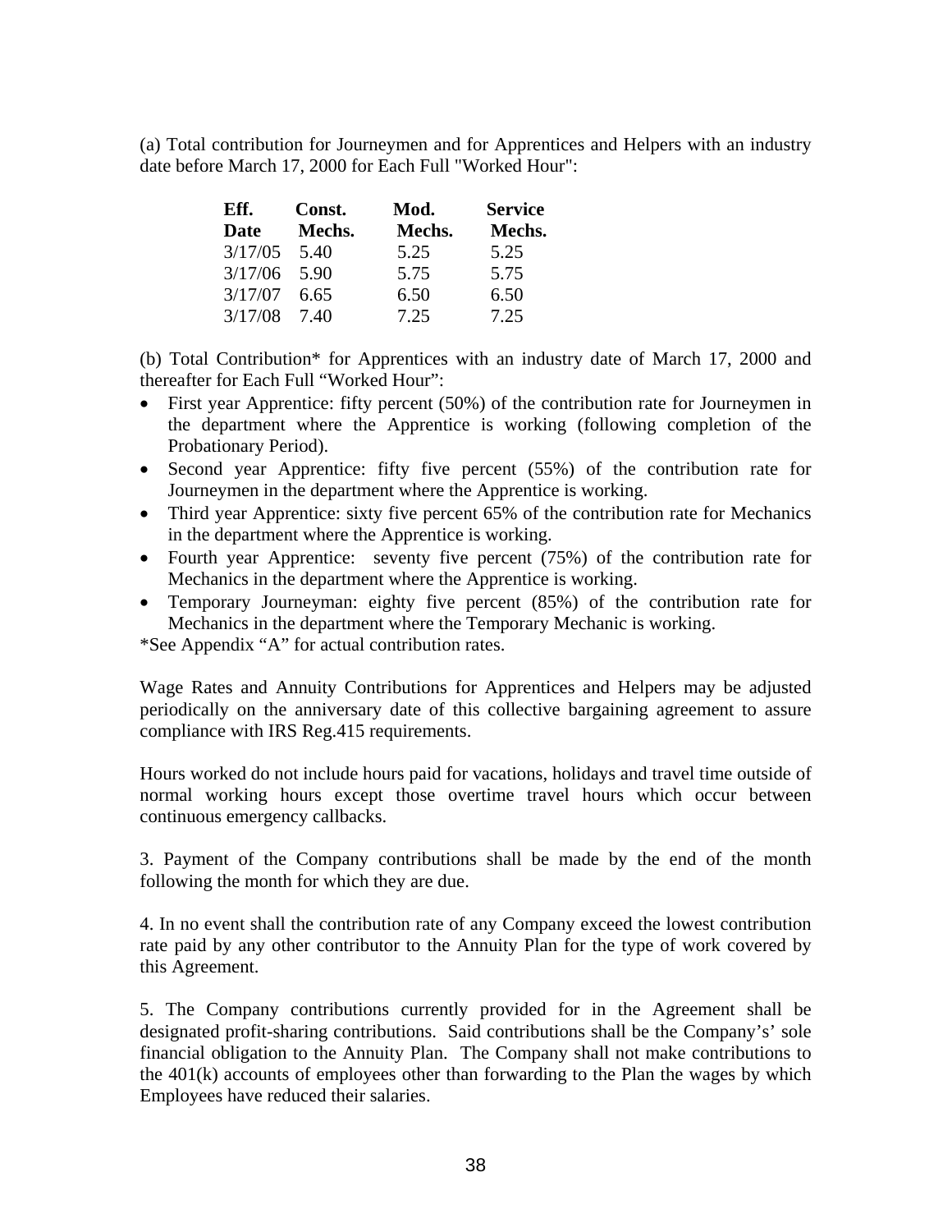(a) Total contribution for Journeymen and for Apprentices and Helpers with an industry date before March 17, 2000 for Each Full "Worked Hour":

| Eff. Date | Const. Mechs. | Mod. Mechs. | Service Mechs. |
|---|---|---|---|
| 3/17/05 | 5.40 | 5.25 | 5.25 |
| 3/17/06 | 5.90 | 5.75 | 5.75 |
| 3/17/07 | 6.65 | 6.50 | 6.50 |
| 3/17/08 | 7.40 | 7.25 | 7.25 |

(b) Total Contribution* for Apprentices with an industry date of March 17, 2000 and thereafter for Each Full "Worked Hour":

- First year Apprentice: fifty percent (50%) of the contribution rate for Journeymen in the department where the Apprentice is working (following completion of the Probationary Period).
- Second year Apprentice: fifty five percent (55%) of the contribution rate for Journeymen in the department where the Apprentice is working.
- Third year Apprentice: sixty five percent 65% of the contribution rate for Mechanics in the department where the Apprentice is working.
- Fourth year Apprentice: seventy five percent (75%) of the contribution rate for Mechanics in the department where the Apprentice is working.
- Temporary Journeyman: eighty five percent (85%) of the contribution rate for Mechanics in the department where the Temporary Mechanic is working.

*See Appendix "A" for actual contribution rates.

Wage Rates and Annuity Contributions for Apprentices and Helpers may be adjusted periodically on the anniversary date of this collective bargaining agreement to assure compliance with IRS Reg.415 requirements.

Hours worked do not include hours paid for vacations, holidays and travel time outside of normal working hours except those overtime travel hours which occur between continuous emergency callbacks.

3. Payment of the Company contributions shall be made by the end of the month following the month for which they are due.

4. In no event shall the contribution rate of any Company exceed the lowest contribution rate paid by any other contributor to the Annuity Plan for the type of work covered by this Agreement.

5. The Company contributions currently provided for in the Agreement shall be designated profit-sharing contributions. Said contributions shall be the Company's' sole financial obligation to the Annuity Plan. The Company shall not make contributions to the 401(k) accounts of employees other than forwarding to the Plan the wages by which Employees have reduced their salaries.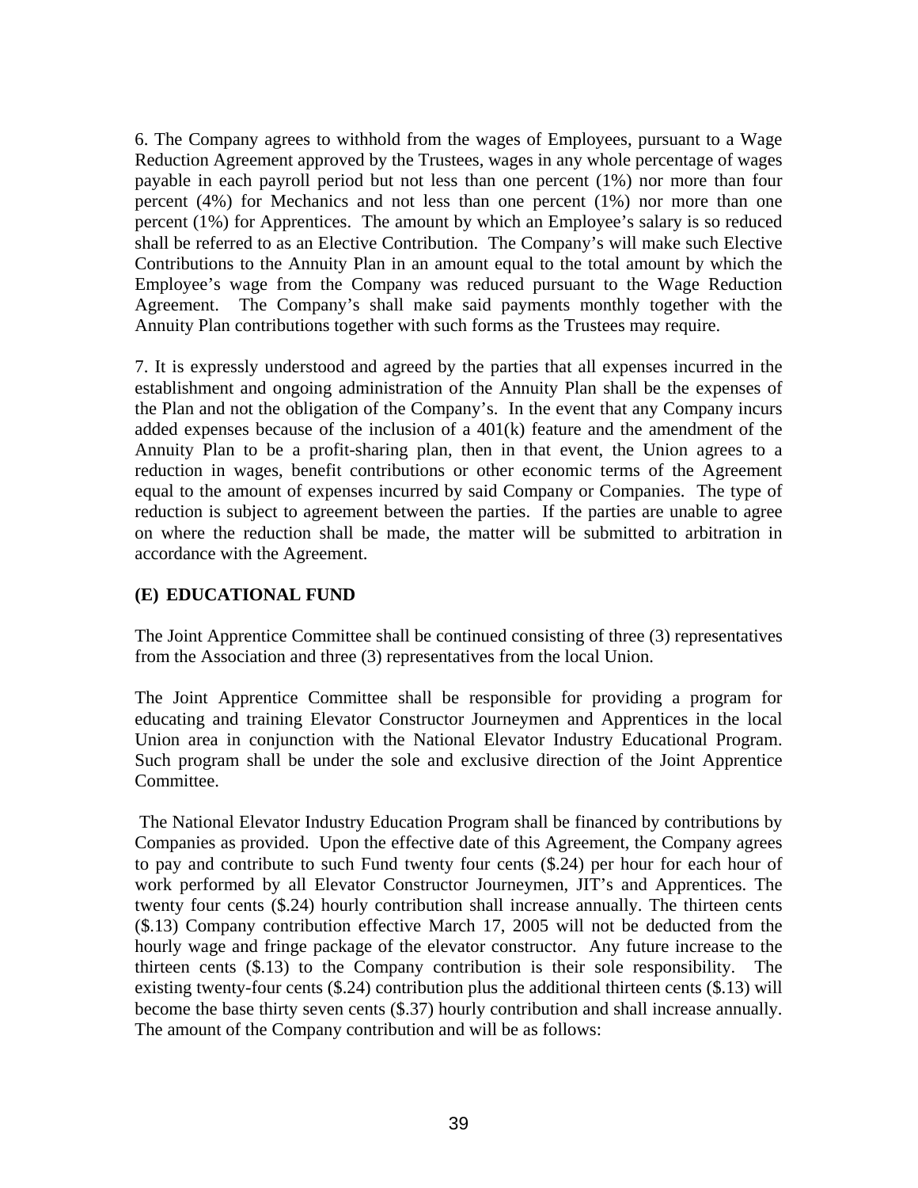6. The Company agrees to withhold from the wages of Employees, pursuant to a Wage Reduction Agreement approved by the Trustees, wages in any whole percentage of wages payable in each payroll period but not less than one percent (1%) nor more than four percent (4%) for Mechanics and not less than one percent (1%) nor more than one percent (1%) for Apprentices. The amount by which an Employee's salary is so reduced shall be referred to as an Elective Contribution. The Company's will make such Elective Contributions to the Annuity Plan in an amount equal to the total amount by which the Employee's wage from the Company was reduced pursuant to the Wage Reduction Agreement. The Company's shall make said payments monthly together with the Annuity Plan contributions together with such forms as the Trustees may require.

7. It is expressly understood and agreed by the parties that all expenses incurred in the establishment and ongoing administration of the Annuity Plan shall be the expenses of the Plan and not the obligation of the Company's. In the event that any Company incurs added expenses because of the inclusion of a 401(k) feature and the amendment of the Annuity Plan to be a profit-sharing plan, then in that event, the Union agrees to a reduction in wages, benefit contributions or other economic terms of the Agreement equal to the amount of expenses incurred by said Company or Companies. The type of reduction is subject to agreement between the parties. If the parties are unable to agree on where the reduction shall be made, the matter will be submitted to arbitration in accordance with the Agreement.

**(E) EDUCATIONAL FUND**

The Joint Apprentice Committee shall be continued consisting of three (3) representatives from the Association and three (3) representatives from the local Union.

The Joint Apprentice Committee shall be responsible for providing a program for educating and training Elevator Constructor Journeymen and Apprentices in the local Union area in conjunction with the National Elevator Industry Educational Program. Such program shall be under the sole and exclusive direction of the Joint Apprentice Committee.

The National Elevator Industry Education Program shall be financed by contributions by Companies as provided. Upon the effective date of this Agreement, the Company agrees to pay and contribute to such Fund twenty four cents ($.24) per hour for each hour of work performed by all Elevator Constructor Journeymen, JIT's and Apprentices. The twenty four cents ($.24) hourly contribution shall increase annually. The thirteen cents ($.13) Company contribution effective March 17, 2005 will not be deducted from the hourly wage and fringe package of the elevator constructor. Any future increase to the thirteen cents ($.13) to the Company contribution is their sole responsibility. The existing twenty-four cents ($.24) contribution plus the additional thirteen cents ($.13) will become the base thirty seven cents ($.37) hourly contribution and shall increase annually. The amount of the Company contribution and will be as follows: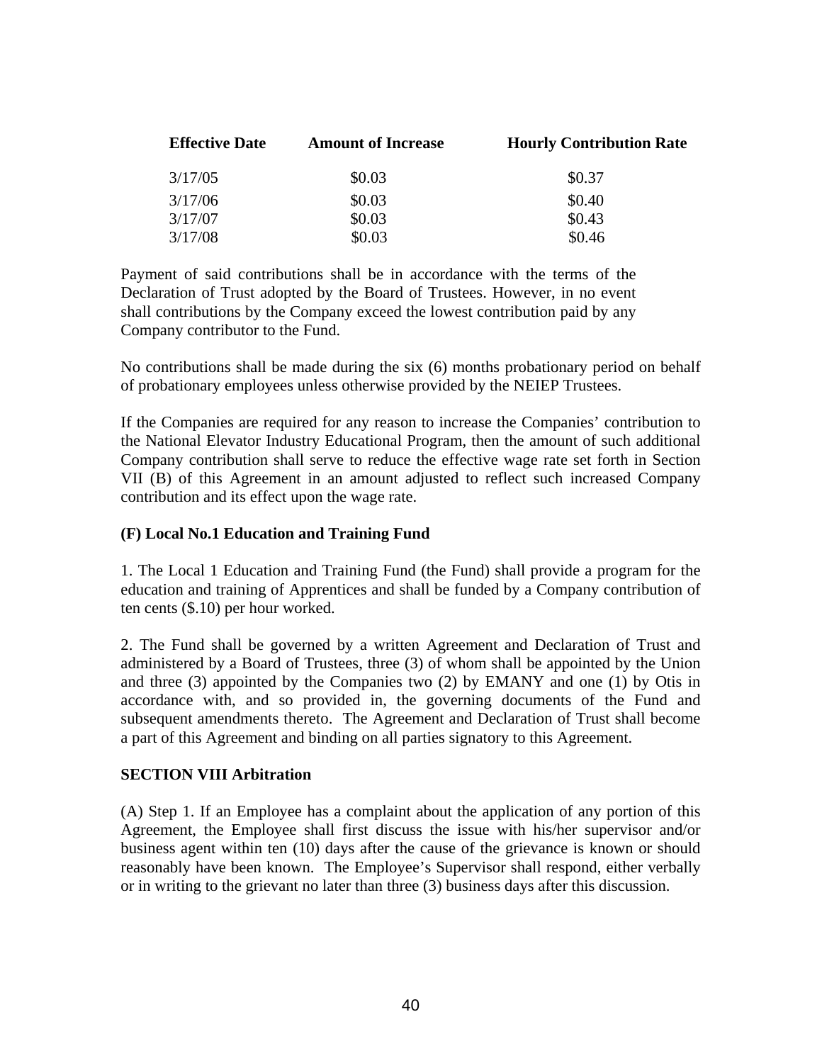| Effective Date | Amount of Increase | Hourly Contribution Rate |
|---|---|---|
| 3/17/05 | $0.03 | $0.37 |
| 3/17/06 | $0.03 | $0.40 |
| 3/17/07 | $0.03 | $0.43 |
| 3/17/08 | $0.03 | $0.46 |

Payment of said contributions shall be in accordance with the terms of the Declaration of Trust adopted by the Board of Trustees. However, in no event shall contributions by the Company exceed the lowest contribution paid by any Company contributor to the Fund.

No contributions shall be made during the six (6) months probationary period on behalf of probationary employees unless otherwise provided by the NEIEP Trustees.

If the Companies are required for any reason to increase the Companies' contribution to the National Elevator Industry Educational Program, then the amount of such additional Company contribution shall serve to reduce the effective wage rate set forth in Section VII (B) of this Agreement in an amount adjusted to reflect such increased Company contribution and its effect upon the wage rate.

**(F) Local No.1 Education and Training Fund**

1. The Local 1 Education and Training Fund (the Fund) shall provide a program for the education and training of Apprentices and shall be funded by a Company contribution of ten cents ($.10) per hour worked.

2. The Fund shall be governed by a written Agreement and Declaration of Trust and administered by a Board of Trustees, three (3) of whom shall be appointed by the Union and three (3) appointed by the Companies two (2) by EMANY and one (1) by Otis in accordance with, and so provided in, the governing documents of the Fund and subsequent amendments thereto. The Agreement and Declaration of Trust shall become a part of this Agreement and binding on all parties signatory to this Agreement.

**SECTION VIII Arbitration**

(A) Step 1. If an Employee has a complaint about the application of any portion of this Agreement, the Employee shall first discuss the issue with his/her supervisor and/or business agent within ten (10) days after the cause of the grievance is known or should reasonably have been known. The Employee's Supervisor shall respond, either verbally or in writing to the grievant no later than three (3) business days after this discussion.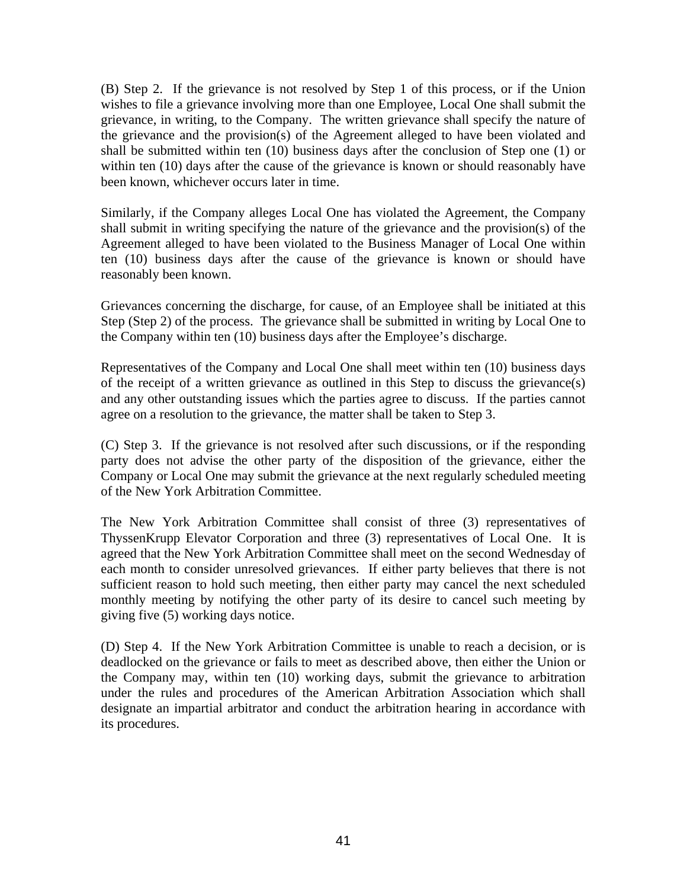(B) Step 2. If the grievance is not resolved by Step 1 of this process, or if the Union wishes to file a grievance involving more than one Employee, Local One shall submit the grievance, in writing, to the Company. The written grievance shall specify the nature of the grievance and the provision(s) of the Agreement alleged to have been violated and shall be submitted within ten (10) business days after the conclusion of Step one (1) or within ten (10) days after the cause of the grievance is known or should reasonably have been known, whichever occurs later in time.

Similarly, if the Company alleges Local One has violated the Agreement, the Company shall submit in writing specifying the nature of the grievance and the provision(s) of the Agreement alleged to have been violated to the Business Manager of Local One within ten (10) business days after the cause of the grievance is known or should have reasonably been known.

Grievances concerning the discharge, for cause, of an Employee shall be initiated at this Step (Step 2) of the process. The grievance shall be submitted in writing by Local One to the Company within ten (10) business days after the Employee's discharge.

Representatives of the Company and Local One shall meet within ten (10) business days of the receipt of a written grievance as outlined in this Step to discuss the grievance(s) and any other outstanding issues which the parties agree to discuss. If the parties cannot agree on a resolution to the grievance, the matter shall be taken to Step 3.

(C) Step 3. If the grievance is not resolved after such discussions, or if the responding party does not advise the other party of the disposition of the grievance, either the Company or Local One may submit the grievance at the next regularly scheduled meeting of the New York Arbitration Committee.

The New York Arbitration Committee shall consist of three (3) representatives of ThyssenKrupp Elevator Corporation and three (3) representatives of Local One. It is agreed that the New York Arbitration Committee shall meet on the second Wednesday of each month to consider unresolved grievances. If either party believes that there is not sufficient reason to hold such meeting, then either party may cancel the next scheduled monthly meeting by notifying the other party of its desire to cancel such meeting by giving five (5) working days notice.

(D) Step 4. If the New York Arbitration Committee is unable to reach a decision, or is deadlocked on the grievance or fails to meet as described above, then either the Union or the Company may, within ten (10) working days, submit the grievance to arbitration under the rules and procedures of the American Arbitration Association which shall designate an impartial arbitrator and conduct the arbitration hearing in accordance with its procedures.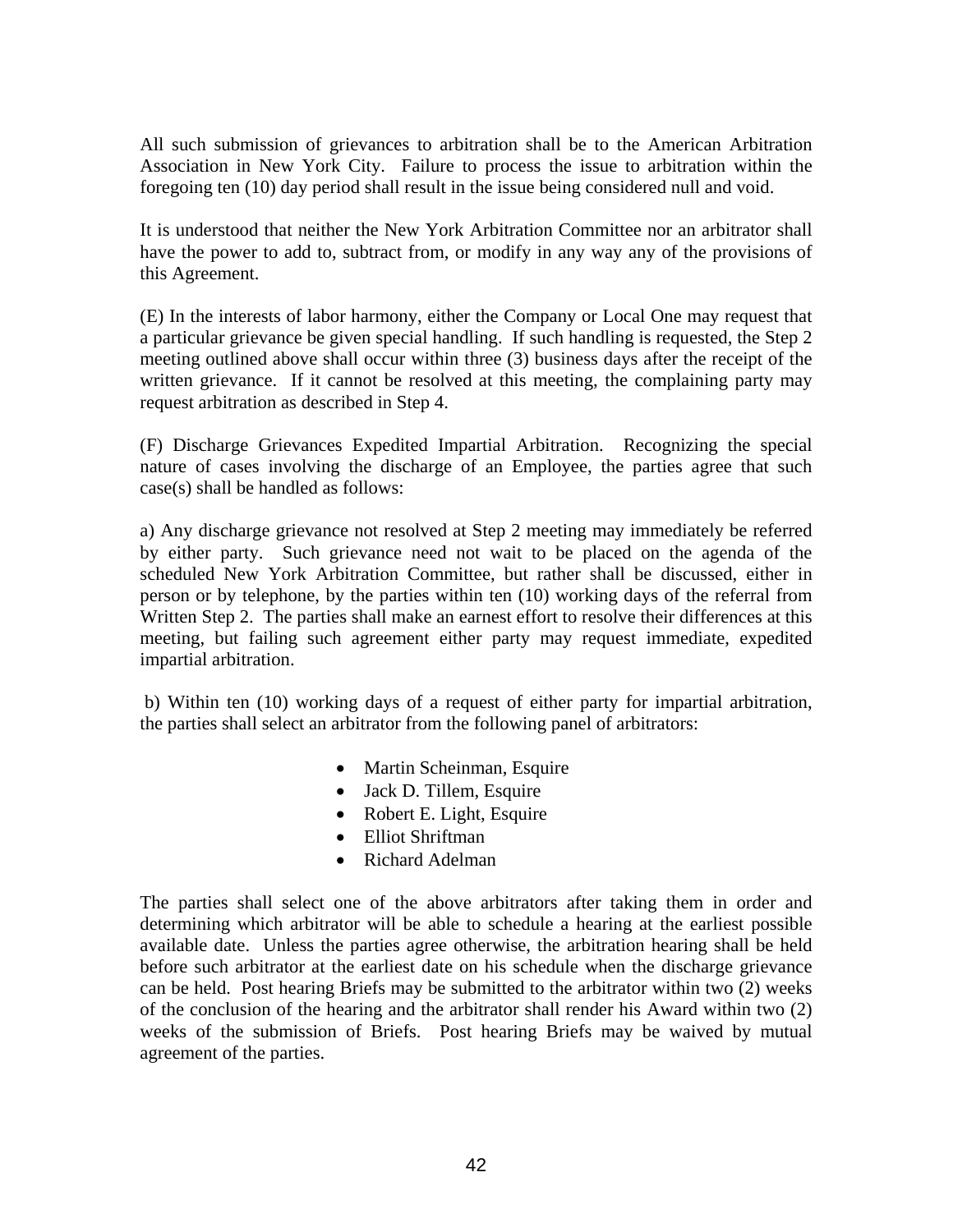All such submission of grievances to arbitration shall be to the American Arbitration Association in New York City. Failure to process the issue to arbitration within the foregoing ten (10) day period shall result in the issue being considered null and void.

It is understood that neither the New York Arbitration Committee nor an arbitrator shall have the power to add to, subtract from, or modify in any way any of the provisions of this Agreement.

(E) In the interests of labor harmony, either the Company or Local One may request that a particular grievance be given special handling. If such handling is requested, the Step 2 meeting outlined above shall occur within three (3) business days after the receipt of the written grievance. If it cannot be resolved at this meeting, the complaining party may request arbitration as described in Step 4.

(F) Discharge Grievances Expedited Impartial Arbitration. Recognizing the special nature of cases involving the discharge of an Employee, the parties agree that such case(s) shall be handled as follows:

a) Any discharge grievance not resolved at Step 2 meeting may immediately be referred by either party. Such grievance need not wait to be placed on the agenda of the scheduled New York Arbitration Committee, but rather shall be discussed, either in person or by telephone, by the parties within ten (10) working days of the referral from Written Step 2. The parties shall make an earnest effort to resolve their differences at this meeting, but failing such agreement either party may request immediate, expedited impartial arbitration.

b) Within ten (10) working days of a request of either party for impartial arbitration, the parties shall select an arbitrator from the following panel of arbitrators:

- Martin Scheinman, Esquire
- Jack D. Tillem, Esquire
- Robert E. Light, Esquire
- Elliot Shriftman
- Richard Adelman

The parties shall select one of the above arbitrators after taking them in order and determining which arbitrator will be able to schedule a hearing at the earliest possible available date. Unless the parties agree otherwise, the arbitration hearing shall be held before such arbitrator at the earliest date on his schedule when the discharge grievance can be held. Post hearing Briefs may be submitted to the arbitrator within two (2) weeks of the conclusion of the hearing and the arbitrator shall render his Award within two (2) weeks of the submission of Briefs. Post hearing Briefs may be waived by mutual agreement of the parties.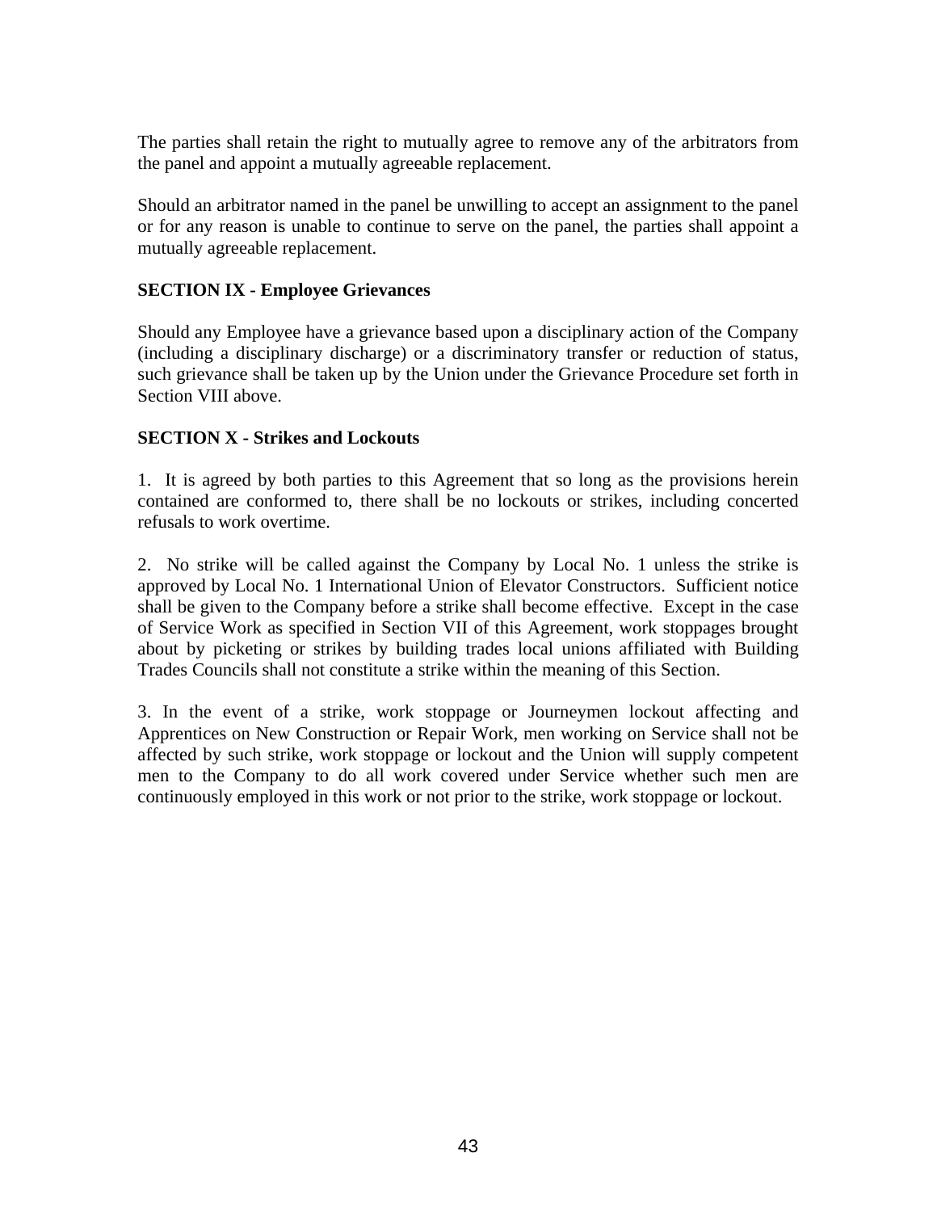The parties shall retain the right to mutually agree to remove any of the arbitrators from the panel and appoint a mutually agreeable replacement.

Should an arbitrator named in the panel be unwilling to accept an assignment to the panel or for any reason is unable to continue to serve on the panel, the parties shall appoint a mutually agreeable replacement.

**SECTION IX - Employee Grievances**

Should any Employee have a grievance based upon a disciplinary action of the Company (including a disciplinary discharge) or a discriminatory transfer or reduction of status, such grievance shall be taken up by the Union under the Grievance Procedure set forth in Section VIII above.

**SECTION X - Strikes and Lockouts**

1. It is agreed by both parties to this Agreement that so long as the provisions herein contained are conformed to, there shall be no lockouts or strikes, including concerted refusals to work overtime.

2. No strike will be called against the Company by Local No. 1 unless the strike is approved by Local No. 1 International Union of Elevator Constructors. Sufficient notice shall be given to the Company before a strike shall become effective. Except in the case of Service Work as specified in Section VII of this Agreement, work stoppages brought about by picketing or strikes by building trades local unions affiliated with Building Trades Councils shall not constitute a strike within the meaning of this Section.

3. In the event of a strike, work stoppage or Journeymen lockout affecting and Apprentices on New Construction or Repair Work, men working on Service shall not be affected by such strike, work stoppage or lockout and the Union will supply competent men to the Company to do all work covered under Service whether such men are continuously employed in this work or not prior to the strike, work stoppage or lockout.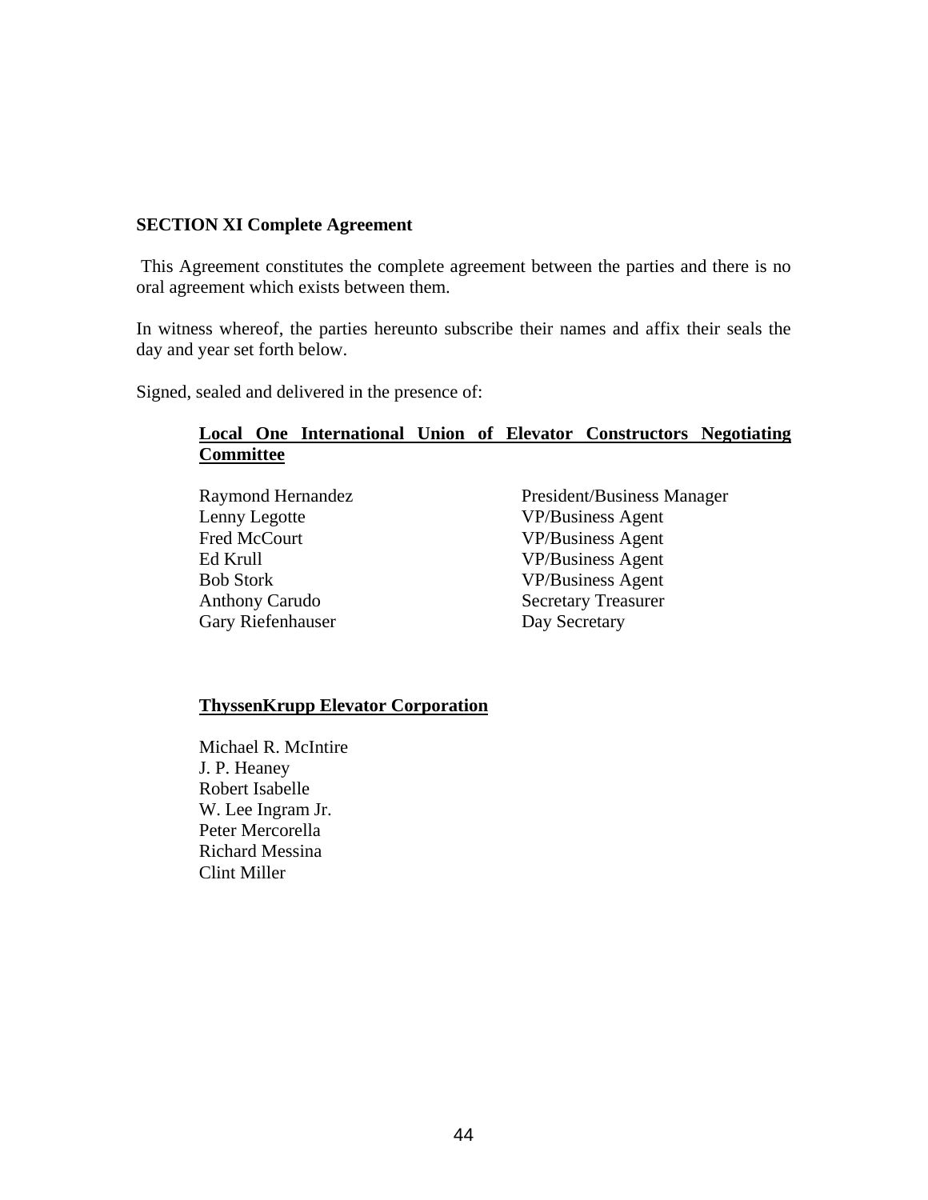**SECTION XI Complete Agreement**

This Agreement constitutes the complete agreement between the parties and there is no oral agreement which exists between them.

In witness whereof, the parties hereunto subscribe their names and affix their seals the day and year set forth below.

Signed, sealed and delivered in the presence of:

**Local One International Union of Elevator Constructors Negotiating Committee**

| | |
|---|---|
| Raymond Hernandez | President/Business Manager |
| Lenny Legotte | VP/Business Agent |
| Fred McCourt | VP/Business Agent |
| Ed Krull | VP/Business Agent |
| Bob Stork | VP/Business Agent |
| Anthony Carudo | Secretary Treasurer |
| Gary Riefenhauser | Day Secretary |

**ThyssenKrupp Elevator Corporation**

Michael R. McIntire
J. P. Heaney
Robert Isabelle
W. Lee Ingram Jr.
Peter Mercorella
Richard Messina
Clint Miller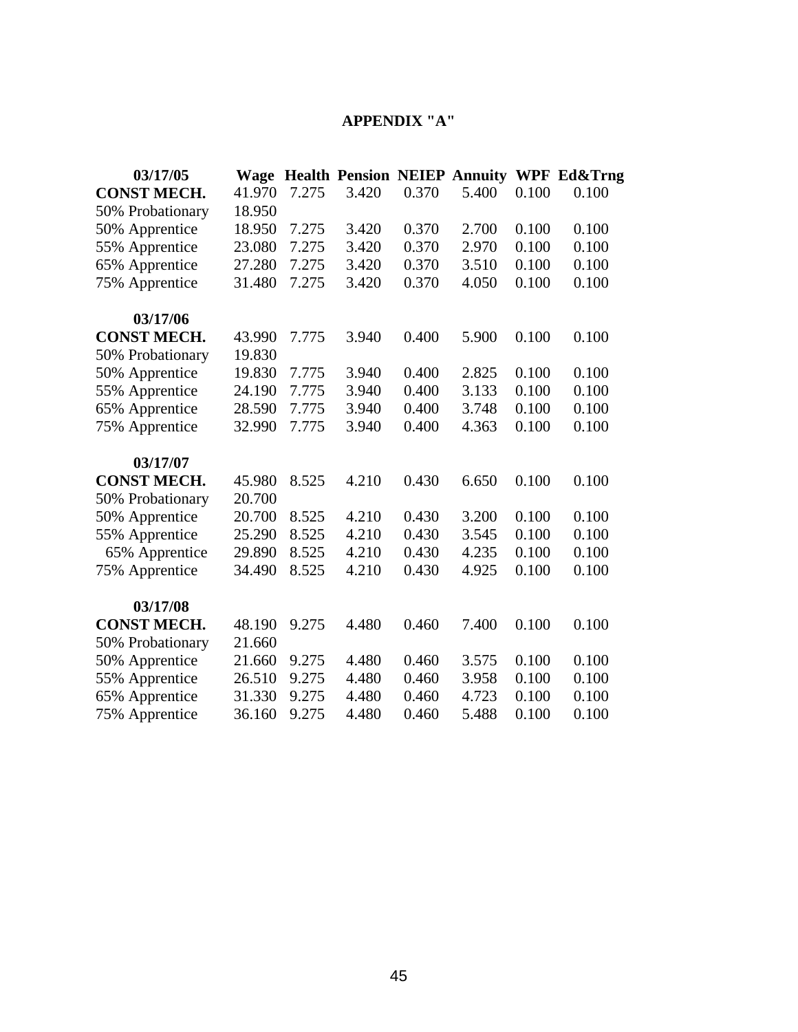# APPENDIX "A"

| 03/17/05 | Wage | Health | Pension | NEIEP | Annuity | WPF | Ed&Trng |
|---|---|---|---|---|---|---|---|
| **CONST MECH.** | 41.970 | 7.275 | 3.420 | 0.370 | 5.400 | 0.100 | 0.100 |
| 50% Probationary | 18.950 | | | | | | |
| 50% Apprentice | 18.950 | 7.275 | 3.420 | 0.370 | 2.700 | 0.100 | 0.100 |
| 55% Apprentice | 23.080 | 7.275 | 3.420 | 0.370 | 2.970 | 0.100 | 0.100 |
| 65% Apprentice | 27.280 | 7.275 | 3.420 | 0.370 | 3.510 | 0.100 | 0.100 |
| 75% Apprentice | 31.480 | 7.275 | 3.420 | 0.370 | 4.050 | 0.100 | 0.100 |
| **03/17/06** | | | | | | | |
| **CONST MECH.** | 43.990 | 7.775 | 3.940 | 0.400 | 5.900 | 0.100 | 0.100 |
| 50% Probationary | 19.830 | | | | | | |
| 50% Apprentice | 19.830 | 7.775 | 3.940 | 0.400 | 2.825 | 0.100 | 0.100 |
| 55% Apprentice | 24.190 | 7.775 | 3.940 | 0.400 | 3.133 | 0.100 | 0.100 |
| 65% Apprentice | 28.590 | 7.775 | 3.940 | 0.400 | 3.748 | 0.100 | 0.100 |
| 75% Apprentice | 32.990 | 7.775 | 3.940 | 0.400 | 4.363 | 0.100 | 0.100 |
| **03/17/07** | | | | | | | |
| **CONST MECH.** | 45.980 | 8.525 | 4.210 | 0.430 | 6.650 | 0.100 | 0.100 |
| 50% Probationary | 20.700 | | | | | | |
| 50% Apprentice | 20.700 | 8.525 | 4.210 | 0.430 | 3.200 | 0.100 | 0.100 |
| 55% Apprentice | 25.290 | 8.525 | 4.210 | 0.430 | 3.545 | 0.100 | 0.100 |
| 65% Apprentice | 29.890 | 8.525 | 4.210 | 0.430 | 4.235 | 0.100 | 0.100 |
| 75% Apprentice | 34.490 | 8.525 | 4.210 | 0.430 | 4.925 | 0.100 | 0.100 |
| **03/17/08** | | | | | | | |
| **CONST MECH.** | 48.190 | 9.275 | 4.480 | 0.460 | 7.400 | 0.100 | 0.100 |
| 50% Probationary | 21.660 | | | | | | |
| 50% Apprentice | 21.660 | 9.275 | 4.480 | 0.460 | 3.575 | 0.100 | 0.100 |
| 55% Apprentice | 26.510 | 9.275 | 4.480 | 0.460 | 3.958 | 0.100 | 0.100 |
| 65% Apprentice | 31.330 | 9.275 | 4.480 | 0.460 | 4.723 | 0.100 | 0.100 |
| 75% Apprentice | 36.160 | 9.275 | 4.480 | 0.460 | 5.488 | 0.100 | 0.100 |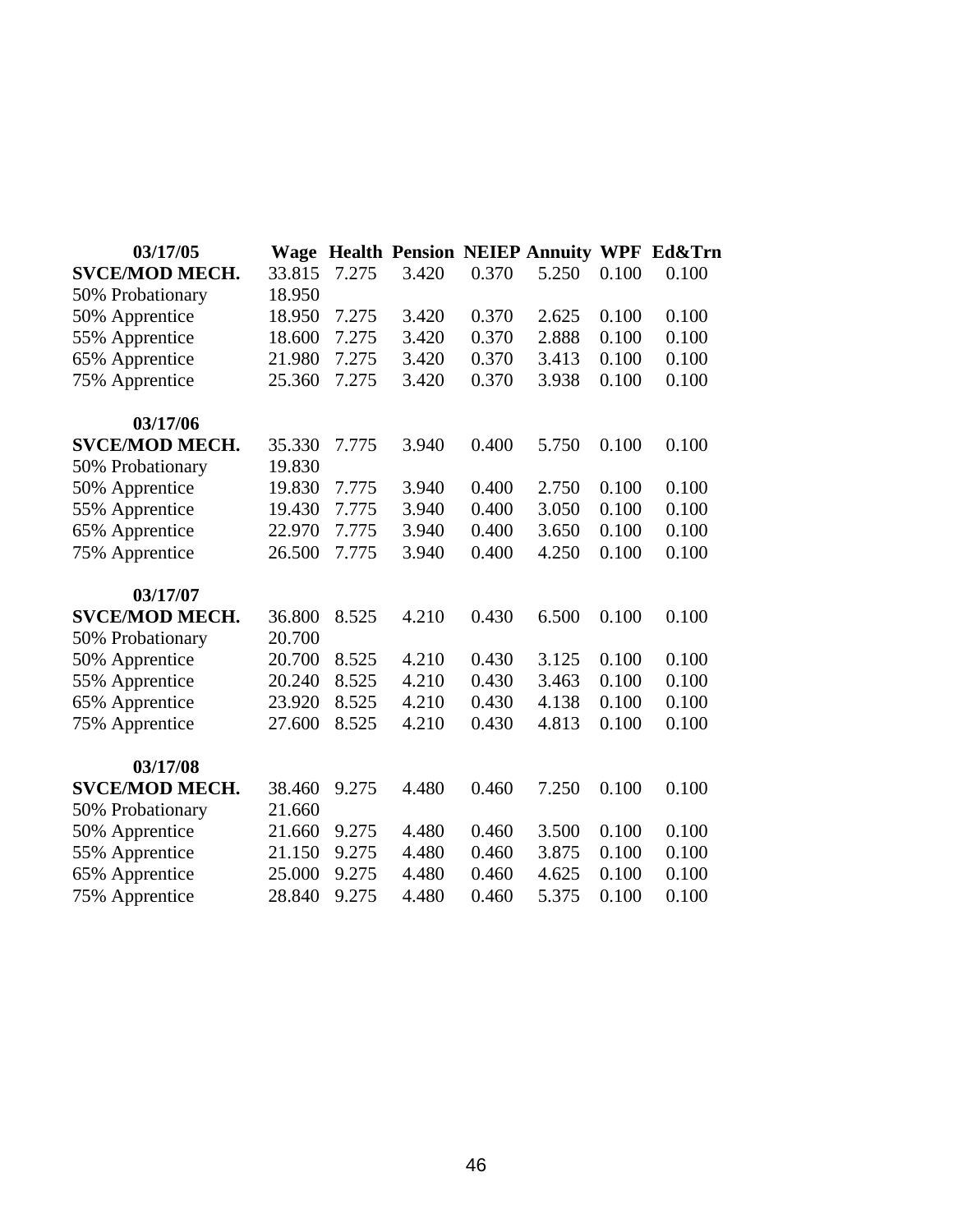| 03/17/05 | Wage | Health | Pension | NEIEP | Annuity | WPF | Ed&Trn |
|---|---|---|---|---|---|---|---|
| **SVCE/MOD MECH.** | 33.815 | 7.275 | 3.420 | 0.370 | 5.250 | 0.100 | 0.100 |
| 50% Probationary | 18.950 | | | | | | |
| 50% Apprentice | 18.950 | 7.275 | 3.420 | 0.370 | 2.625 | 0.100 | 0.100 |
| 55% Apprentice | 18.600 | 7.275 | 3.420 | 0.370 | 2.888 | 0.100 | 0.100 |
| 65% Apprentice | 21.980 | 7.275 | 3.420 | 0.370 | 3.413 | 0.100 | 0.100 |
| 75% Apprentice | 25.360 | 7.275 | 3.420 | 0.370 | 3.938 | 0.100 | 0.100 |
| **03/17/06** | | | | | | | |
| **SVCE/MOD MECH.** | 35.330 | 7.775 | 3.940 | 0.400 | 5.750 | 0.100 | 0.100 |
| 50% Probationary | 19.830 | | | | | | |
| 50% Apprentice | 19.830 | 7.775 | 3.940 | 0.400 | 2.750 | 0.100 | 0.100 |
| 55% Apprentice | 19.430 | 7.775 | 3.940 | 0.400 | 3.050 | 0.100 | 0.100 |
| 65% Apprentice | 22.970 | 7.775 | 3.940 | 0.400 | 3.650 | 0.100 | 0.100 |
| 75% Apprentice | 26.500 | 7.775 | 3.940 | 0.400 | 4.250 | 0.100 | 0.100 |
| **03/17/07** | | | | | | | |
| **SVCE/MOD MECH.** | 36.800 | 8.525 | 4.210 | 0.430 | 6.500 | 0.100 | 0.100 |
| 50% Probationary | 20.700 | | | | | | |
| 50% Apprentice | 20.700 | 8.525 | 4.210 | 0.430 | 3.125 | 0.100 | 0.100 |
| 55% Apprentice | 20.240 | 8.525 | 4.210 | 0.430 | 3.463 | 0.100 | 0.100 |
| 65% Apprentice | 23.920 | 8.525 | 4.210 | 0.430 | 4.138 | 0.100 | 0.100 |
| 75% Apprentice | 27.600 | 8.525 | 4.210 | 0.430 | 4.813 | 0.100 | 0.100 |
| **03/17/08** | | | | | | | |
| **SVCE/MOD MECH.** | 38.460 | 9.275 | 4.480 | 0.460 | 7.250 | 0.100 | 0.100 |
| 50% Probationary | 21.660 | | | | | | |
| 50% Apprentice | 21.660 | 9.275 | 4.480 | 0.460 | 3.500 | 0.100 | 0.100 |
| 55% Apprentice | 21.150 | 9.275 | 4.480 | 0.460 | 3.875 | 0.100 | 0.100 |
| 65% Apprentice | 25.000 | 9.275 | 4.480 | 0.460 | 4.625 | 0.100 | 0.100 |
| 75% Apprentice | 28.840 | 9.275 | 4.480 | 0.460 | 5.375 | 0.100 | 0.100 |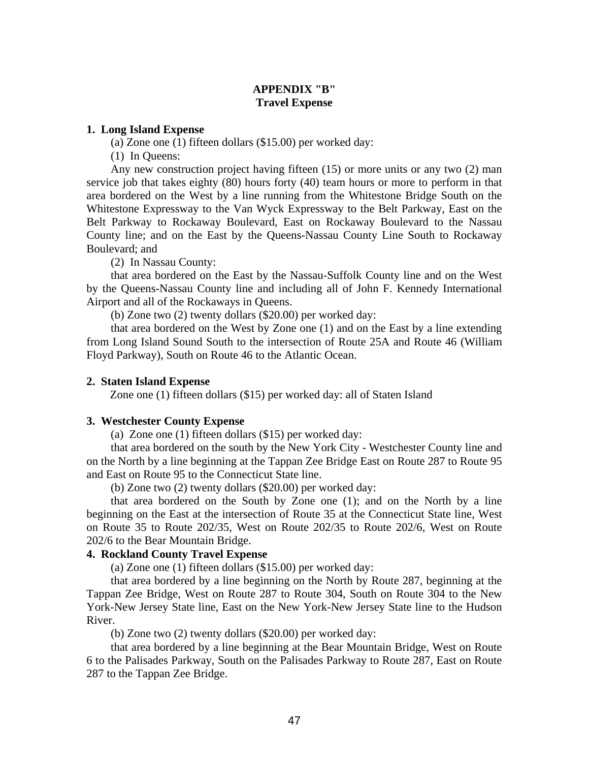# APPENDIX "B"
## Travel Expense

**1. Long Island Expense**

(a) Zone one (1) fifteen dollars ($15.00) per worked day:

(1) In Queens:

Any new construction project having fifteen (15) or more units or any two (2) man service job that takes eighty (80) hours forty (40) team hours or more to perform in that area bordered on the West by a line running from the Whitestone Bridge South on the Whitestone Expressway to the Van Wyck Expressway to the Belt Parkway, East on the Belt Parkway to Rockaway Boulevard, East on Rockaway Boulevard to the Nassau County line; and on the East by the Queens-Nassau County Line South to Rockaway Boulevard; and

(2) In Nassau County:

that area bordered on the East by the Nassau-Suffolk County line and on the West by the Queens-Nassau County line and including all of John F. Kennedy International Airport and all of the Rockaways in Queens.

(b) Zone two (2) twenty dollars ($20.00) per worked day:

that area bordered on the West by Zone one (1) and on the East by a line extending from Long Island Sound South to the intersection of Route 25A and Route 46 (William Floyd Parkway), South on Route 46 to the Atlantic Ocean.

**2. Staten Island Expense**

Zone one (1) fifteen dollars ($15) per worked day: all of Staten Island

**3. Westchester County Expense**

(a) Zone one (1) fifteen dollars ($15) per worked day:

that area bordered on the south by the New York City - Westchester County line and on the North by a line beginning at the Tappan Zee Bridge East on Route 287 to Route 95 and East on Route 95 to the Connecticut State line.

(b) Zone two (2) twenty dollars ($20.00) per worked day:

that area bordered on the South by Zone one (1); and on the North by a line beginning on the East at the intersection of Route 35 at the Connecticut State line, West on Route 35 to Route 202/35, West on Route 202/35 to Route 202/6, West on Route 202/6 to the Bear Mountain Bridge.

**4. Rockland County Travel Expense**

(a) Zone one (1) fifteen dollars ($15.00) per worked day:

that area bordered by a line beginning on the North by Route 287, beginning at the Tappan Zee Bridge, West on Route 287 to Route 304, South on Route 304 to the New York-New Jersey State line, East on the New York-New Jersey State line to the Hudson River.

(b) Zone two (2) twenty dollars ($20.00) per worked day:

that area bordered by a line beginning at the Bear Mountain Bridge, West on Route 6 to the Palisades Parkway, South on the Palisades Parkway to Route 287, East on Route 287 to the Tappan Zee Bridge.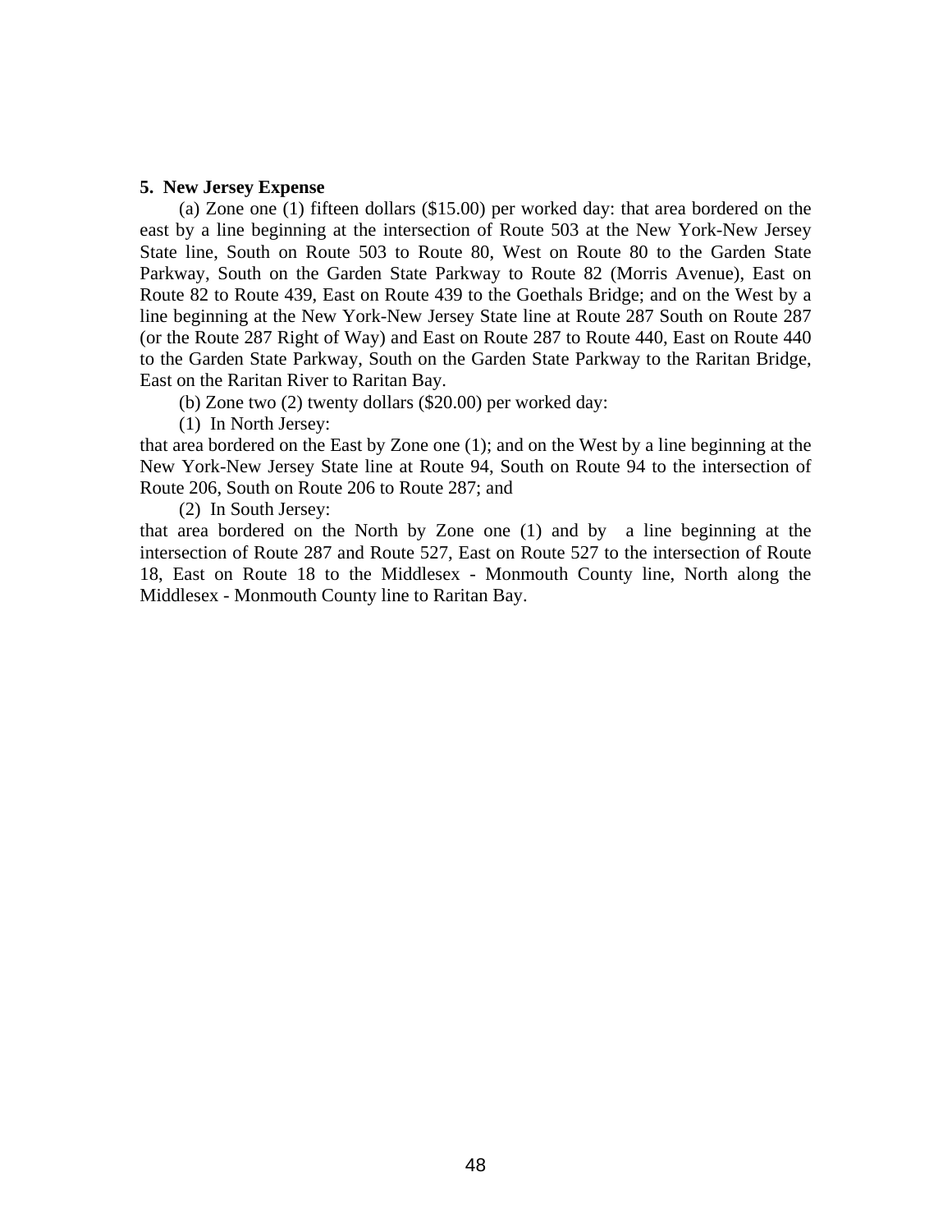**5. New Jersey Expense**

(a) Zone one (1) fifteen dollars ($15.00) per worked day: that area bordered on the east by a line beginning at the intersection of Route 503 at the New York-New Jersey State line, South on Route 503 to Route 80, West on Route 80 to the Garden State Parkway, South on the Garden State Parkway to Route 82 (Morris Avenue), East on Route 82 to Route 439, East on Route 439 to the Goethals Bridge; and on the West by a line beginning at the New York-New Jersey State line at Route 287 South on Route 287 (or the Route 287 Right of Way) and East on Route 287 to Route 440, East on Route 440 to the Garden State Parkway, South on the Garden State Parkway to the Raritan Bridge, East on the Raritan River to Raritan Bay.

(b) Zone two (2) twenty dollars ($20.00) per worked day:

(1) In North Jersey:

that area bordered on the East by Zone one (1); and on the West by a line beginning at the New York-New Jersey State line at Route 94, South on Route 94 to the intersection of Route 206, South on Route 206 to Route 287; and

(2) In South Jersey:

that area bordered on the North by Zone one (1) and by a line beginning at the intersection of Route 287 and Route 527, East on Route 527 to the intersection of Route 18, East on Route 18 to the Middlesex - Monmouth County line, North along the Middlesex - Monmouth County line to Raritan Bay.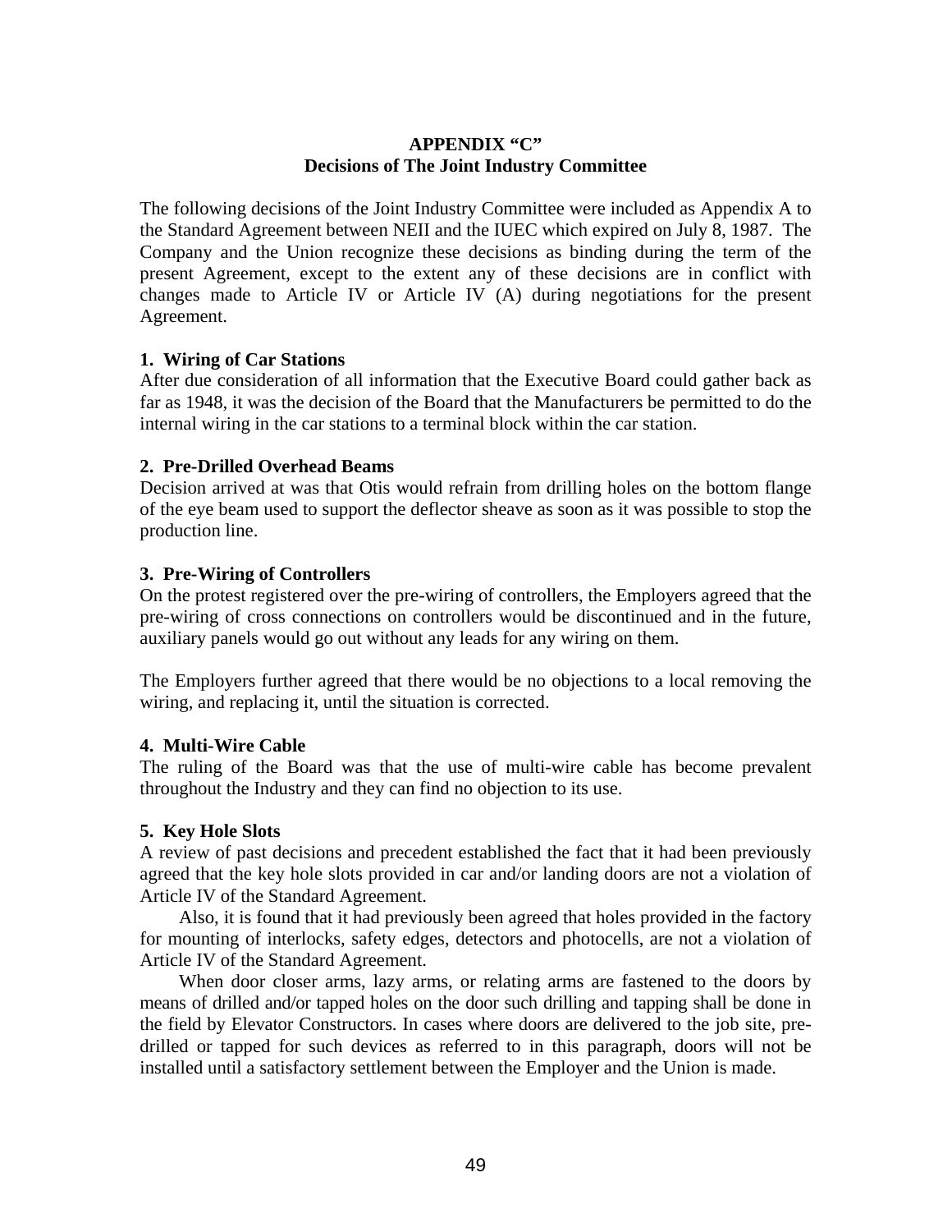## APPENDIX "C"
## Decisions of The Joint Industry Committee

The following decisions of the Joint Industry Committee were included as Appendix A to the Standard Agreement between NEII and the IUEC which expired on July 8, 1987. The Company and the Union recognize these decisions as binding during the term of the present Agreement, except to the extent any of these decisions are in conflict with changes made to Article IV or Article IV (A) during negotiations for the present Agreement.

**1. Wiring of Car Stations**
After due consideration of all information that the Executive Board could gather back as far as 1948, it was the decision of the Board that the Manufacturers be permitted to do the internal wiring in the car stations to a terminal block within the car station.

**2. Pre-Drilled Overhead Beams**
Decision arrived at was that Otis would refrain from drilling holes on the bottom flange of the eye beam used to support the deflector sheave as soon as it was possible to stop the production line.

**3. Pre-Wiring of Controllers**
On the protest registered over the pre-wiring of controllers, the Employers agreed that the pre-wiring of cross connections on controllers would be discontinued and in the future, auxiliary panels would go out without any leads for any wiring on them.

The Employers further agreed that there would be no objections to a local removing the wiring, and replacing it, until the situation is corrected.

**4. Multi-Wire Cable**
The ruling of the Board was that the use of multi-wire cable has become prevalent throughout the Industry and they can find no objection to its use.

**5. Key Hole Slots**
A review of past decisions and precedent established the fact that it had been previously agreed that the key hole slots provided in car and/or landing doors are not a violation of Article IV of the Standard Agreement.

Also, it is found that it had previously been agreed that holes provided in the factory for mounting of interlocks, safety edges, detectors and photocells, are not a violation of Article IV of the Standard Agreement.

When door closer arms, lazy arms, or relating arms are fastened to the doors by means of drilled and/or tapped holes on the door such drilling and tapping shall be done in the field by Elevator Constructors. In cases where doors are delivered to the job site, pre-drilled or tapped for such devices as referred to in this paragraph, doors will not be installed until a satisfactory settlement between the Employer and the Union is made.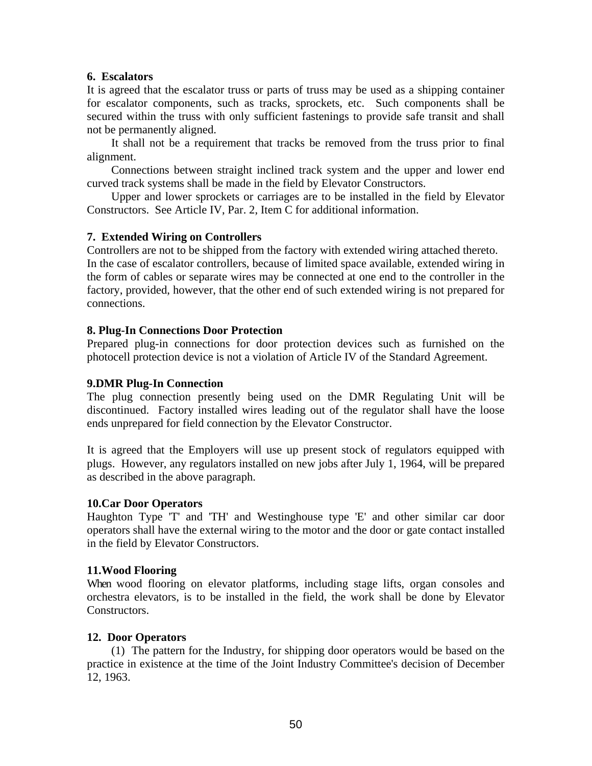**6. Escalators**

It is agreed that the escalator truss or parts of truss may be used as a shipping container for escalator components, such as tracks, sprockets, etc. Such components shall be secured within the truss with only sufficient fastenings to provide safe transit and shall not be permanently aligned.

It shall not be a requirement that tracks be removed from the truss prior to final alignment.

Connections between straight inclined track system and the upper and lower end curved track systems shall be made in the field by Elevator Constructors.

Upper and lower sprockets or carriages are to be installed in the field by Elevator Constructors. See Article IV, Par. 2, Item C for additional information.

**7. Extended Wiring on Controllers**

Controllers are not to be shipped from the factory with extended wiring attached thereto. In the case of escalator controllers, because of limited space available, extended wiring in the form of cables or separate wires may be connected at one end to the controller in the factory, provided, however, that the other end of such extended wiring is not prepared for connections.

**8. Plug-In Connections Door Protection**

Prepared plug-in connections for door protection devices such as furnished on the photocell protection device is not a violation of Article IV of the Standard Agreement.

**9.DMR Plug-In Connection**

The plug connection presently being used on the DMR Regulating Unit will be discontinued. Factory installed wires leading out of the regulator shall have the loose ends unprepared for field connection by the Elevator Constructor.

It is agreed that the Employers will use up present stock of regulators equipped with plugs. However, any regulators installed on new jobs after July 1, 1964, will be prepared as described in the above paragraph.

**10.Car Door Operators**

Haughton Type 'T' and 'TH' and Westinghouse type 'E' and other similar car door operators shall have the external wiring to the motor and the door or gate contact installed in the field by Elevator Constructors.

**11.Wood Flooring**

When wood flooring on elevator platforms, including stage lifts, organ consoles and orchestra elevators, is to be installed in the field, the work shall be done by Elevator Constructors.

**12. Door Operators**

(1) The pattern for the Industry, for shipping door operators would be based on the practice in existence at the time of the Joint Industry Committee's decision of December 12, 1963.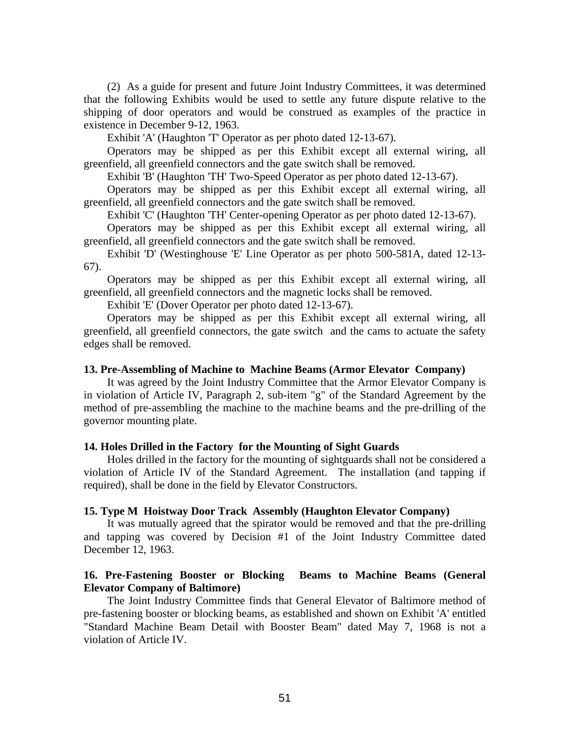(2) As a guide for present and future Joint Industry Committees, it was determined that the following Exhibits would be used to settle any future dispute relative to the shipping of door operators and would be construed as examples of the practice in existence in December 9-12, 1963.

Exhibit 'A' (Haughton 'T' Operator as per photo dated 12-13-67).

Operators may be shipped as per this Exhibit except all external wiring, all greenfield, all greenfield connectors and the gate switch shall be removed.

Exhibit 'B' (Haughton 'TH' Two-Speed Operator as per photo dated 12-13-67).

Operators may be shipped as per this Exhibit except all external wiring, all greenfield, all greenfield connectors and the gate switch shall be removed.

Exhibit 'C' (Haughton 'TH' Center-opening Operator as per photo dated 12-13-67).

Operators may be shipped as per this Exhibit except all external wiring, all greenfield, all greenfield connectors and the gate switch shall be removed.

Exhibit 'D' (Westinghouse 'E' Line Operator as per photo 500-581A, dated 12-13-67).

Operators may be shipped as per this Exhibit except all external wiring, all greenfield, all greenfield connectors and the magnetic locks shall be removed.

Exhibit 'E' (Dover Operator per photo dated 12-13-67).

Operators may be shipped as per this Exhibit except all external wiring, all greenfield, all greenfield connectors, the gate switch and the cams to actuate the safety edges shall be removed.

**13. Pre-Assembling of Machine to Machine Beams (Armor Elevator Company)**

It was agreed by the Joint Industry Committee that the Armor Elevator Company is in violation of Article IV, Paragraph 2, sub-item "g" of the Standard Agreement by the method of pre-assembling the machine to the machine beams and the pre-drilling of the governor mounting plate.

**14. Holes Drilled in the Factory for the Mounting of Sight Guards**

Holes drilled in the factory for the mounting of sightguards shall not be considered a violation of Article IV of the Standard Agreement. The installation (and tapping if required), shall be done in the field by Elevator Constructors.

**15. Type M Hoistway Door Track Assembly (Haughton Elevator Company)**

It was mutually agreed that the spirator would be removed and that the pre-drilling and tapping was covered by Decision #1 of the Joint Industry Committee dated December 12, 1963.

**16. Pre-Fastening Booster or Blocking Beams to Machine Beams (General Elevator Company of Baltimore)**

The Joint Industry Committee finds that General Elevator of Baltimore method of pre-fastening booster or blocking beams, as established and shown on Exhibit 'A' entitled "Standard Machine Beam Detail with Booster Beam" dated May 7, 1968 is not a violation of Article IV.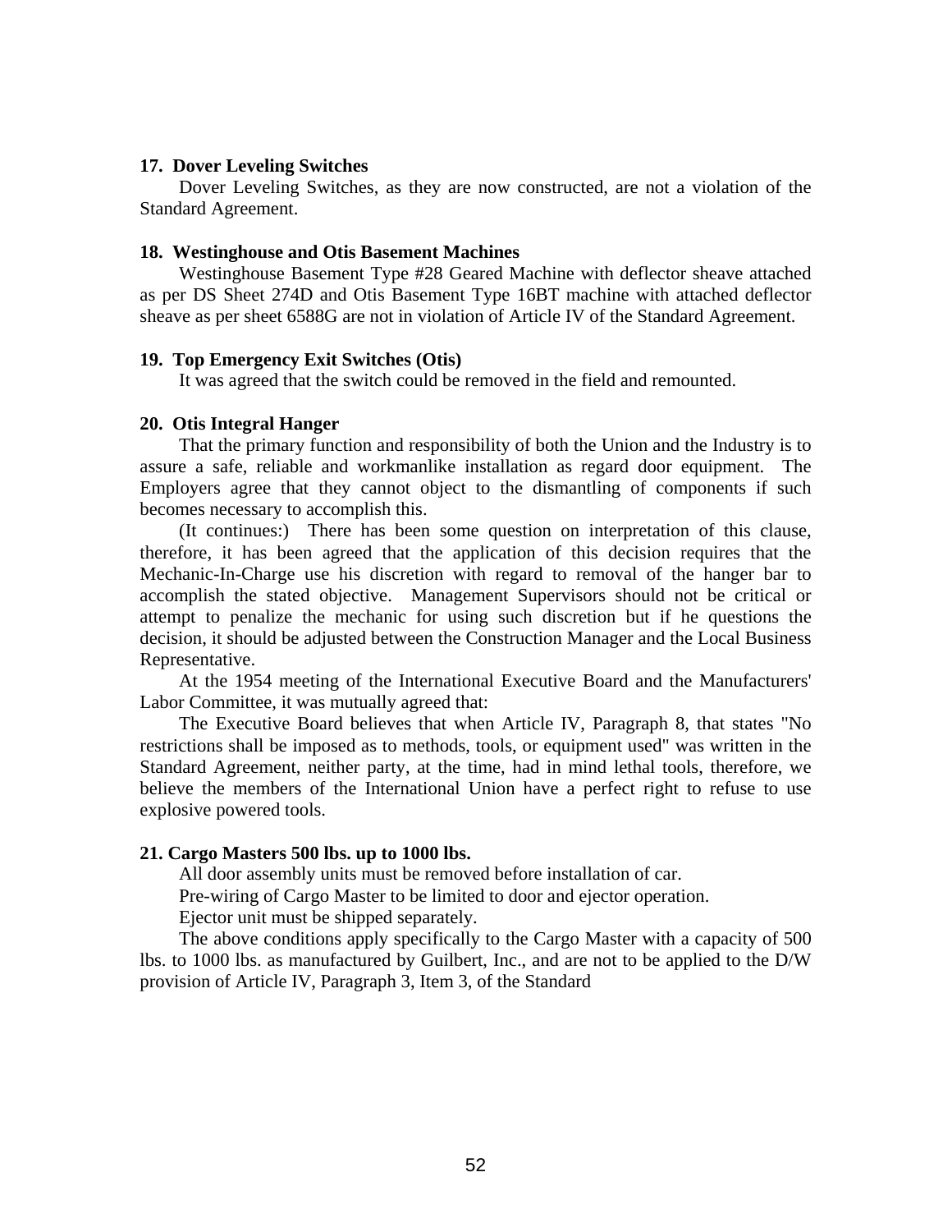**17. Dover Leveling Switches**

Dover Leveling Switches, as they are now constructed, are not a violation of the Standard Agreement.

**18. Westinghouse and Otis Basement Machines**

Westinghouse Basement Type #28 Geared Machine with deflector sheave attached as per DS Sheet 274D and Otis Basement Type 16BT machine with attached deflector sheave as per sheet 6588G are not in violation of Article IV of the Standard Agreement.

**19. Top Emergency Exit Switches (Otis)**

It was agreed that the switch could be removed in the field and remounted.

**20. Otis Integral Hanger**

That the primary function and responsibility of both the Union and the Industry is to assure a safe, reliable and workmanlike installation as regard door equipment. The Employers agree that they cannot object to the dismantling of components if such becomes necessary to accomplish this.

(It continues:) There has been some question on interpretation of this clause, therefore, it has been agreed that the application of this decision requires that the Mechanic-In-Charge use his discretion with regard to removal of the hanger bar to accomplish the stated objective. Management Supervisors should not be critical or attempt to penalize the mechanic for using such discretion but if he questions the decision, it should be adjusted between the Construction Manager and the Local Business Representative.

At the 1954 meeting of the International Executive Board and the Manufacturers' Labor Committee, it was mutually agreed that:

The Executive Board believes that when Article IV, Paragraph 8, that states "No restrictions shall be imposed as to methods, tools, or equipment used" was written in the Standard Agreement, neither party, at the time, had in mind lethal tools, therefore, we believe the members of the International Union have a perfect right to refuse to use explosive powered tools.

**21. Cargo Masters 500 lbs. up to 1000 lbs.**

All door assembly units must be removed before installation of car.

Pre-wiring of Cargo Master to be limited to door and ejector operation.

Ejector unit must be shipped separately.

The above conditions apply specifically to the Cargo Master with a capacity of 500 lbs. to 1000 lbs. as manufactured by Guilbert, Inc., and are not to be applied to the D/W provision of Article IV, Paragraph 3, Item 3, of the Standard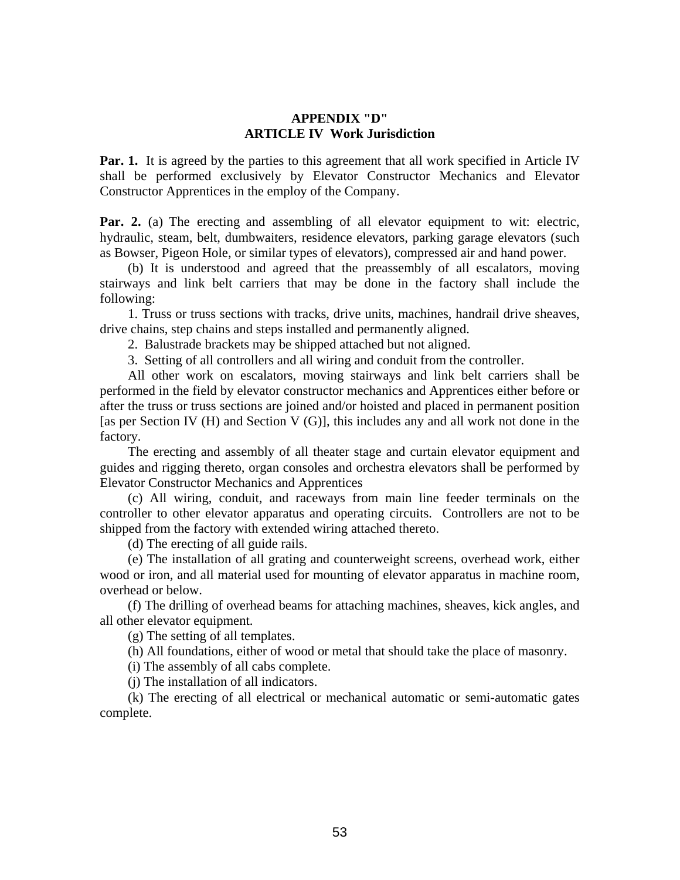## APPENDIX "D"
## ARTICLE IV Work Jurisdiction

**Par. 1.** It is agreed by the parties to this agreement that all work specified in Article IV shall be performed exclusively by Elevator Constructor Mechanics and Elevator Constructor Apprentices in the employ of the Company.

**Par. 2.** (a) The erecting and assembling of all elevator equipment to wit: electric, hydraulic, steam, belt, dumbwaiters, residence elevators, parking garage elevators (such as Bowser, Pigeon Hole, or similar types of elevators), compressed air and hand power.

(b) It is understood and agreed that the preassembly of all escalators, moving stairways and link belt carriers that may be done in the factory shall include the following:

1. Truss or truss sections with tracks, drive units, machines, handrail drive sheaves, drive chains, step chains and steps installed and permanently aligned.

2. Balustrade brackets may be shipped attached but not aligned.

3. Setting of all controllers and all wiring and conduit from the controller.

All other work on escalators, moving stairways and link belt carriers shall be performed in the field by elevator constructor mechanics and Apprentices either before or after the truss or truss sections are joined and/or hoisted and placed in permanent position [as per Section IV (H) and Section V (G)], this includes any and all work not done in the factory.

The erecting and assembly of all theater stage and curtain elevator equipment and guides and rigging thereto, organ consoles and orchestra elevators shall be performed by Elevator Constructor Mechanics and Apprentices

(c) All wiring, conduit, and raceways from main line feeder terminals on the controller to other elevator apparatus and operating circuits. Controllers are not to be shipped from the factory with extended wiring attached thereto.

(d) The erecting of all guide rails.

(e) The installation of all grating and counterweight screens, overhead work, either wood or iron, and all material used for mounting of elevator apparatus in machine room, overhead or below.

(f) The drilling of overhead beams for attaching machines, sheaves, kick angles, and all other elevator equipment.

(g) The setting of all templates.

(h) All foundations, either of wood or metal that should take the place of masonry.

(i) The assembly of all cabs complete.

(j) The installation of all indicators.

(k) The erecting of all electrical or mechanical automatic or semi-automatic gates complete.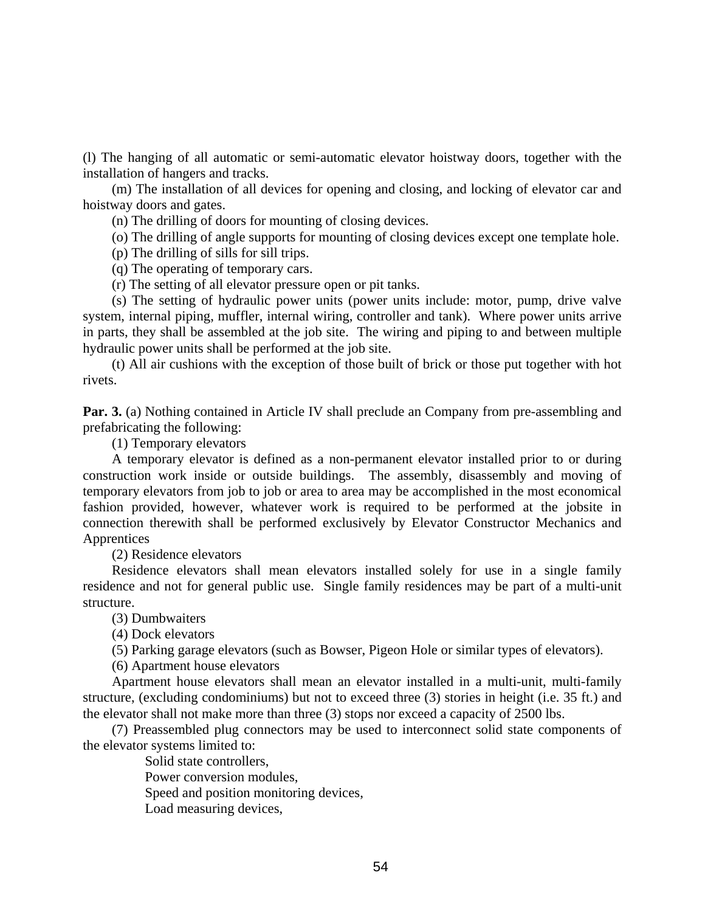(l) The hanging of all automatic or semi-automatic elevator hoistway doors, together with the installation of hangers and tracks.

(m) The installation of all devices for opening and closing, and locking of elevator car and hoistway doors and gates.

(n) The drilling of doors for mounting of closing devices.

(o) The drilling of angle supports for mounting of closing devices except one template hole.

(p) The drilling of sills for sill trips.

(q) The operating of temporary cars.

(r) The setting of all elevator pressure open or pit tanks.

(s) The setting of hydraulic power units (power units include: motor, pump, drive valve system, internal piping, muffler, internal wiring, controller and tank). Where power units arrive in parts, they shall be assembled at the job site. The wiring and piping to and between multiple hydraulic power units shall be performed at the job site.

(t) All air cushions with the exception of those built of brick or those put together with hot rivets.

**Par. 3.** (a) Nothing contained in Article IV shall preclude an Company from pre-assembling and prefabricating the following:

(1) Temporary elevators

A temporary elevator is defined as a non-permanent elevator installed prior to or during construction work inside or outside buildings. The assembly, disassembly and moving of temporary elevators from job to job or area to area may be accomplished in the most economical fashion provided, however, whatever work is required to be performed at the jobsite in connection therewith shall be performed exclusively by Elevator Constructor Mechanics and Apprentices

(2) Residence elevators

Residence elevators shall mean elevators installed solely for use in a single family residence and not for general public use. Single family residences may be part of a multi-unit structure.

(3) Dumbwaiters

(4) Dock elevators

(5) Parking garage elevators (such as Bowser, Pigeon Hole or similar types of elevators).

(6) Apartment house elevators

Apartment house elevators shall mean an elevator installed in a multi-unit, multi-family structure, (excluding condominiums) but not to exceed three (3) stories in height (i.e. 35 ft.) and the elevator shall not make more than three (3) stops nor exceed a capacity of 2500 lbs.

(7) Preassembled plug connectors may be used to interconnect solid state components of the elevator systems limited to:

Solid state controllers,
Power conversion modules,
Speed and position monitoring devices,
Load measuring devices,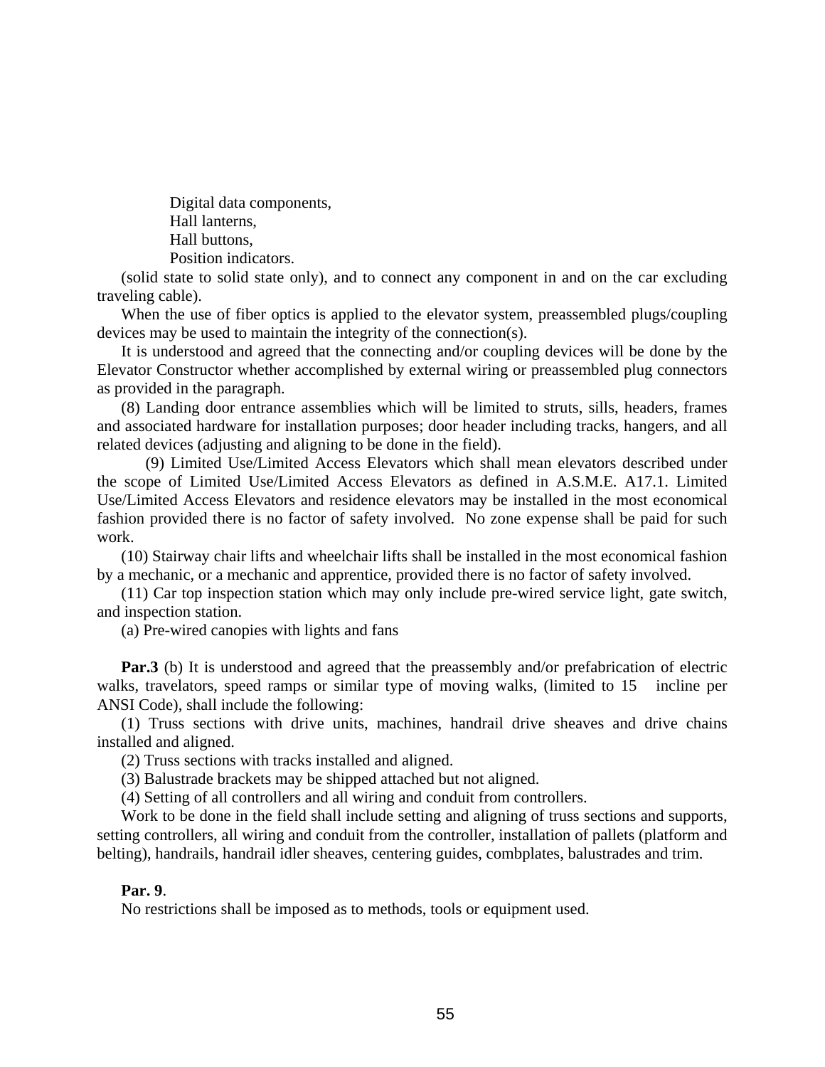Digital data components,
Hall lanterns,
Hall buttons,
Position indicators.

(solid state to solid state only), and to connect any component in and on the car excluding traveling cable).

When the use of fiber optics is applied to the elevator system, preassembled plugs/coupling devices may be used to maintain the integrity of the connection(s).

It is understood and agreed that the connecting and/or coupling devices will be done by the Elevator Constructor whether accomplished by external wiring or preassembled plug connectors as provided in the paragraph.

(8) Landing door entrance assemblies which will be limited to struts, sills, headers, frames and associated hardware for installation purposes; door header including tracks, hangers, and all related devices (adjusting and aligning to be done in the field).

(9) Limited Use/Limited Access Elevators which shall mean elevators described under the scope of Limited Use/Limited Access Elevators as defined in A.S.M.E. A17.1. Limited Use/Limited Access Elevators and residence elevators may be installed in the most economical fashion provided there is no factor of safety involved. No zone expense shall be paid for such work.

(10) Stairway chair lifts and wheelchair lifts shall be installed in the most economical fashion by a mechanic, or a mechanic and apprentice, provided there is no factor of safety involved.

(11) Car top inspection station which may only include pre-wired service light, gate switch, and inspection station.

(a) Pre-wired canopies with lights and fans

**Par.3** (b) It is understood and agreed that the preassembly and/or prefabrication of electric walks, travelators, speed ramps or similar type of moving walks, (limited to 15 incline per ANSI Code), shall include the following:

(1) Truss sections with drive units, machines, handrail drive sheaves and drive chains installed and aligned.

(2) Truss sections with tracks installed and aligned.

(3) Balustrade brackets may be shipped attached but not aligned.

(4) Setting of all controllers and all wiring and conduit from controllers.

Work to be done in the field shall include setting and aligning of truss sections and supports, setting controllers, all wiring and conduit from the controller, installation of pallets (platform and belting), handrails, handrail idler sheaves, centering guides, combplates, balustrades and trim.

**Par. 9**.

No restrictions shall be imposed as to methods, tools or equipment used.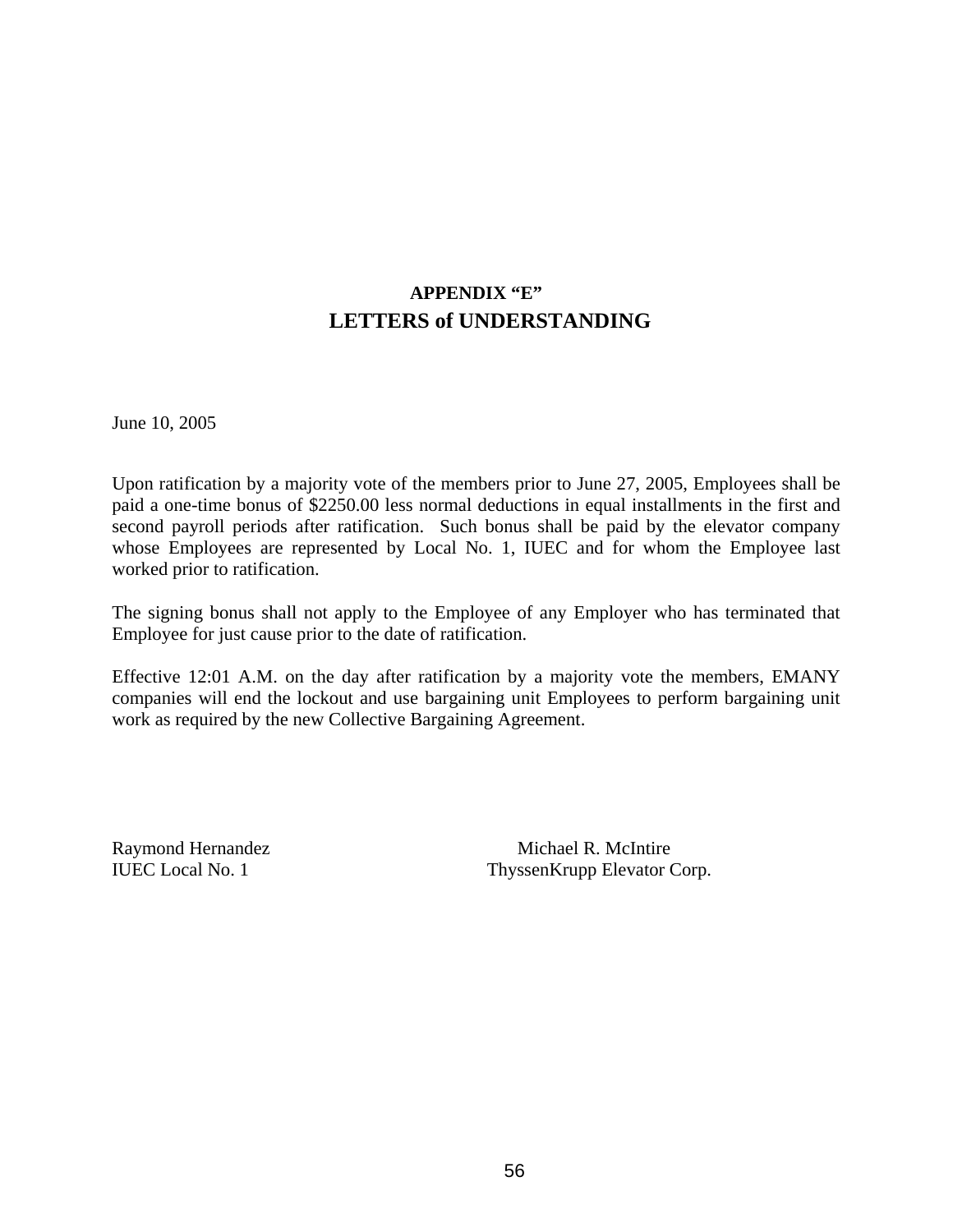## APPENDIX "E"
## LETTERS of UNDERSTANDING

June 10, 2005

Upon ratification by a majority vote of the members prior to June 27, 2005, Employees shall be paid a one-time bonus of $2250.00 less normal deductions in equal installments in the first and second payroll periods after ratification. Such bonus shall be paid by the elevator company whose Employees are represented by Local No. 1, IUEC and for whom the Employee last worked prior to ratification.

The signing bonus shall not apply to the Employee of any Employer who has terminated that Employee for just cause prior to the date of ratification.

Effective 12:01 A.M. on the day after ratification by a majority vote the members, EMANY companies will end the lockout and use bargaining unit Employees to perform bargaining unit work as required by the new Collective Bargaining Agreement.

Raymond Hernandez
IUEC Local No. 1

Michael R. McIntire
ThyssenKrupp Elevator Corp.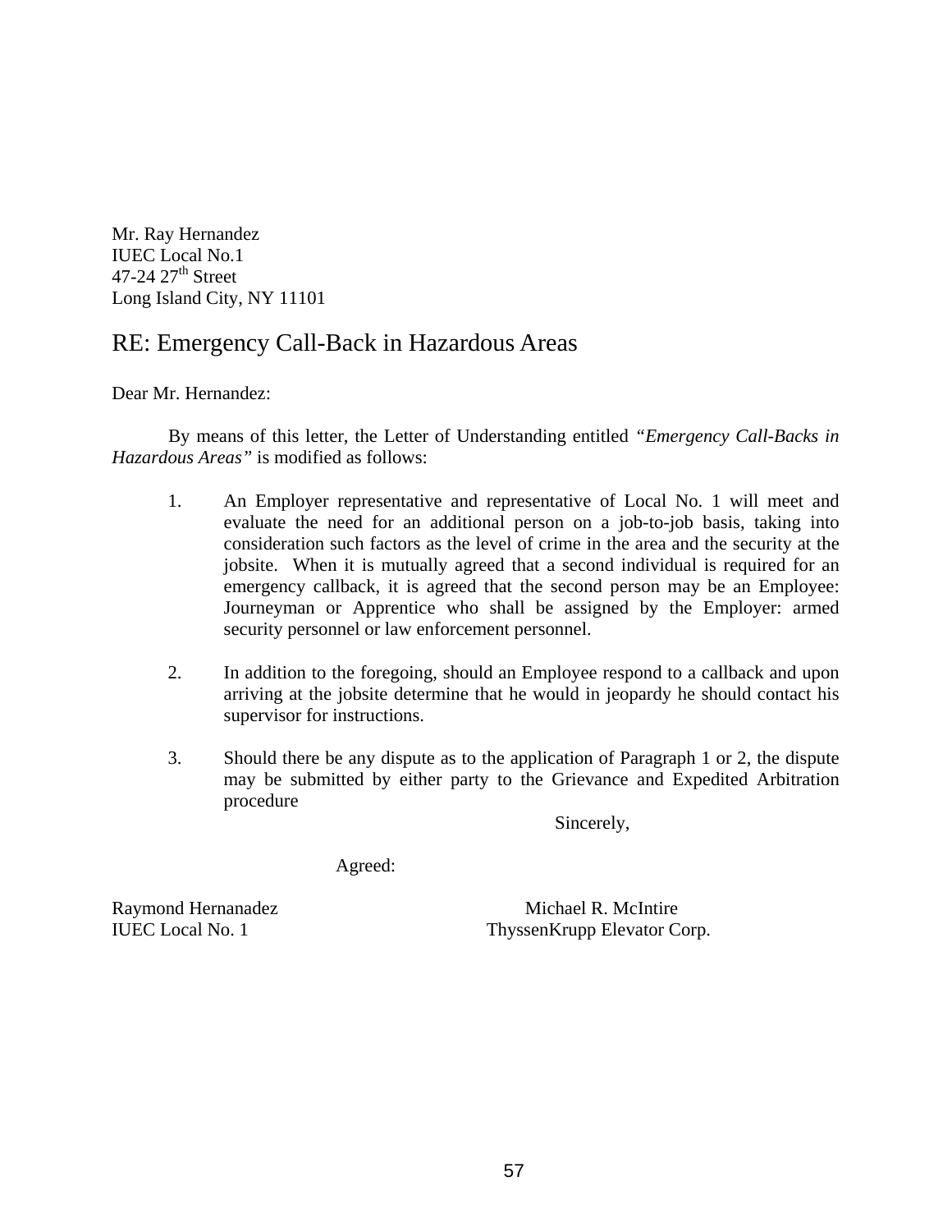Mr. Ray Hernandez
IUEC Local No.1
47-24 27th Street
Long Island City, NY 11101

## RE: Emergency Call-Back in Hazardous Areas

Dear Mr. Hernandez:

By means of this letter, the Letter of Understanding entitled *"Emergency Call-Backs in Hazardous Areas"* is modified as follows:

1. An Employer representative and representative of Local No. 1 will meet and evaluate the need for an additional person on a job-to-job basis, taking into consideration such factors as the level of crime in the area and the security at the jobsite. When it is mutually agreed that a second individual is required for an emergency callback, it is agreed that the second person may be an Employee: Journeyman or Apprentice who shall be assigned by the Employer: armed security personnel or law enforcement personnel.

2. In addition to the foregoing, should an Employee respond to a callback and upon arriving at the jobsite determine that he would in jeopardy he should contact his supervisor for instructions.

3. Should there be any dispute as to the application of Paragraph 1 or 2, the dispute may be submitted by either party to the Grievance and Expedited Arbitration procedure

Sincerely,

Agreed:

Raymond Hernanadez
IUEC Local No. 1

Michael R. McIntire
ThyssenKrupp Elevator Corp.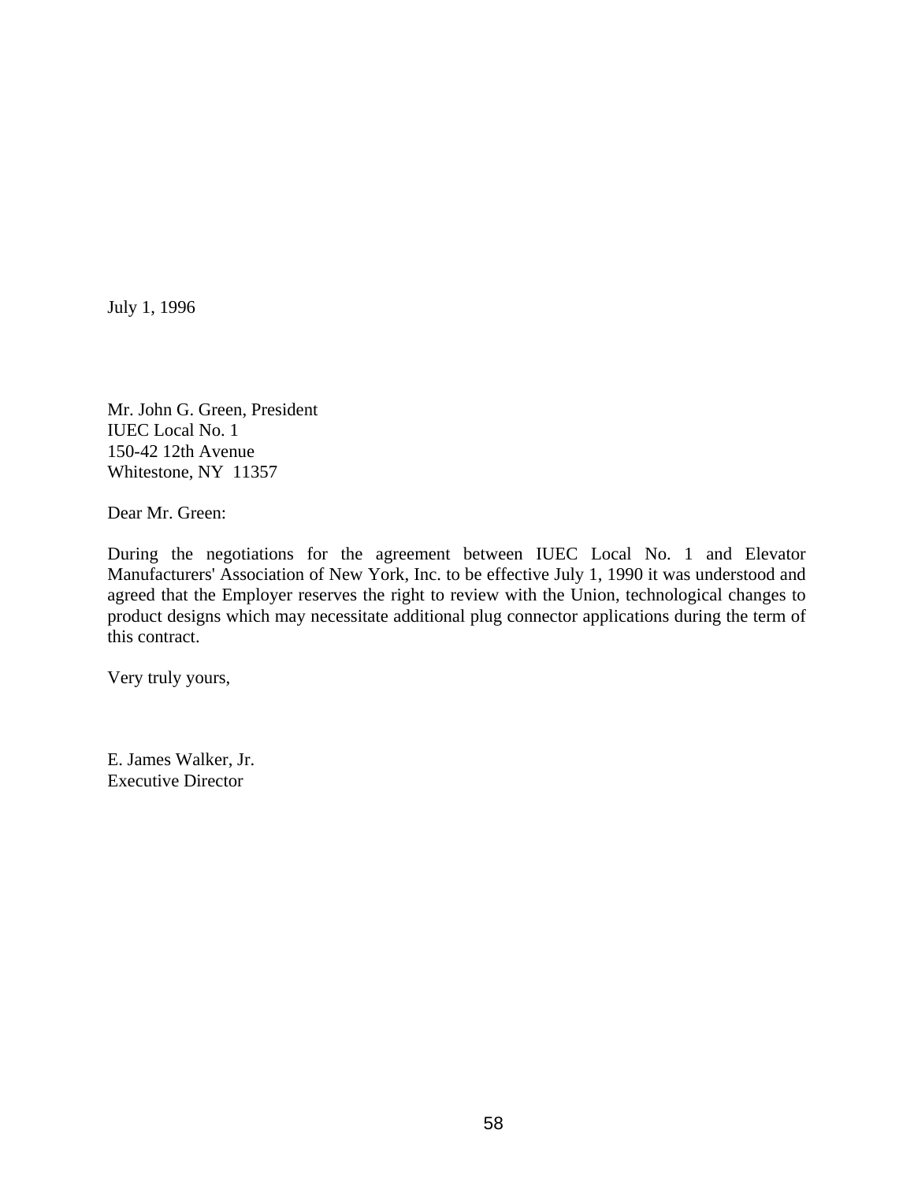July 1, 1996

Mr. John G. Green, President
IUEC Local No. 1
150-42 12th Avenue
Whitestone, NY 11357

Dear Mr. Green:

During the negotiations for the agreement between IUEC Local No. 1 and Elevator Manufacturers' Association of New York, Inc. to be effective July 1, 1990 it was understood and agreed that the Employer reserves the right to review with the Union, technological changes to product designs which may necessitate additional plug connector applications during the term of this contract.

Very truly yours,

E. James Walker, Jr.
Executive Director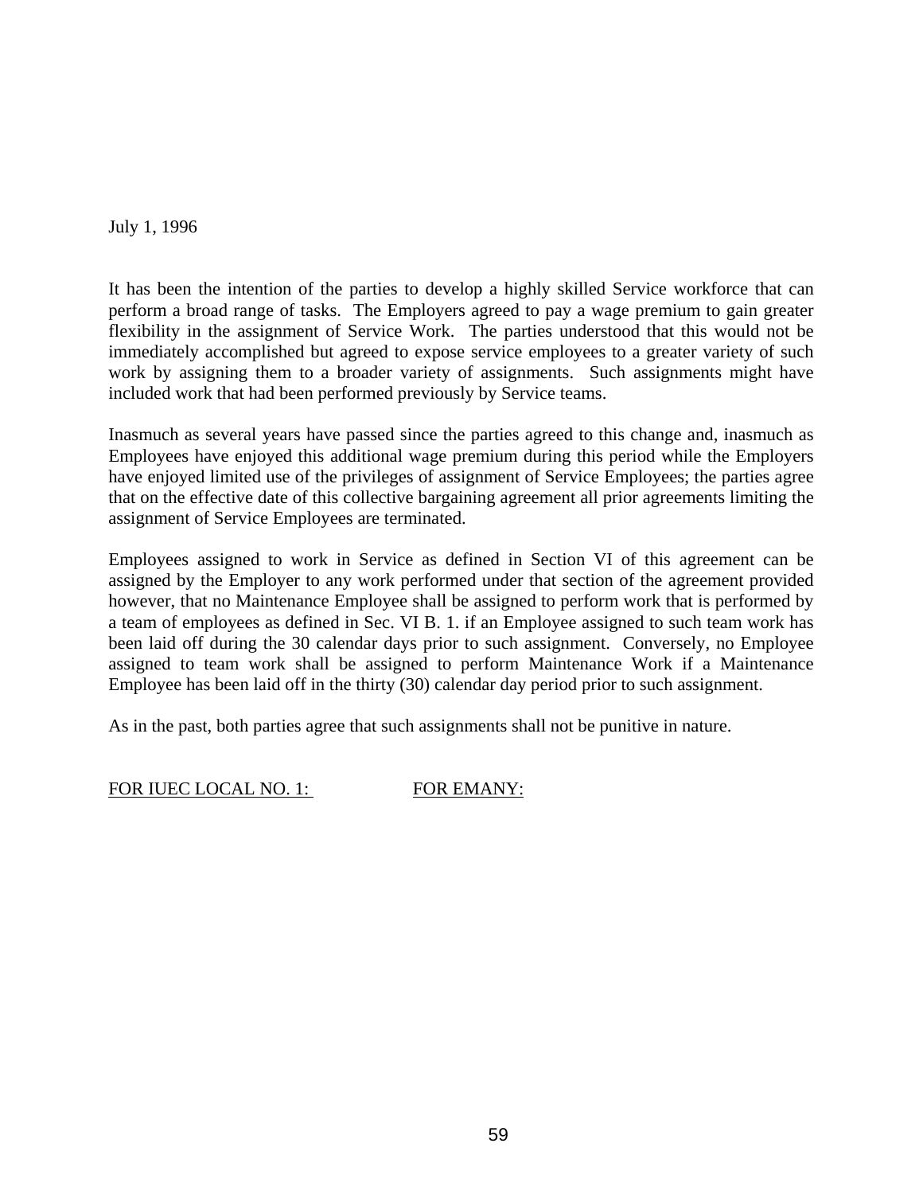July 1, 1996

It has been the intention of the parties to develop a highly skilled Service workforce that can perform a broad range of tasks. The Employers agreed to pay a wage premium to gain greater flexibility in the assignment of Service Work. The parties understood that this would not be immediately accomplished but agreed to expose service employees to a greater variety of such work by assigning them to a broader variety of assignments. Such assignments might have included work that had been performed previously by Service teams.

Inasmuch as several years have passed since the parties agreed to this change and, inasmuch as Employees have enjoyed this additional wage premium during this period while the Employers have enjoyed limited use of the privileges of assignment of Service Employees; the parties agree that on the effective date of this collective bargaining agreement all prior agreements limiting the assignment of Service Employees are terminated.

Employees assigned to work in Service as defined in Section VI of this agreement can be assigned by the Employer to any work performed under that section of the agreement provided however, that no Maintenance Employee shall be assigned to perform work that is performed by a team of employees as defined in Sec. VI B. 1. if an Employee assigned to such team work has been laid off during the 30 calendar days prior to such assignment. Conversely, no Employee assigned to team work shall be assigned to perform Maintenance Work if a Maintenance Employee has been laid off in the thirty (30) calendar day period prior to such assignment.

As in the past, both parties agree that such assignments shall not be punitive in nature.

FOR IUEC LOCAL NO. 1: FOR EMANY: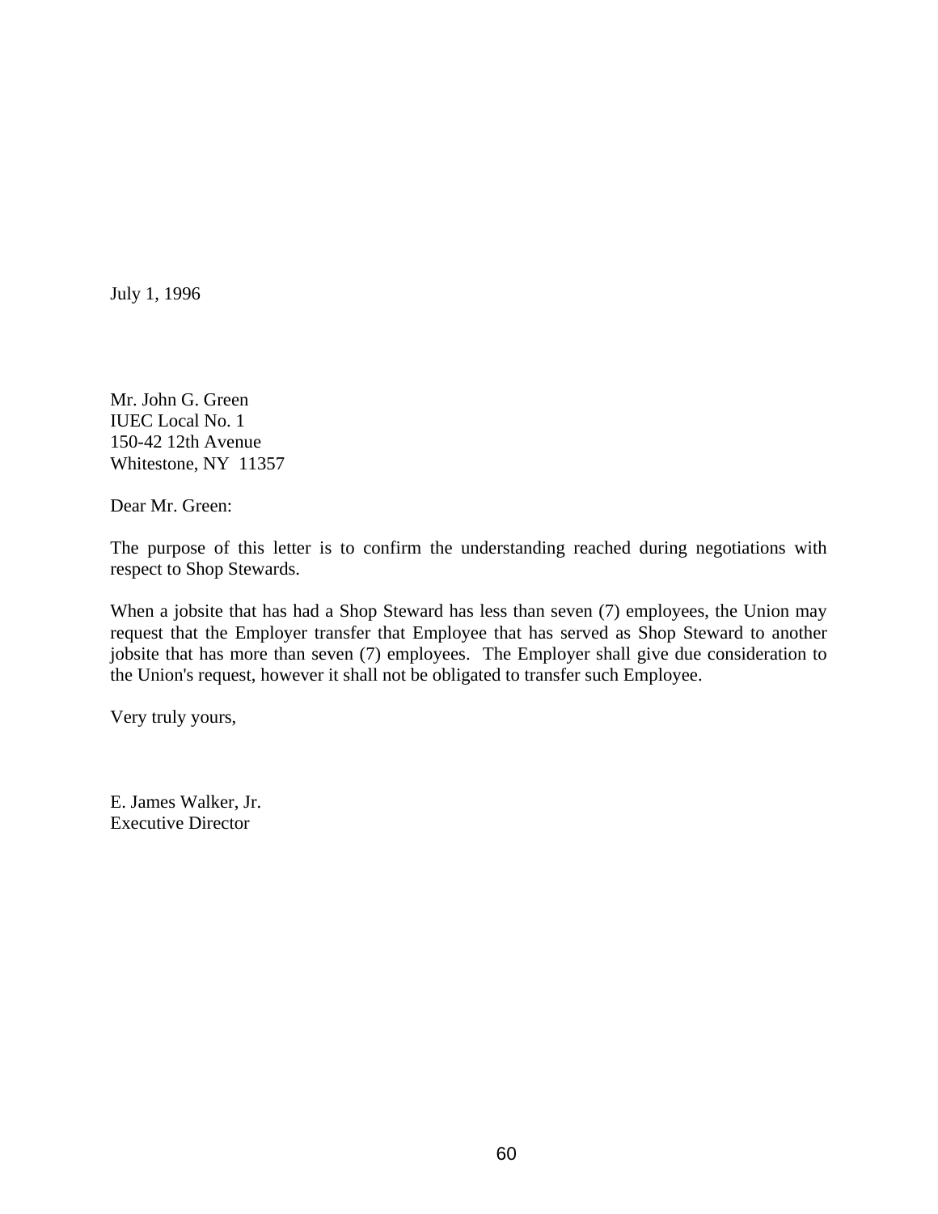July 1, 1996

Mr. John G. Green
IUEC Local No. 1
150-42 12th Avenue
Whitestone, NY 11357

Dear Mr. Green:

The purpose of this letter is to confirm the understanding reached during negotiations with respect to Shop Stewards.

When a jobsite that has had a Shop Steward has less than seven (7) employees, the Union may request that the Employer transfer that Employee that has served as Shop Steward to another jobsite that has more than seven (7) employees. The Employer shall give due consideration to the Union's request, however it shall not be obligated to transfer such Employee.

Very truly yours,

E. James Walker, Jr.
Executive Director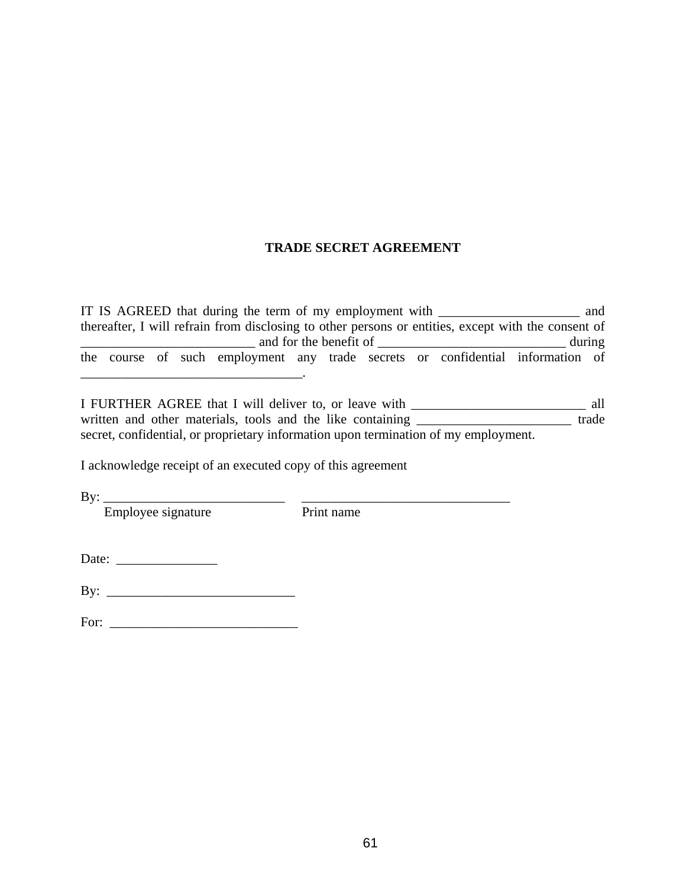# TRADE SECRET AGREEMENT

IT IS AGREED that during the term of my employment with _____________________ and thereafter, I will refrain from disclosing to other persons or entities, except with the consent of _________________________ and for the benefit of ___________________________ during the course of such employment any trade secrets or confidential information of ________________________________.

I FURTHER AGREE that I will deliver to, or leave with _________________________ all written and other materials, tools and the like containing _______________________ trade secret, confidential, or proprietary information upon termination of my employment.

I acknowledge receipt of an executed copy of this agreement

By: ___________________________ ______________________________
Employee signature Print name

Date: _______________

By: ___________________________

For: ___________________________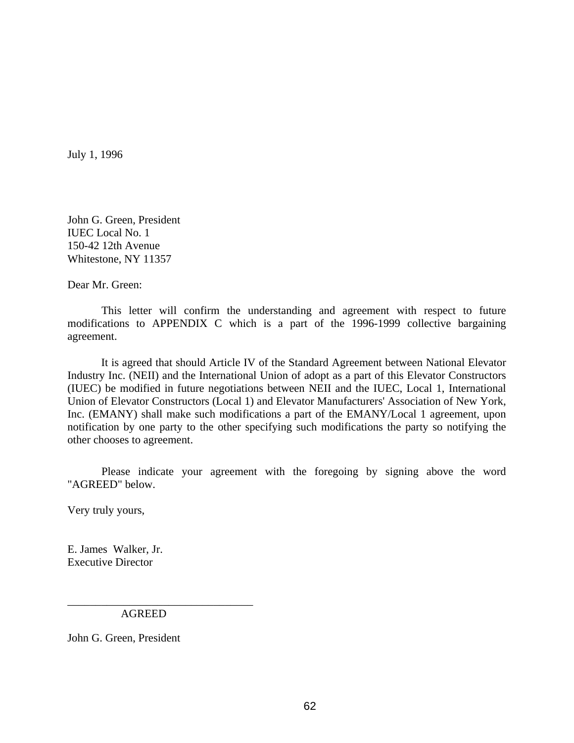July 1, 1996

John G. Green, President
IUEC Local No. 1
150-42 12th Avenue
Whitestone, NY 11357

Dear Mr. Green:

This letter will confirm the understanding and agreement with respect to future modifications to APPENDIX C which is a part of the 1996-1999 collective bargaining agreement.

It is agreed that should Article IV of the Standard Agreement between National Elevator Industry Inc. (NEII) and the International Union of adopt as a part of this Elevator Constructors (IUEC) be modified in future negotiations between NEII and the IUEC, Local 1, International Union of Elevator Constructors (Local 1) and Elevator Manufacturers' Association of New York, Inc. (EMANY) shall make such modifications a part of the EMANY/Local 1 agreement, upon notification by one party to the other specifying such modifications the party so notifying the other chooses to agreement.

Please indicate your agreement with the foregoing by signing above the word "AGREED" below.

Very truly yours,

E. James Walker, Jr.
Executive Director

\_\_\_\_\_\_\_\_\_\_\_\_\_\_\_\_\_\_\_\_\_\_\_\_\_\_\_\_\_\_\_\_\_\_
AGREED

John G. Green, President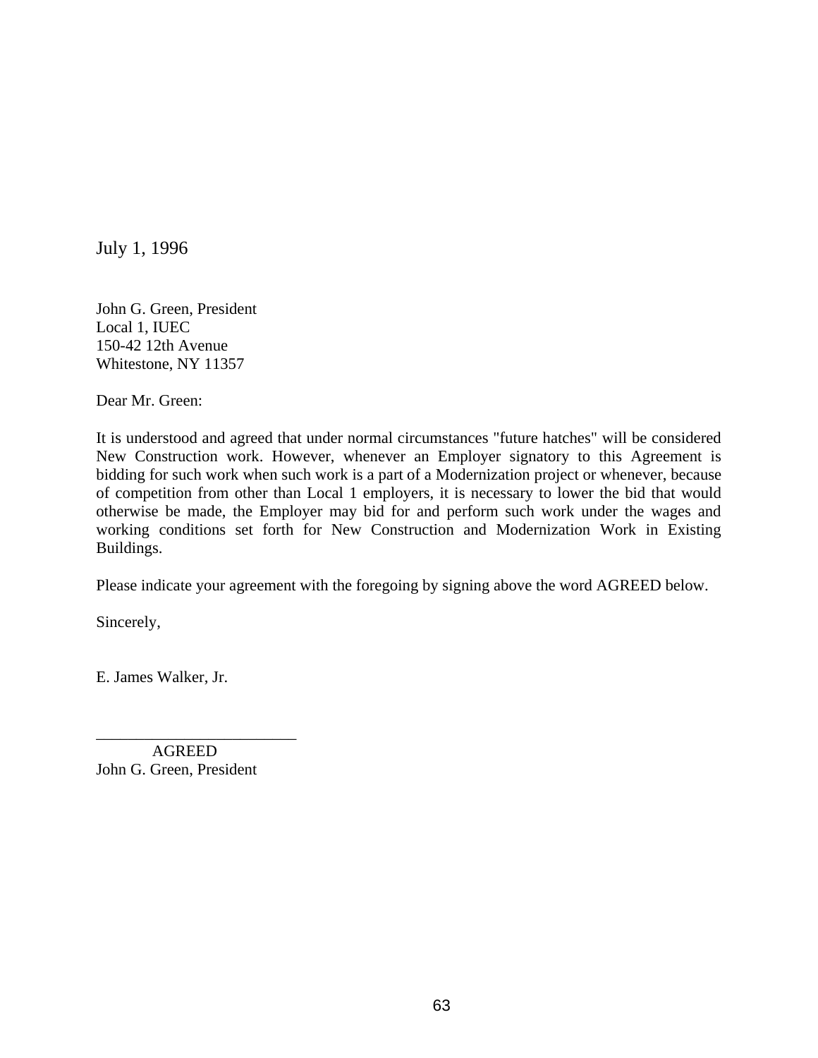July 1, 1996

John G. Green, President
Local 1, IUEC
150-42 12th Avenue
Whitestone, NY 11357

Dear Mr. Green:

It is understood and agreed that under normal circumstances "future hatches" will be considered New Construction work. However, whenever an Employer signatory to this Agreement is bidding for such work when such work is a part of a Modernization project or whenever, because of competition from other than Local 1 employers, it is necessary to lower the bid that would otherwise be made, the Employer may bid for and perform such work under the wages and working conditions set forth for New Construction and Modernization Work in Existing Buildings.

Please indicate your agreement with the foregoing by signing above the word AGREED below.

Sincerely,

E. James Walker, Jr.

\_\_\_\_\_\_\_\_\_\_\_\_\_\_\_\_\_\_\_\_\_\_\_\_\_\_
AGREED
John G. Green, President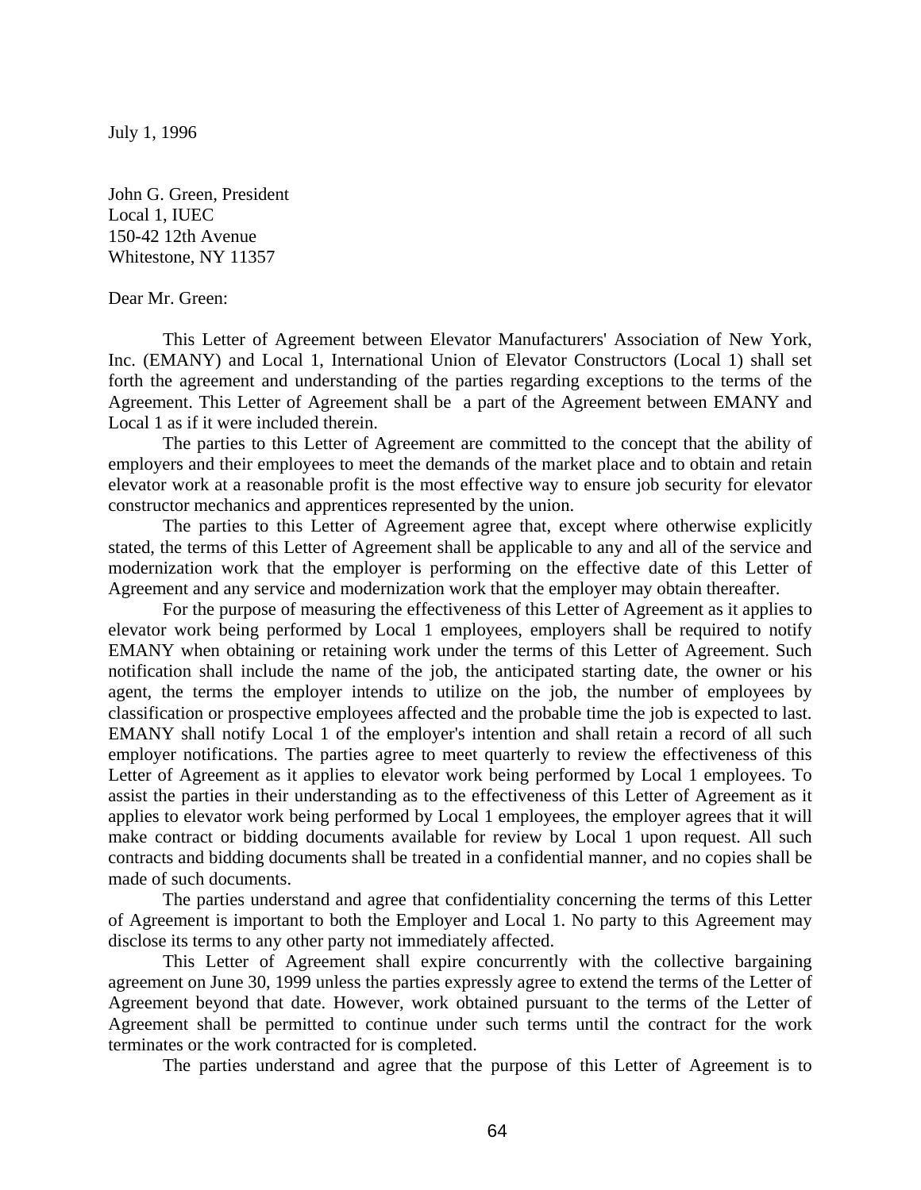July 1, 1996

John G. Green, President
Local 1, IUEC
150-42 12th Avenue
Whitestone, NY 11357

Dear Mr. Green:

This Letter of Agreement between Elevator Manufacturers' Association of New York, Inc. (EMANY) and Local 1, International Union of Elevator Constructors (Local 1) shall set forth the agreement and understanding of the parties regarding exceptions to the terms of the Agreement. This Letter of Agreement shall be a part of the Agreement between EMANY and Local 1 as if it were included therein.

The parties to this Letter of Agreement are committed to the concept that the ability of employers and their employees to meet the demands of the market place and to obtain and retain elevator work at a reasonable profit is the most effective way to ensure job security for elevator constructor mechanics and apprentices represented by the union.

The parties to this Letter of Agreement agree that, except where otherwise explicitly stated, the terms of this Letter of Agreement shall be applicable to any and all of the service and modernization work that the employer is performing on the effective date of this Letter of Agreement and any service and modernization work that the employer may obtain thereafter.

For the purpose of measuring the effectiveness of this Letter of Agreement as it applies to elevator work being performed by Local 1 employees, employers shall be required to notify EMANY when obtaining or retaining work under the terms of this Letter of Agreement. Such notification shall include the name of the job, the anticipated starting date, the owner or his agent, the terms the employer intends to utilize on the job, the number of employees by classification or prospective employees affected and the probable time the job is expected to last. EMANY shall notify Local 1 of the employer's intention and shall retain a record of all such employer notifications. The parties agree to meet quarterly to review the effectiveness of this Letter of Agreement as it applies to elevator work being performed by Local 1 employees. To assist the parties in their understanding as to the effectiveness of this Letter of Agreement as it applies to elevator work being performed by Local 1 employees, the employer agrees that it will make contract or bidding documents available for review by Local 1 upon request. All such contracts and bidding documents shall be treated in a confidential manner, and no copies shall be made of such documents.

The parties understand and agree that confidentiality concerning the terms of this Letter of Agreement is important to both the Employer and Local 1. No party to this Agreement may disclose its terms to any other party not immediately affected.

This Letter of Agreement shall expire concurrently with the collective bargaining agreement on June 30, 1999 unless the parties expressly agree to extend the terms of the Letter of Agreement beyond that date. However, work obtained pursuant to the terms of the Letter of Agreement shall be permitted to continue under such terms until the contract for the work terminates or the work contracted for is completed.

The parties understand and agree that the purpose of this Letter of Agreement is to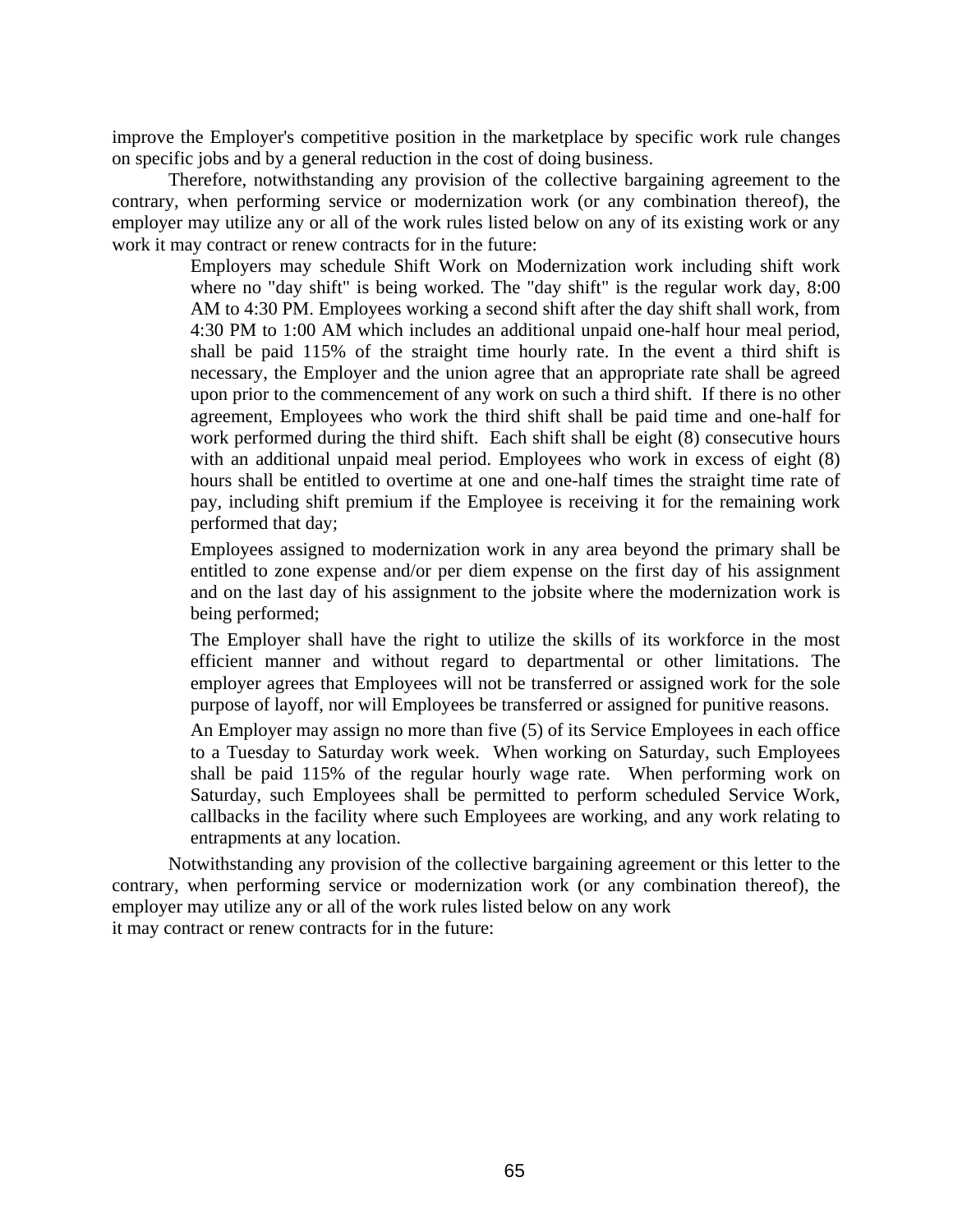improve the Employer's competitive position in the marketplace by specific work rule changes on specific jobs and by a general reduction in the cost of doing business.

Therefore, notwithstanding any provision of the collective bargaining agreement to the contrary, when performing service or modernization work (or any combination thereof), the employer may utilize any or all of the work rules listed below on any of its existing work or any work it may contract or renew contracts for in the future:

> Employers may schedule Shift Work on Modernization work including shift work where no "day shift" is being worked. The "day shift" is the regular work day, 8:00 AM to 4:30 PM. Employees working a second shift after the day shift shall work, from 4:30 PM to 1:00 AM which includes an additional unpaid one-half hour meal period, shall be paid 115% of the straight time hourly rate. In the event a third shift is necessary, the Employer and the union agree that an appropriate rate shall be agreed upon prior to the commencement of any work on such a third shift. If there is no other agreement, Employees who work the third shift shall be paid time and one-half for work performed during the third shift. Each shift shall be eight (8) consecutive hours with an additional unpaid meal period. Employees who work in excess of eight (8) hours shall be entitled to overtime at one and one-half times the straight time rate of pay, including shift premium if the Employee is receiving it for the remaining work performed that day;
>
> Employees assigned to modernization work in any area beyond the primary shall be entitled to zone expense and/or per diem expense on the first day of his assignment and on the last day of his assignment to the jobsite where the modernization work is being performed;
>
> The Employer shall have the right to utilize the skills of its workforce in the most efficient manner and without regard to departmental or other limitations. The employer agrees that Employees will not be transferred or assigned work for the sole purpose of layoff, nor will Employees be transferred or assigned for punitive reasons.
>
> An Employer may assign no more than five (5) of its Service Employees in each office to a Tuesday to Saturday work week. When working on Saturday, such Employees shall be paid 115% of the regular hourly wage rate. When performing work on Saturday, such Employees shall be permitted to perform scheduled Service Work, callbacks in the facility where such Employees are working, and any work relating to entrapments at any location.

Notwithstanding any provision of the collective bargaining agreement or this letter to the contrary, when performing service or modernization work (or any combination thereof), the employer may utilize any or all of the work rules listed below on any work it may contract or renew contracts for in the future: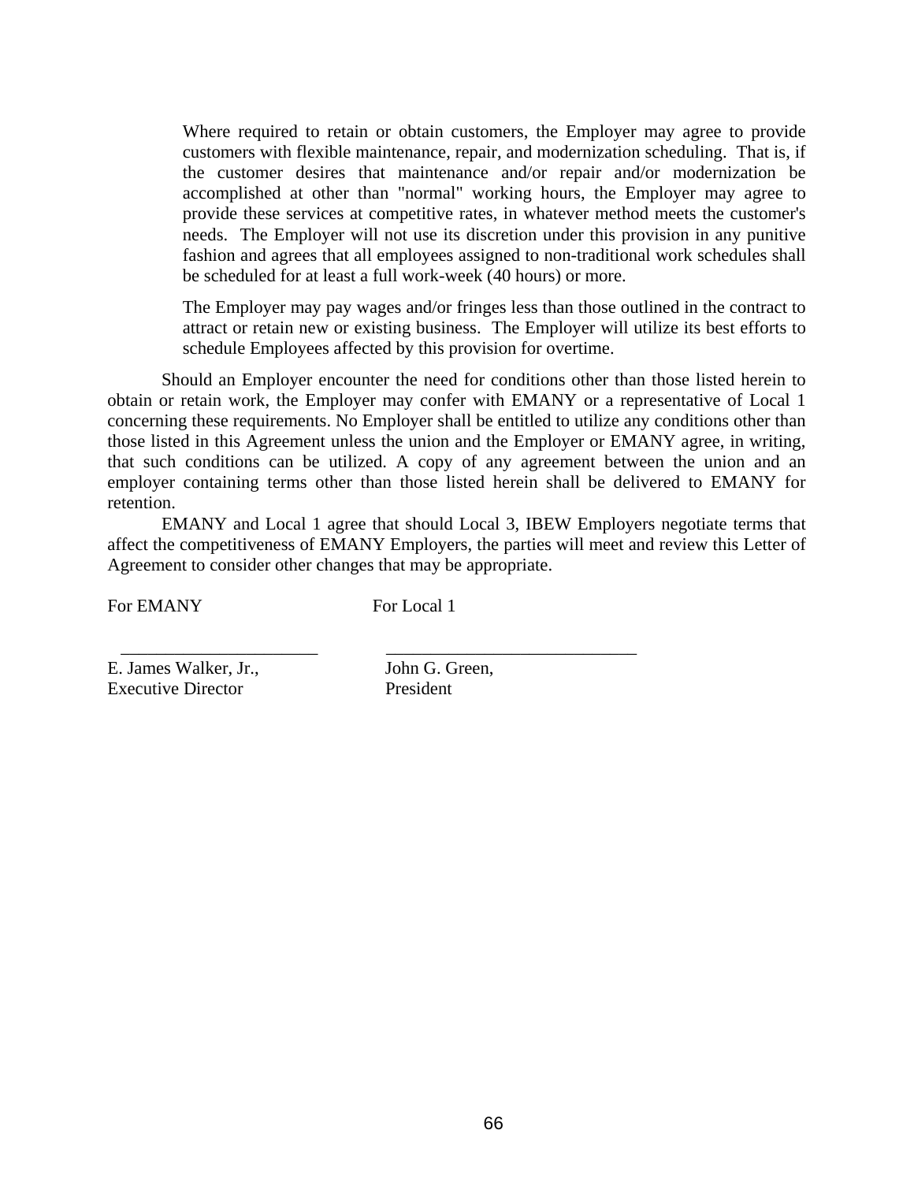Where required to retain or obtain customers, the Employer may agree to provide customers with flexible maintenance, repair, and modernization scheduling. That is, if the customer desires that maintenance and/or repair and/or modernization be accomplished at other than "normal" working hours, the Employer may agree to provide these services at competitive rates, in whatever method meets the customer's needs. The Employer will not use its discretion under this provision in any punitive fashion and agrees that all employees assigned to non-traditional work schedules shall be scheduled for at least a full work-week (40 hours) or more.

The Employer may pay wages and/or fringes less than those outlined in the contract to attract or retain new or existing business. The Employer will utilize its best efforts to schedule Employees affected by this provision for overtime.

Should an Employer encounter the need for conditions other than those listed herein to obtain or retain work, the Employer may confer with EMANY or a representative of Local 1 concerning these requirements. No Employer shall be entitled to utilize any conditions other than those listed in this Agreement unless the union and the Employer or EMANY agree, in writing, that such conditions can be utilized. A copy of any agreement between the union and an employer containing terms other than those listed herein shall be delivered to EMANY for retention.

EMANY and Local 1 agree that should Local 3, IBEW Employers negotiate terms that affect the competitiveness of EMANY Employers, the parties will meet and review this Letter of Agreement to consider other changes that may be appropriate.

For EMANY                    For Local 1

\_\_\_\_\_\_\_\_\_\_\_\_\_\_\_\_\_\_\_\_\_\_\_                    \_\_\_\_\_\_\_\_\_\_\_\_\_\_\_\_\_\_\_\_\_\_\_\_\_\_\_\_\_\_

E. James Walker, Jr.,                    John G. Green,
Executive Director                    President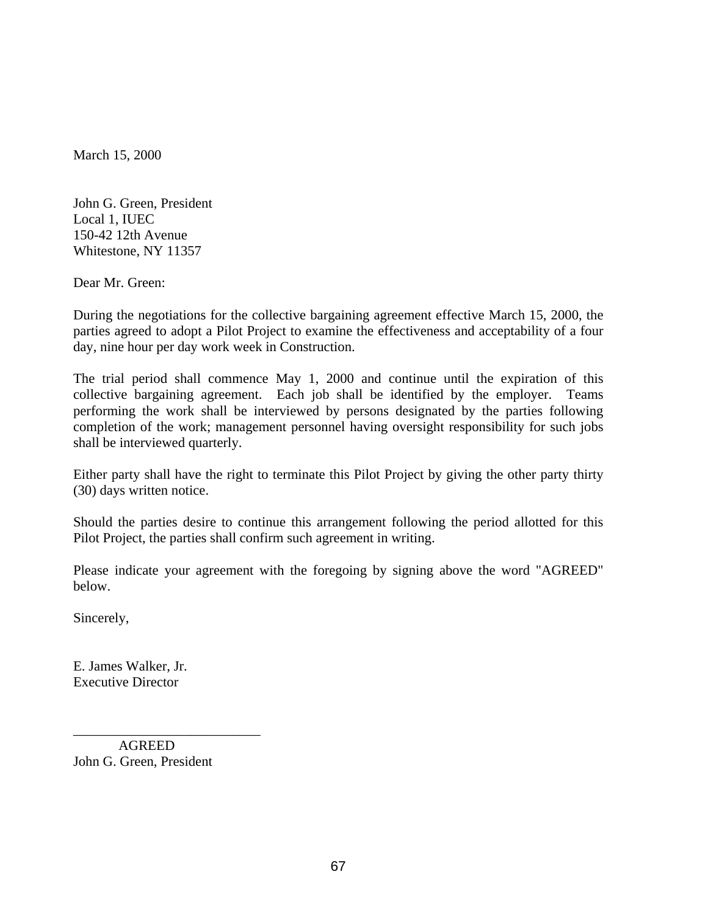March 15, 2000

John G. Green, President  
Local 1, IUEC  
150-42 12th Avenue  
Whitestone, NY 11357

Dear Mr. Green:

During the negotiations for the collective bargaining agreement effective March 15, 2000, the parties agreed to adopt a Pilot Project to examine the effectiveness and acceptability of a four day, nine hour per day work week in Construction.

The trial period shall commence May 1, 2000 and continue until the expiration of this collective bargaining agreement. Each job shall be identified by the employer. Teams performing the work shall be interviewed by persons designated by the parties following completion of the work; management personnel having oversight responsibility for such jobs shall be interviewed quarterly.

Either party shall have the right to terminate this Pilot Project by giving the other party thirty (30) days written notice.

Should the parties desire to continue this arrangement following the period allotted for this Pilot Project, the parties shall confirm such agreement in writing.

Please indicate your agreement with the foregoing by signing above the word "AGREED" below.

Sincerely,

E. James Walker, Jr.  
Executive Director

\_\_\_\_\_\_\_\_\_\_\_\_\_\_\_\_\_\_\_\_\_\_\_\_\_\_\_\_  
AGREED  
John G. Green, President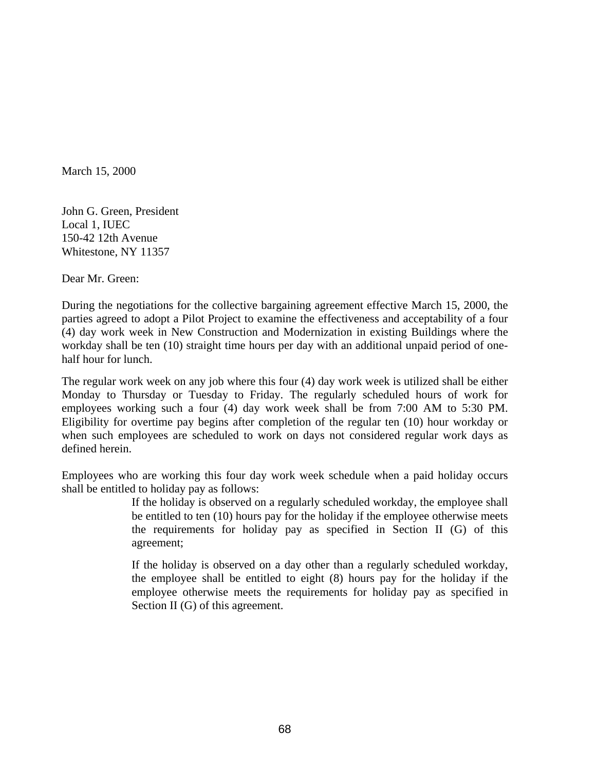March 15, 2000

John G. Green, President  
Local 1, IUEC  
150-42 12th Avenue  
Whitestone, NY 11357

Dear Mr. Green:

During the negotiations for the collective bargaining agreement effective March 15, 2000, the parties agreed to adopt a Pilot Project to examine the effectiveness and acceptability of a four (4) day work week in New Construction and Modernization in existing Buildings where the workday shall be ten (10) straight time hours per day with an additional unpaid period of one-half hour for lunch.

The regular work week on any job where this four (4) day work week is utilized shall be either Monday to Thursday or Tuesday to Friday. The regularly scheduled hours of work for employees working such a four (4) day work week shall be from 7:00 AM to 5:30 PM. Eligibility for overtime pay begins after completion of the regular ten (10) hour workday or when such employees are scheduled to work on days not considered regular work days as defined herein.

Employees who are working this four day work week schedule when a paid holiday occurs shall be entitled to holiday pay as follows:

> If the holiday is observed on a regularly scheduled workday, the employee shall be entitled to ten (10) hours pay for the holiday if the employee otherwise meets the requirements for holiday pay as specified in Section II (G) of this agreement;
>
> If the holiday is observed on a day other than a regularly scheduled workday, the employee shall be entitled to eight (8) hours pay for the holiday if the employee otherwise meets the requirements for holiday pay as specified in Section II (G) of this agreement.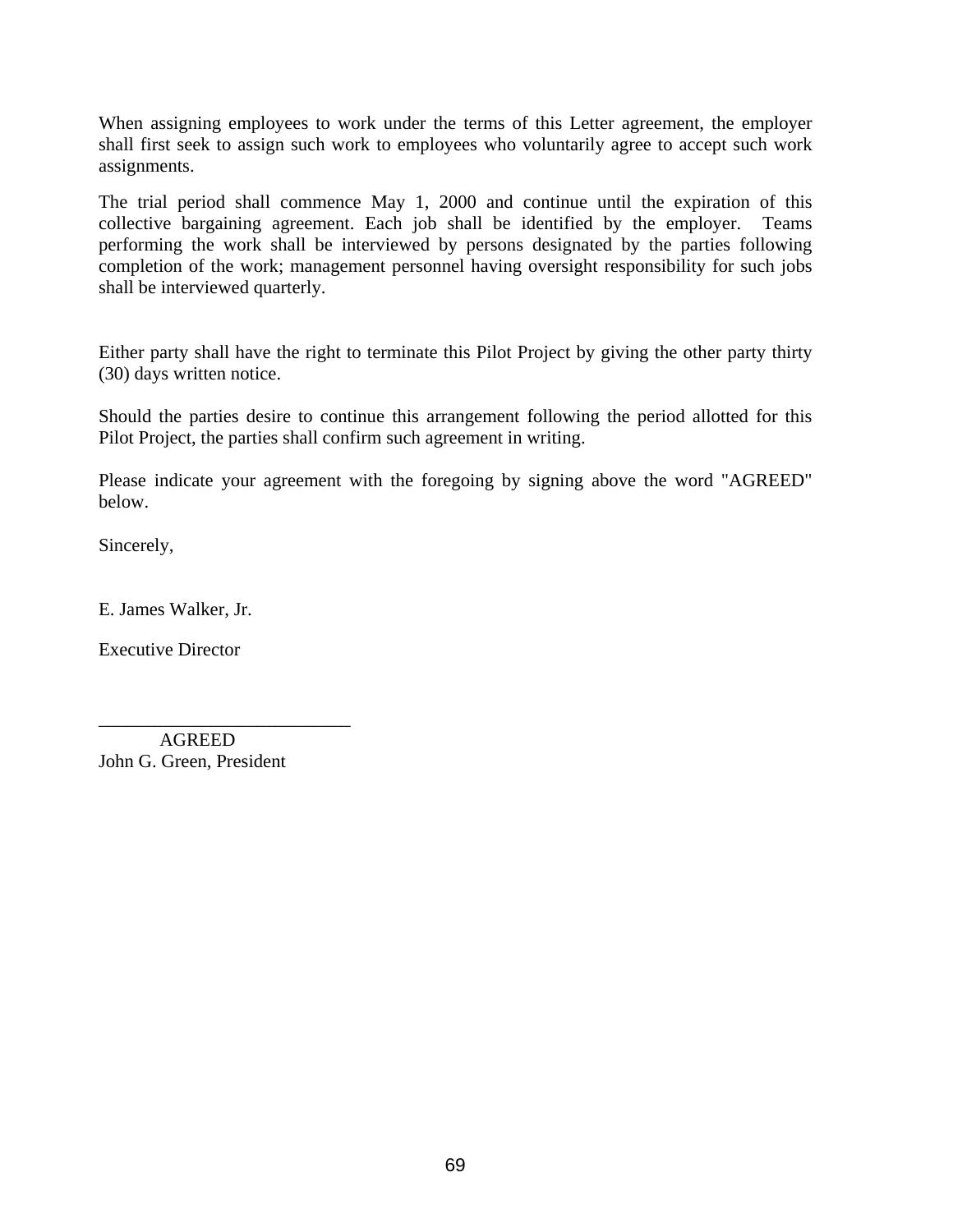When assigning employees to work under the terms of this Letter agreement, the employer shall first seek to assign such work to employees who voluntarily agree to accept such work assignments.

The trial period shall commence May 1, 2000 and continue until the expiration of this collective bargaining agreement. Each job shall be identified by the employer. Teams performing the work shall be interviewed by persons designated by the parties following completion of the work; management personnel having oversight responsibility for such jobs shall be interviewed quarterly.

Either party shall have the right to terminate this Pilot Project by giving the other party thirty (30) days written notice.

Should the parties desire to continue this arrangement following the period allotted for this Pilot Project, the parties shall confirm such agreement in writing.

Please indicate your agreement with the foregoing by signing above the word "AGREED" below.

Sincerely,

E. James Walker, Jr.

Executive Director

___________________________

AGREED

John G. Green, President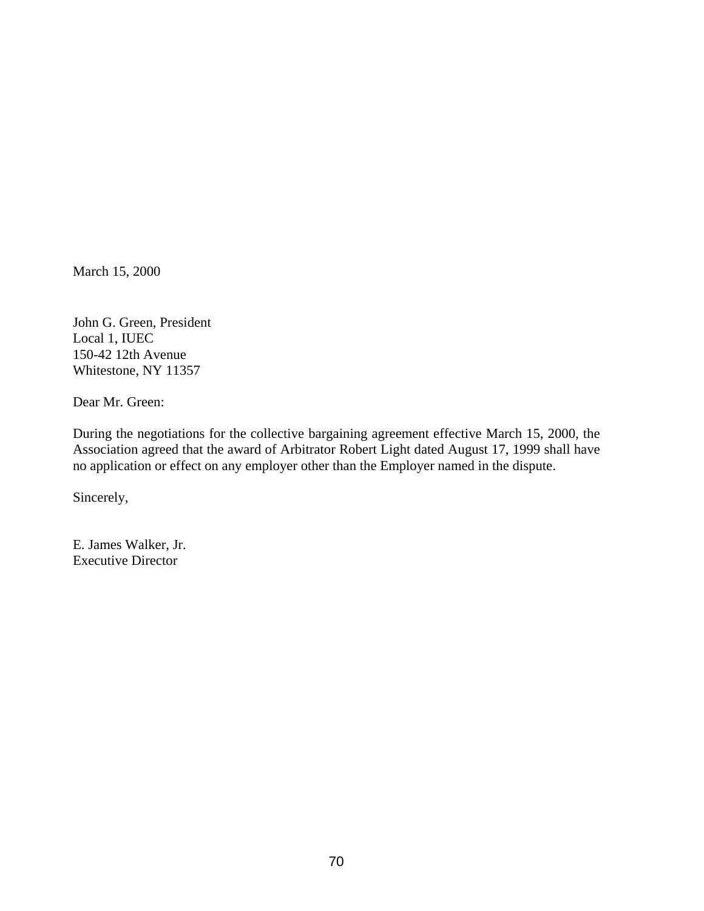March 15, 2000

John G. Green, President  
Local 1, IUEC  
150-42 12th Avenue  
Whitestone, NY 11357

Dear Mr. Green:

During the negotiations for the collective bargaining agreement effective March 15, 2000, the Association agreed that the award of Arbitrator Robert Light dated August 17, 1999 shall have no application or effect on any employer other than the Employer named in the dispute.

Sincerely,

E. James Walker, Jr.  
Executive Director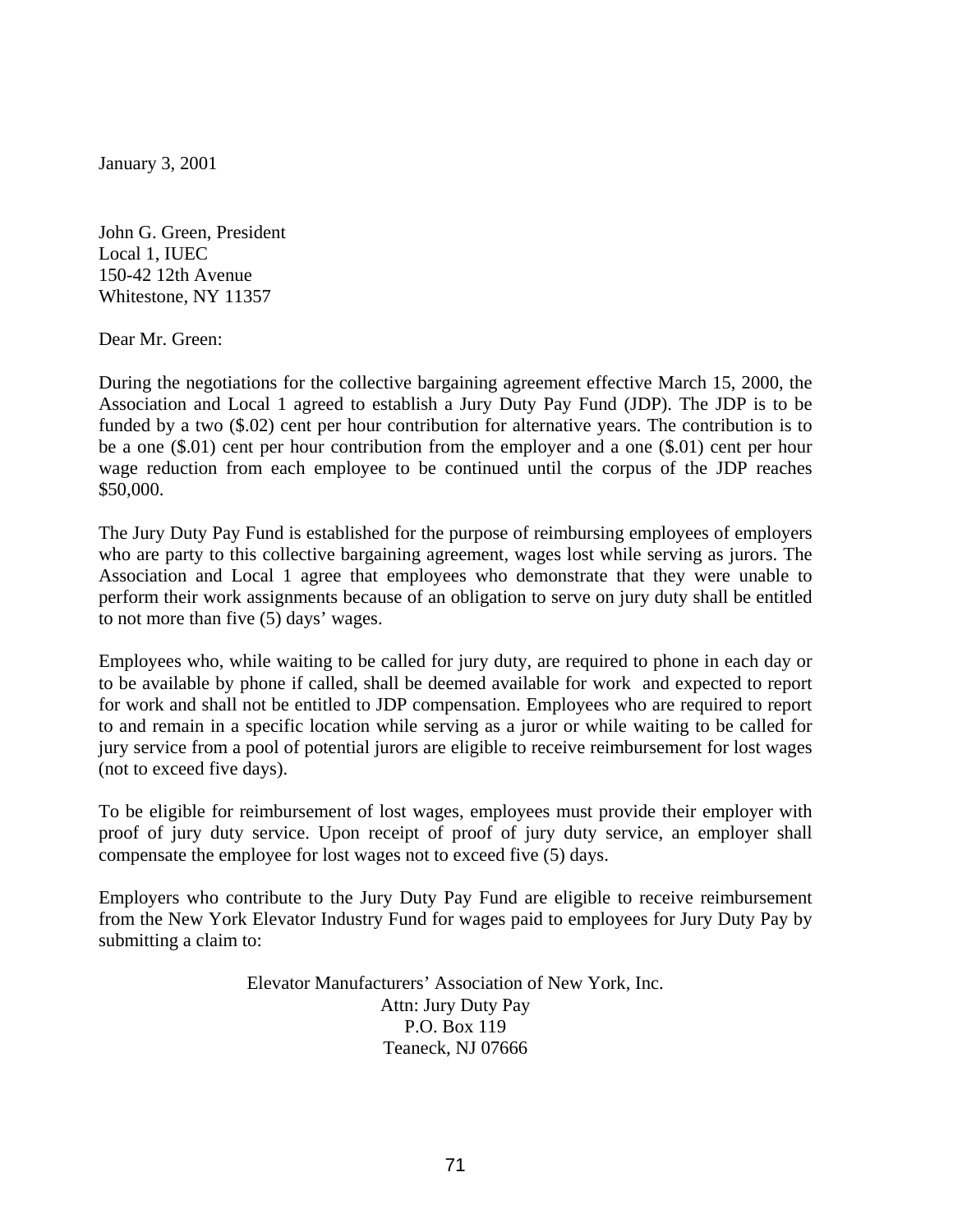January 3, 2001

John G. Green, President
Local 1, IUEC
150-42 12th Avenue
Whitestone, NY 11357

Dear Mr. Green:

During the negotiations for the collective bargaining agreement effective March 15, 2000, the Association and Local 1 agreed to establish a Jury Duty Pay Fund (JDP). The JDP is to be funded by a two ($.02) cent per hour contribution for alternative years. The contribution is to be a one ($.01) cent per hour contribution from the employer and a one ($.01) cent per hour wage reduction from each employee to be continued until the corpus of the JDP reaches $50,000.

The Jury Duty Pay Fund is established for the purpose of reimbursing employees of employers who are party to this collective bargaining agreement, wages lost while serving as jurors. The Association and Local 1 agree that employees who demonstrate that they were unable to perform their work assignments because of an obligation to serve on jury duty shall be entitled to not more than five (5) days' wages.

Employees who, while waiting to be called for jury duty, are required to phone in each day or to be available by phone if called, shall be deemed available for work and expected to report for work and shall not be entitled to JDP compensation. Employees who are required to report to and remain in a specific location while serving as a juror or while waiting to be called for jury service from a pool of potential jurors are eligible to receive reimbursement for lost wages (not to exceed five days).

To be eligible for reimbursement of lost wages, employees must provide their employer with proof of jury duty service. Upon receipt of proof of jury duty service, an employer shall compensate the employee for lost wages not to exceed five (5) days.

Employers who contribute to the Jury Duty Pay Fund are eligible to receive reimbursement from the New York Elevator Industry Fund for wages paid to employees for Jury Duty Pay by submitting a claim to:

Elevator Manufacturers' Association of New York, Inc.
Attn: Jury Duty Pay
P.O. Box 119
Teaneck, NJ 07666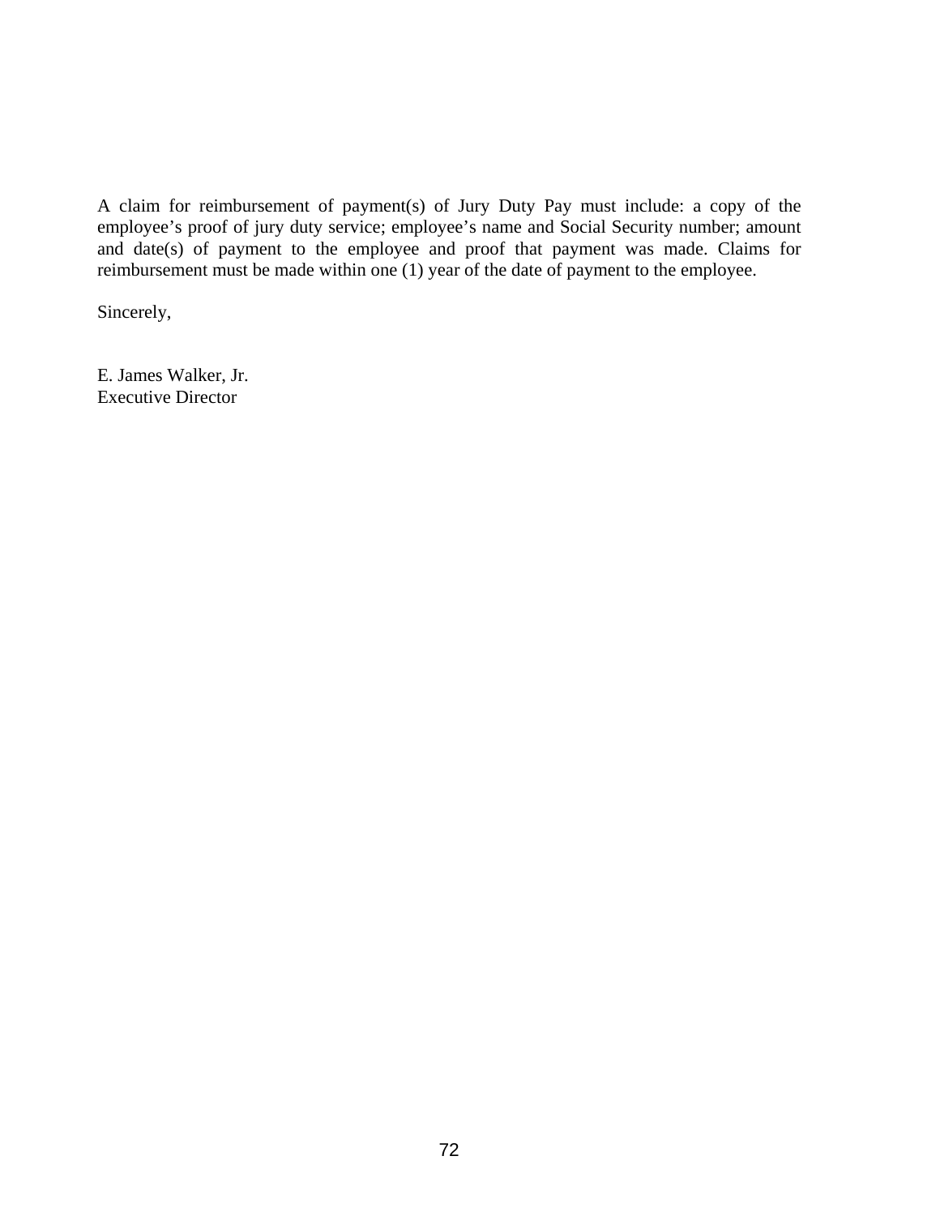A claim for reimbursement of payment(s) of Jury Duty Pay must include: a copy of the employee's proof of jury duty service; employee's name and Social Security number; amount and date(s) of payment to the employee and proof that payment was made. Claims for reimbursement must be made within one (1) year of the date of payment to the employee.

Sincerely,

E. James Walker, Jr.
Executive Director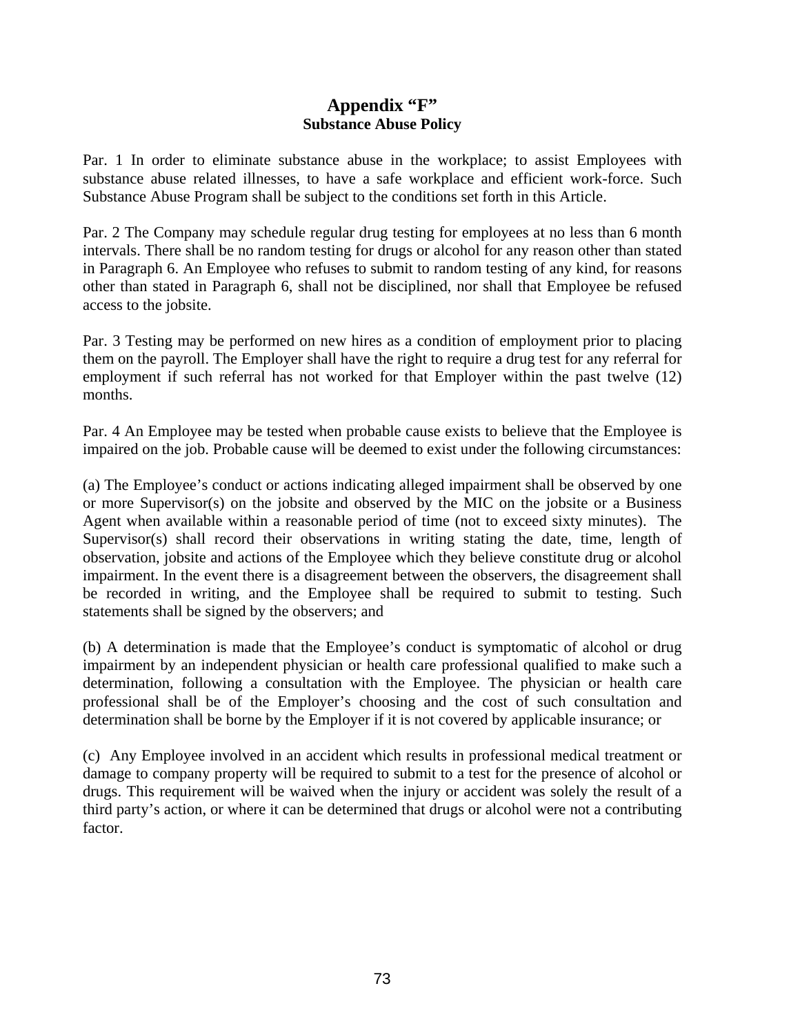# Appendix "F"
## Substance Abuse Policy

Par. 1 In order to eliminate substance abuse in the workplace; to assist Employees with substance abuse related illnesses, to have a safe workplace and efficient work-force. Such Substance Abuse Program shall be subject to the conditions set forth in this Article.

Par. 2 The Company may schedule regular drug testing for employees at no less than 6 month intervals. There shall be no random testing for drugs or alcohol for any reason other than stated in Paragraph 6. An Employee who refuses to submit to random testing of any kind, for reasons other than stated in Paragraph 6, shall not be disciplined, nor shall that Employee be refused access to the jobsite.

Par. 3 Testing may be performed on new hires as a condition of employment prior to placing them on the payroll. The Employer shall have the right to require a drug test for any referral for employment if such referral has not worked for that Employer within the past twelve (12) months.

Par. 4 An Employee may be tested when probable cause exists to believe that the Employee is impaired on the job. Probable cause will be deemed to exist under the following circumstances:

(a) The Employee's conduct or actions indicating alleged impairment shall be observed by one or more Supervisor(s) on the jobsite and observed by the MIC on the jobsite or a Business Agent when available within a reasonable period of time (not to exceed sixty minutes). The Supervisor(s) shall record their observations in writing stating the date, time, length of observation, jobsite and actions of the Employee which they believe constitute drug or alcohol impairment. In the event there is a disagreement between the observers, the disagreement shall be recorded in writing, and the Employee shall be required to submit to testing. Such statements shall be signed by the observers; and

(b) A determination is made that the Employee's conduct is symptomatic of alcohol or drug impairment by an independent physician or health care professional qualified to make such a determination, following a consultation with the Employee. The physician or health care professional shall be of the Employer's choosing and the cost of such consultation and determination shall be borne by the Employer if it is not covered by applicable insurance; or

(c) Any Employee involved in an accident which results in professional medical treatment or damage to company property will be required to submit to a test for the presence of alcohol or drugs. This requirement will be waived when the injury or accident was solely the result of a third party's action, or where it can be determined that drugs or alcohol were not a contributing factor.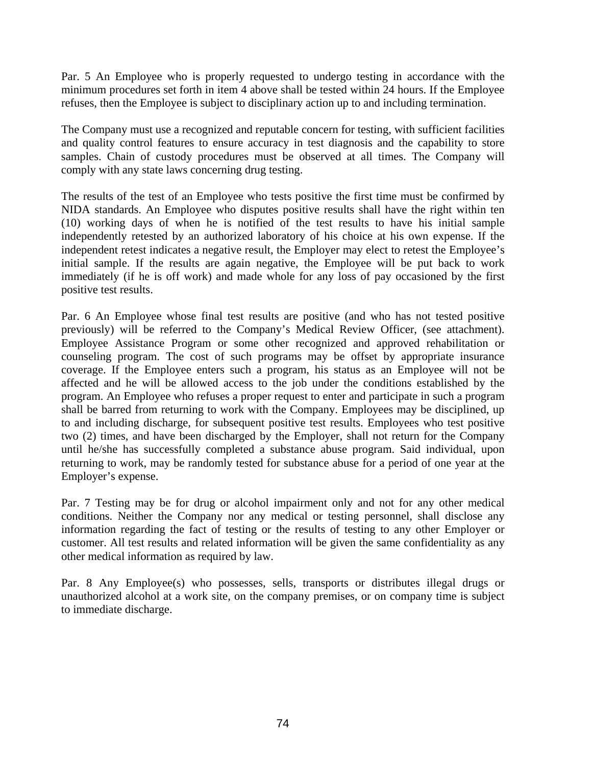Par. 5 An Employee who is properly requested to undergo testing in accordance with the minimum procedures set forth in item 4 above shall be tested within 24 hours. If the Employee refuses, then the Employee is subject to disciplinary action up to and including termination.

The Company must use a recognized and reputable concern for testing, with sufficient facilities and quality control features to ensure accuracy in test diagnosis and the capability to store samples. Chain of custody procedures must be observed at all times. The Company will comply with any state laws concerning drug testing.

The results of the test of an Employee who tests positive the first time must be confirmed by NIDA standards. An Employee who disputes positive results shall have the right within ten (10) working days of when he is notified of the test results to have his initial sample independently retested by an authorized laboratory of his choice at his own expense. If the independent retest indicates a negative result, the Employer may elect to retest the Employee's initial sample. If the results are again negative, the Employee will be put back to work immediately (if he is off work) and made whole for any loss of pay occasioned by the first positive test results.

Par. 6 An Employee whose final test results are positive (and who has not tested positive previously) will be referred to the Company's Medical Review Officer, (see attachment). Employee Assistance Program or some other recognized and approved rehabilitation or counseling program. The cost of such programs may be offset by appropriate insurance coverage. If the Employee enters such a program, his status as an Employee will not be affected and he will be allowed access to the job under the conditions established by the program. An Employee who refuses a proper request to enter and participate in such a program shall be barred from returning to work with the Company. Employees may be disciplined, up to and including discharge, for subsequent positive test results. Employees who test positive two (2) times, and have been discharged by the Employer, shall not return for the Company until he/she has successfully completed a substance abuse program. Said individual, upon returning to work, may be randomly tested for substance abuse for a period of one year at the Employer's expense.

Par. 7 Testing may be for drug or alcohol impairment only and not for any other medical conditions. Neither the Company nor any medical or testing personnel, shall disclose any information regarding the fact of testing or the results of testing to any other Employer or customer. All test results and related information will be given the same confidentiality as any other medical information as required by law.

Par. 8 Any Employee(s) who possesses, sells, transports or distributes illegal drugs or unauthorized alcohol at a work site, on the company premises, or on company time is subject to immediate discharge.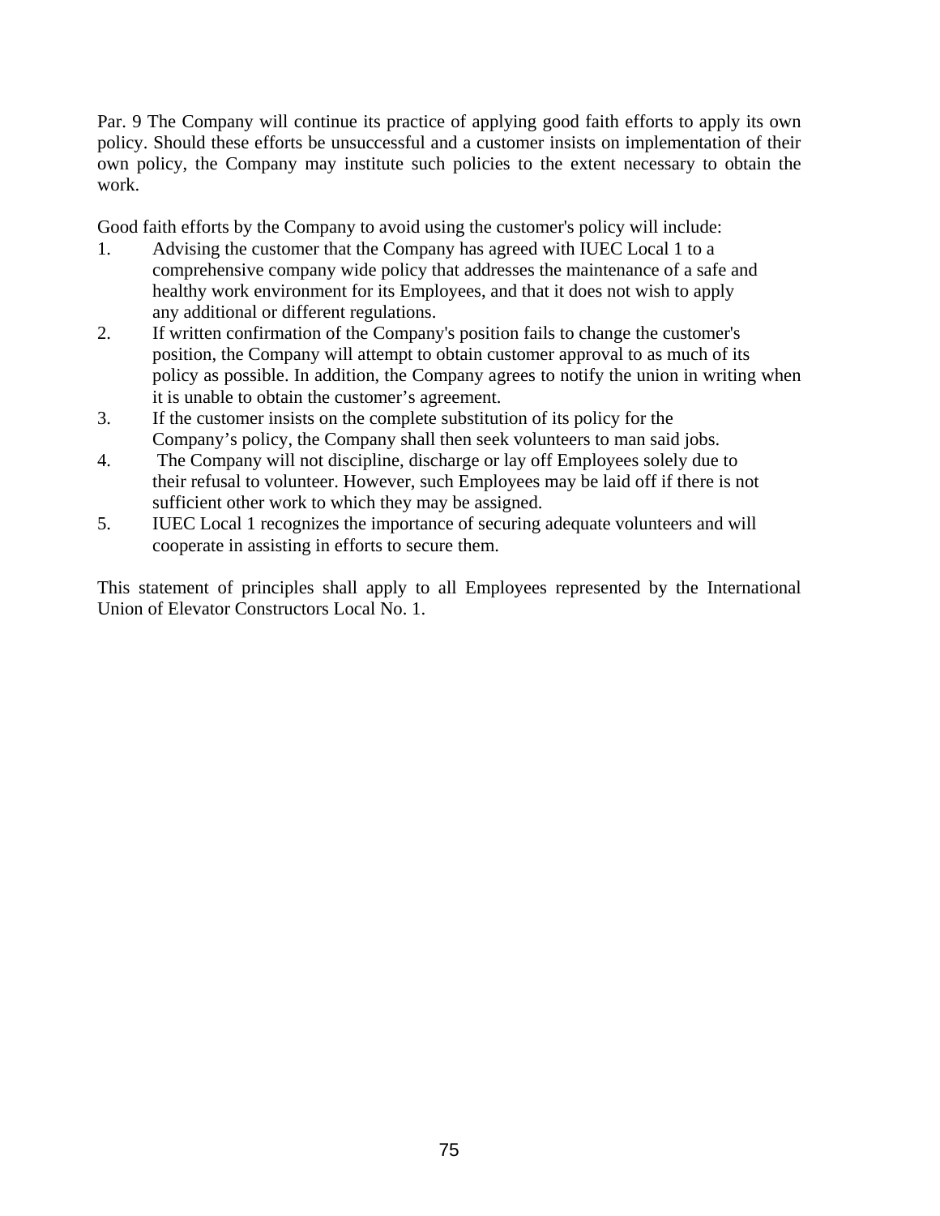Par. 9 The Company will continue its practice of applying good faith efforts to apply its own policy. Should these efforts be unsuccessful and a customer insists on implementation of their own policy, the Company may institute such policies to the extent necessary to obtain the work.

Good faith efforts by the Company to avoid using the customer's policy will include:

1. Advising the customer that the Company has agreed with IUEC Local 1 to a comprehensive company wide policy that addresses the maintenance of a safe and healthy work environment for its Employees, and that it does not wish to apply any additional or different regulations.
2. If written confirmation of the Company's position fails to change the customer's position, the Company will attempt to obtain customer approval to as much of its policy as possible. In addition, the Company agrees to notify the union in writing when it is unable to obtain the customer's agreement.
3. If the customer insists on the complete substitution of its policy for the Company's policy, the Company shall then seek volunteers to man said jobs.
4. The Company will not discipline, discharge or lay off Employees solely due to their refusal to volunteer. However, such Employees may be laid off if there is not sufficient other work to which they may be assigned.
5. IUEC Local 1 recognizes the importance of securing adequate volunteers and will cooperate in assisting in efforts to secure them.

This statement of principles shall apply to all Employees represented by the International Union of Elevator Constructors Local No. 1.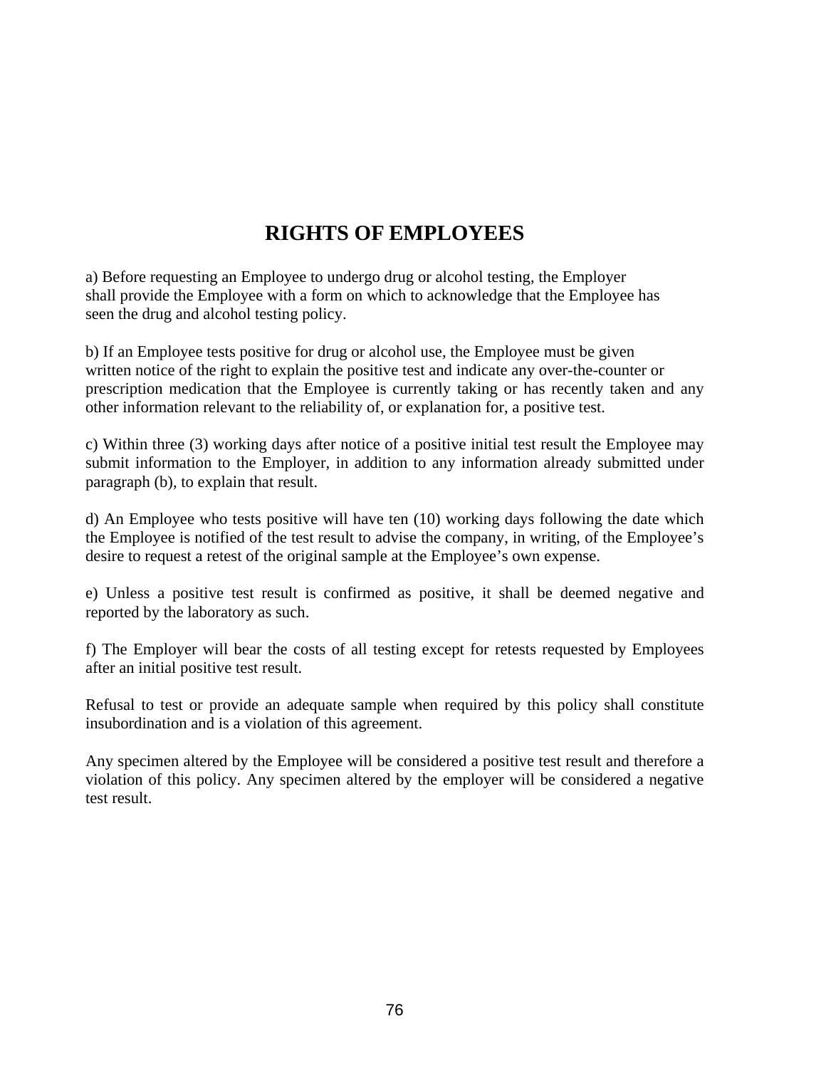# RIGHTS OF EMPLOYEES

a) Before requesting an Employee to undergo drug or alcohol testing, the Employer shall provide the Employee with a form on which to acknowledge that the Employee has seen the drug and alcohol testing policy.

b) If an Employee tests positive for drug or alcohol use, the Employee must be given written notice of the right to explain the positive test and indicate any over-the-counter or prescription medication that the Employee is currently taking or has recently taken and any other information relevant to the reliability of, or explanation for, a positive test.

c) Within three (3) working days after notice of a positive initial test result the Employee may submit information to the Employer, in addition to any information already submitted under paragraph (b), to explain that result.

d) An Employee who tests positive will have ten (10) working days following the date which the Employee is notified of the test result to advise the company, in writing, of the Employee's desire to request a retest of the original sample at the Employee's own expense.

e) Unless a positive test result is confirmed as positive, it shall be deemed negative and reported by the laboratory as such.

f) The Employer will bear the costs of all testing except for retests requested by Employees after an initial positive test result.

Refusal to test or provide an adequate sample when required by this policy shall constitute insubordination and is a violation of this agreement.

Any specimen altered by the Employee will be considered a positive test result and therefore a violation of this policy. Any specimen altered by the employer will be considered a negative test result.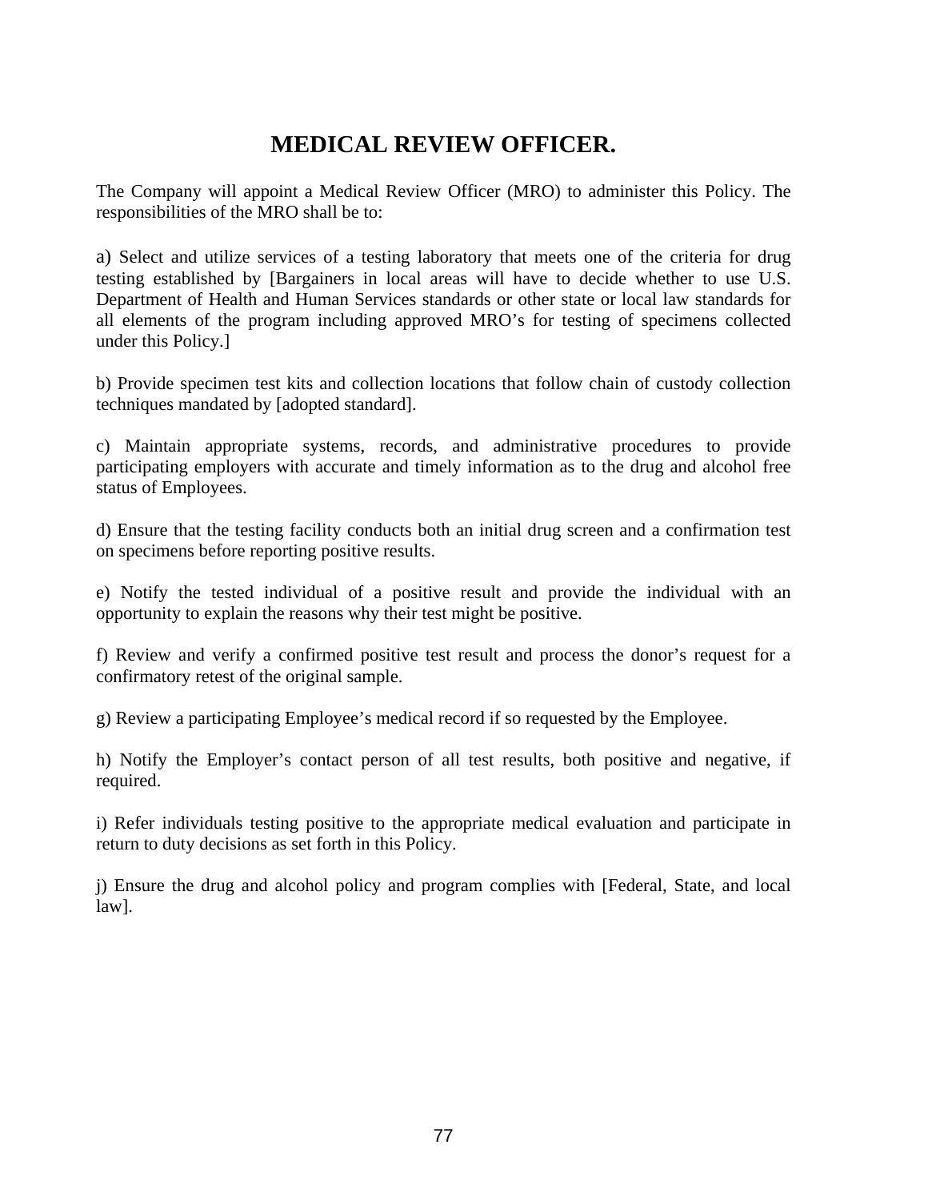# MEDICAL REVIEW OFFICER.

The Company will appoint a Medical Review Officer (MRO) to administer this Policy. The responsibilities of the MRO shall be to:

a) Select and utilize services of a testing laboratory that meets one of the criteria for drug testing established by [Bargainers in local areas will have to decide whether to use U.S. Department of Health and Human Services standards or other state or local law standards for all elements of the program including approved MRO's for testing of specimens collected under this Policy.]

b) Provide specimen test kits and collection locations that follow chain of custody collection techniques mandated by [adopted standard].

c) Maintain appropriate systems, records, and administrative procedures to provide participating employers with accurate and timely information as to the drug and alcohol free status of Employees.

d) Ensure that the testing facility conducts both an initial drug screen and a confirmation test on specimens before reporting positive results.

e) Notify the tested individual of a positive result and provide the individual with an opportunity to explain the reasons why their test might be positive.

f) Review and verify a confirmed positive test result and process the donor's request for a confirmatory retest of the original sample.

g) Review a participating Employee's medical record if so requested by the Employee.

h) Notify the Employer's contact person of all test results, both positive and negative, if required.

i) Refer individuals testing positive to the appropriate medical evaluation and participate in return to duty decisions as set forth in this Policy.

j) Ensure the drug and alcohol policy and program complies with [Federal, State, and local law].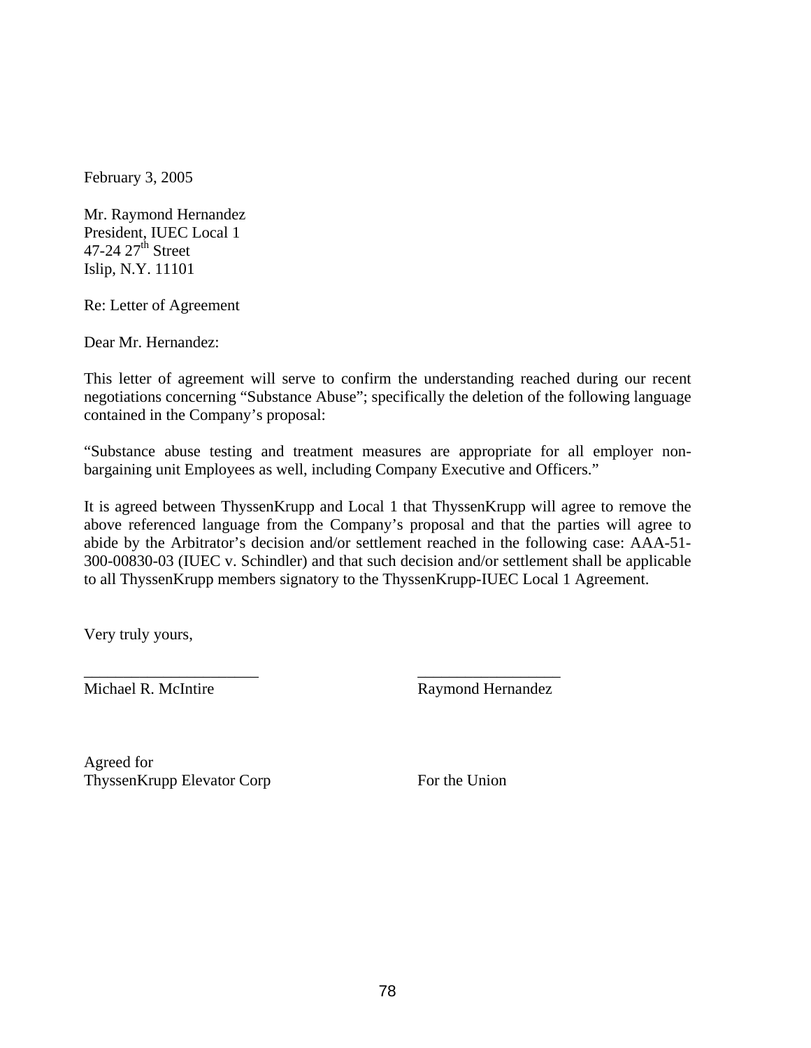February 3, 2005

Mr. Raymond Hernandez
President, IUEC Local 1
47-24 27th Street
Islip, N.Y. 11101

Re: Letter of Agreement

Dear Mr. Hernandez:

This letter of agreement will serve to confirm the understanding reached during our recent negotiations concerning "Substance Abuse"; specifically the deletion of the following language contained in the Company's proposal:

"Substance abuse testing and treatment measures are appropriate for all employer non-bargaining unit Employees as well, including Company Executive and Officers."

It is agreed between ThyssenKrupp and Local 1 that ThyssenKrupp will agree to remove the above referenced language from the Company's proposal and that the parties will agree to abide by the Arbitrator's decision and/or settlement reached in the following case: AAA-51-300-00830-03 (IUEC v. Schindler) and that such decision and/or settlement shall be applicable to all ThyssenKrupp members signatory to the ThyssenKrupp-IUEC Local 1 Agreement.

Very truly yours,

| | |
|---|---|
| ______________________ | __________________ |
| Michael R. McIntire | Raymond Hernandez |
| | |
| Agreed for ThyssenKrupp Elevator Corp | For the Union |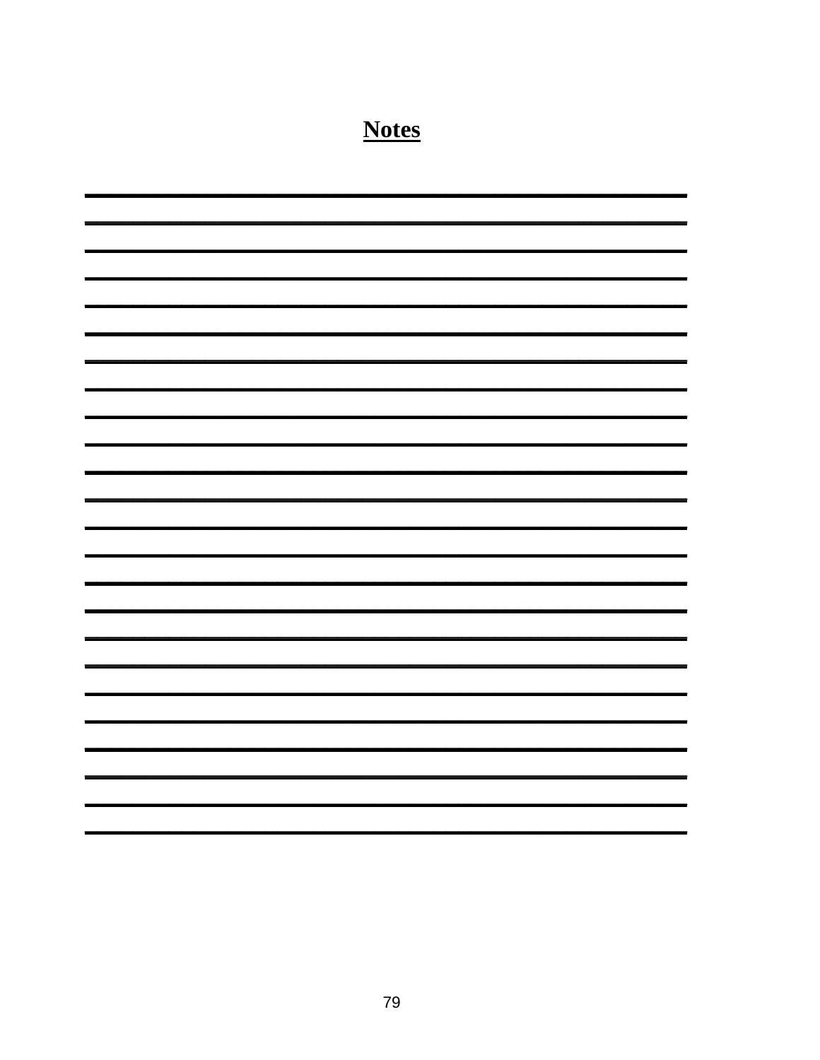# **Notes**